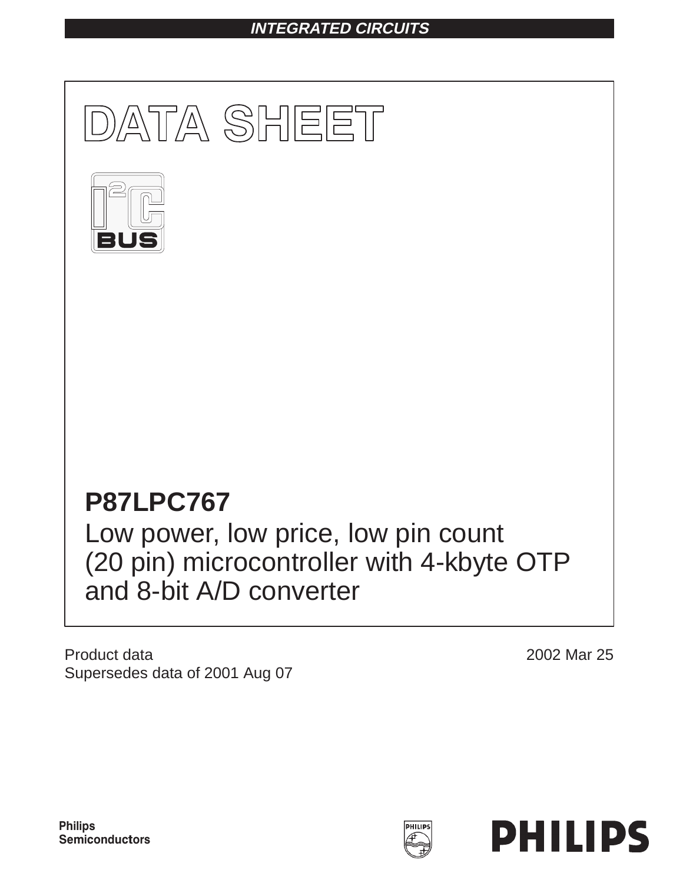INTEGRATED CIRCUITS

# DATA SHEET

# P87LPC767

## Low power, low price, low pin count (20 pin) microcontroller with 4-kbyte OTP and 8-bit A/D converter

Product data
Supersedes data of 2001 Aug 07

2002 Mar 25

Philips Semiconductors

PHILIPS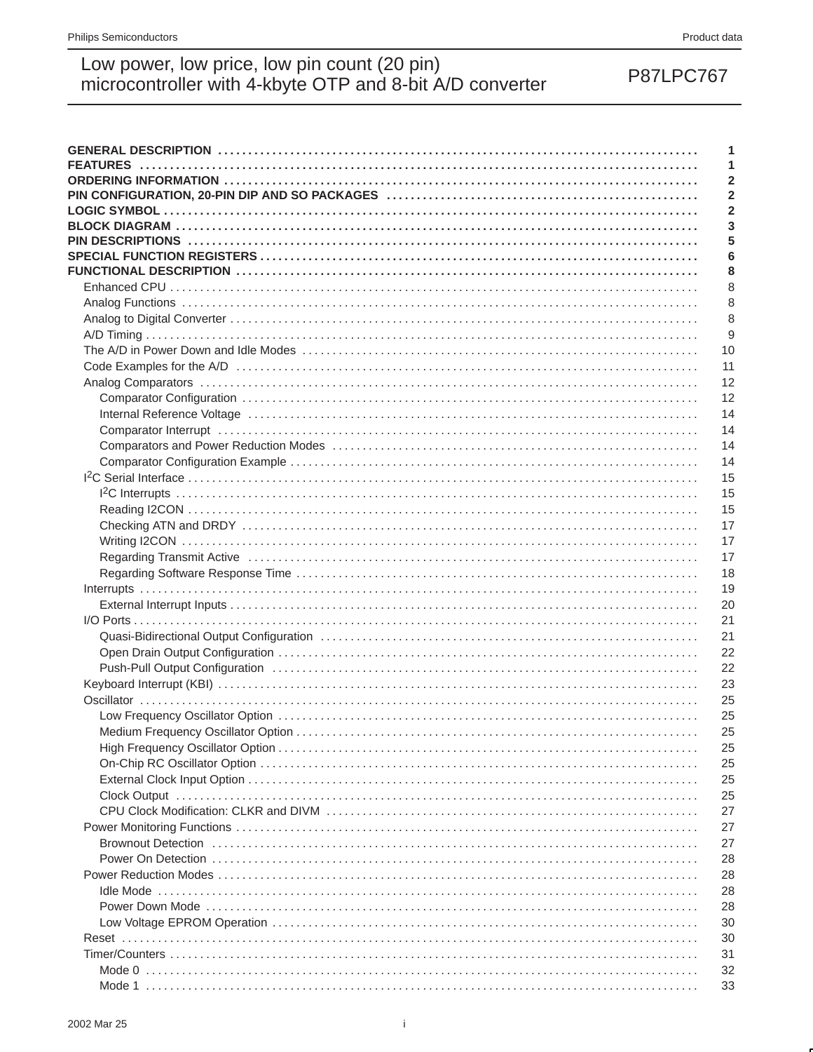| | |
|---|---|
| **GENERAL DESCRIPTION** | **1** |
| **FEATURES** | **1** |
| **ORDERING INFORMATION** | **2** |
| **PIN CONFIGURATION, 20-PIN DIP AND SO PACKAGES** | **2** |
| **LOGIC SYMBOL** | **2** |
| **BLOCK DIAGRAM** | **3** |
| **PIN DESCRIPTIONS** | **5** |
| **SPECIAL FUNCTION REGISTERS** | **6** |
| **FUNCTIONAL DESCRIPTION** | **8** |
| Enhanced CPU | 8 |
| Analog Functions | 8 |
| Analog to Digital Converter | 8 |
| A/D Timing | 9 |
| The A/D in Power Down and Idle Modes | 10 |
| Code Examples for the A/D | 11 |
| Analog Comparators | 12 |
| Comparator Configuration | 12 |
| Internal Reference Voltage | 14 |
| Comparator Interrupt | 14 |
| Comparators and Power Reduction Modes | 14 |
| Comparator Configuration Example | 14 |
| $I^2C$ Serial Interface | 15 |
| $I^2C$ Interrupts | 15 |
| Reading I2CON | 15 |
| Checking ATN and DRDY | 17 |
| Writing I2CON | 17 |
| Regarding Transmit Active | 17 |
| Regarding Software Response Time | 18 |
| Interrupts | 19 |
| External Interrupt Inputs | 20 |
| I/O Ports | 21 |
| Quasi-Bidirectional Output Configuration | 21 |
| Open Drain Output Configuration | 22 |
| Push-Pull Output Configuration | 22 |
| Keyboard Interrupt (KBI) | 23 |
| Oscillator | 25 |
| Low Frequency Oscillator Option | 25 |
| Medium Frequency Oscillator Option | 25 |
| High Frequency Oscillator Option | 25 |
| On-Chip RC Oscillator Option | 25 |
| External Clock Input Option | 25 |
| Clock Output | 25 |
| CPU Clock Modification: CLKR and DIVM | 27 |
| Power Monitoring Functions | 27 |
| Brownout Detection | 27 |
| Power On Detection | 28 |
| Power Reduction Modes | 28 |
| Idle Mode | 28 |
| Power Down Mode | 28 |
| Low Voltage EPROM Operation | 30 |
| Reset | 30 |
| Timer/Counters | 31 |
| Mode 0 | 32 |
| Mode 1 | 33 |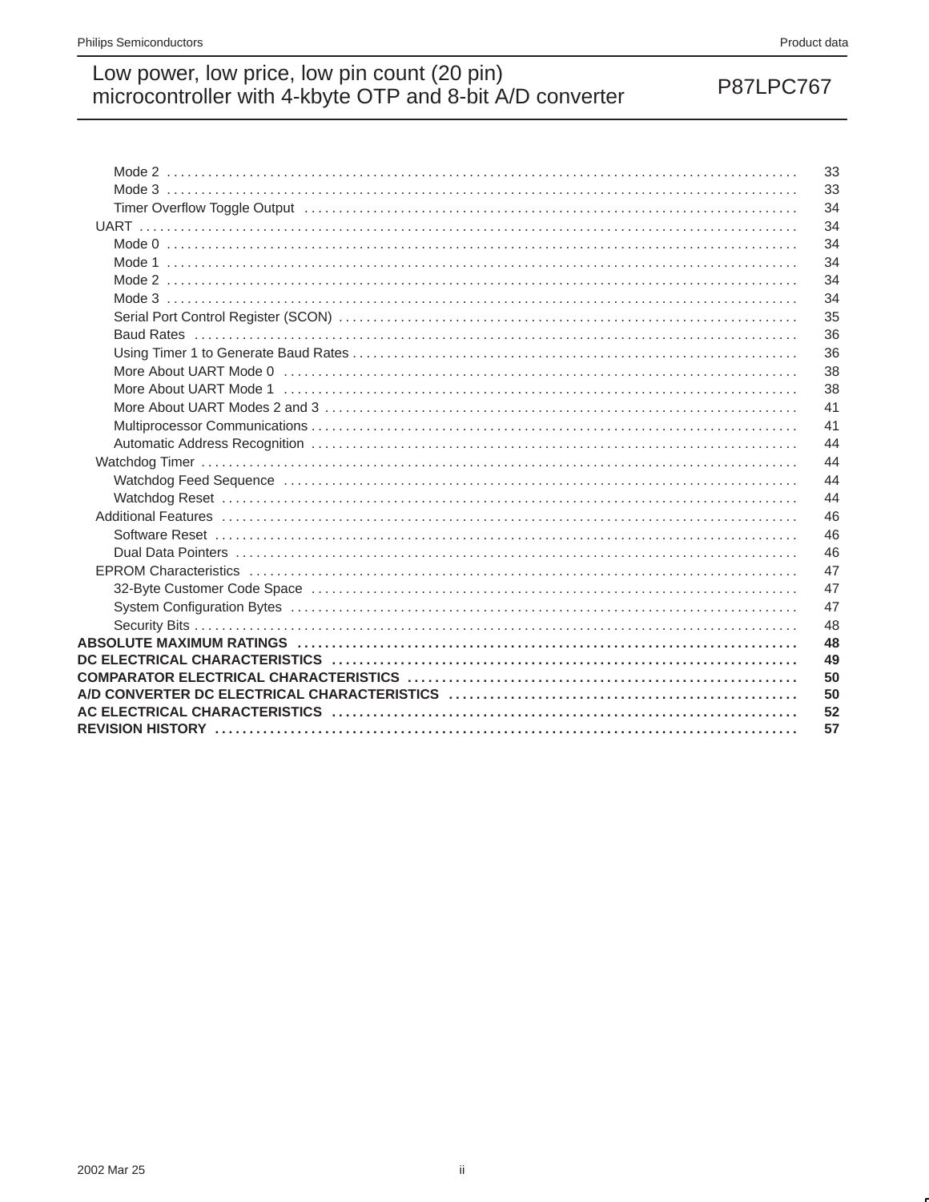Mode 2 ........ 33
Mode 3 ........ 33
Timer Overflow Toggle Output ........ 34
UART ........ 34
Mode 0 ........ 34
Mode 1 ........ 34
Mode 2 ........ 34
Mode 3 ........ 34
Serial Port Control Register (SCON) ........ 35
Baud Rates ........ 36
Using Timer 1 to Generate Baud Rates ........ 36
More About UART Mode 0 ........ 38
More About UART Mode 1 ........ 38
More About UART Modes 2 and 3 ........ 41
Multiprocessor Communications ........ 41
Automatic Address Recognition ........ 44
Watchdog Timer ........ 44
Watchdog Feed Sequence ........ 44
Watchdog Reset ........ 44
Additional Features ........ 46
Software Reset ........ 46
Dual Data Pointers ........ 46
EPROM Characteristics ........ 47
32-Byte Customer Code Space ........ 47
System Configuration Bytes ........ 47
Security Bits ........ 48

**ABSOLUTE MAXIMUM RATINGS ........ 48**

**DC ELECTRICAL CHARACTERISTICS ........ 49**

**COMPARATOR ELECTRICAL CHARACTERISTICS ........ 50**

**A/D CONVERTER DC ELECTRICAL CHARACTERISTICS ........ 50**

**AC ELECTRICAL CHARACTERISTICS ........ 52**

**REVISION HISTORY ........ 57**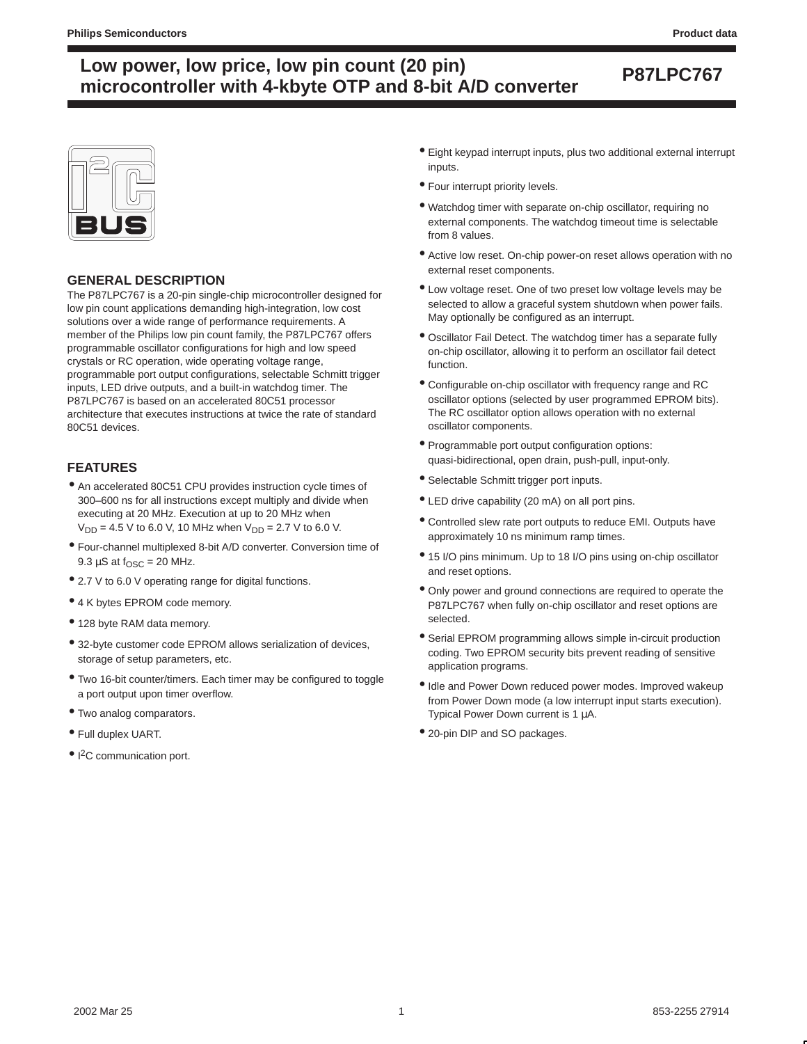# Low power, low price, low pin count (20 pin) microcontroller with 4-kbyte OTP and 8-bit A/D converter

## GENERAL DESCRIPTION

The P87LPC767 is a 20-pin single-chip microcontroller designed for low pin count applications demanding high-integration, low cost solutions over a wide range of performance requirements. A member of the Philips low pin count family, the P87LPC767 offers programmable oscillator configurations for high and low speed crystals or RC operation, wide operating voltage range, programmable port output configurations, selectable Schmitt trigger inputs, LED drive outputs, and a built-in watchdog timer. The P87LPC767 is based on an accelerated 80C51 processor architecture that executes instructions at twice the rate of standard 80C51 devices.

## FEATURES

- An accelerated 80C51 CPU provides instruction cycle times of 300–600 ns for all instructions except multiply and divide when executing at 20 MHz. Execution at up to 20 MHz when $V_{DD}$ = 4.5 V to 6.0 V, 10 MHz when $V_{DD}$ = 2.7 V to 6.0 V.
- Four-channel multiplexed 8-bit A/D converter. Conversion time of 9.3 µS at $f_{OSC}$ = 20 MHz.
- 2.7 V to 6.0 V operating range for digital functions.
- 4 K bytes EPROM code memory.
- 128 byte RAM data memory.
- 32-byte customer code EPROM allows serialization of devices, storage of setup parameters, etc.
- Two 16-bit counter/timers. Each timer may be configured to toggle a port output upon timer overflow.
- Two analog comparators.
- Full duplex UART.
- I²C communication port.
- Eight keypad interrupt inputs, plus two additional external interrupt inputs.
- Four interrupt priority levels.
- Watchdog timer with separate on-chip oscillator, requiring no external components. The watchdog timeout time is selectable from 8 values.
- Active low reset. On-chip power-on reset allows operation with no external reset components.
- Low voltage reset. One of two preset low voltage levels may be selected to allow a graceful system shutdown when power fails. May optionally be configured as an interrupt.
- Oscillator Fail Detect. The watchdog timer has a separate fully on-chip oscillator, allowing it to perform an oscillator fail detect function.
- Configurable on-chip oscillator with frequency range and RC oscillator options (selected by user programmed EPROM bits). The RC oscillator option allows operation with no external oscillator components.
- Programmable port output configuration options: quasi-bidirectional, open drain, push-pull, input-only.
- Selectable Schmitt trigger port inputs.
- LED drive capability (20 mA) on all port pins.
- Controlled slew rate port outputs to reduce EMI. Outputs have approximately 10 ns minimum ramp times.
- 15 I/O pins minimum. Up to 18 I/O pins using on-chip oscillator and reset options.
- Only power and ground connections are required to operate the P87LPC767 when fully on-chip oscillator and reset options are selected.
- Serial EPROM programming allows simple in-circuit production coding. Two EPROM security bits prevent reading of sensitive application programs.
- Idle and Power Down reduced power modes. Improved wakeup from Power Down mode (a low interrupt input starts execution). Typical Power Down current is 1 µA.
- 20-pin DIP and SO packages.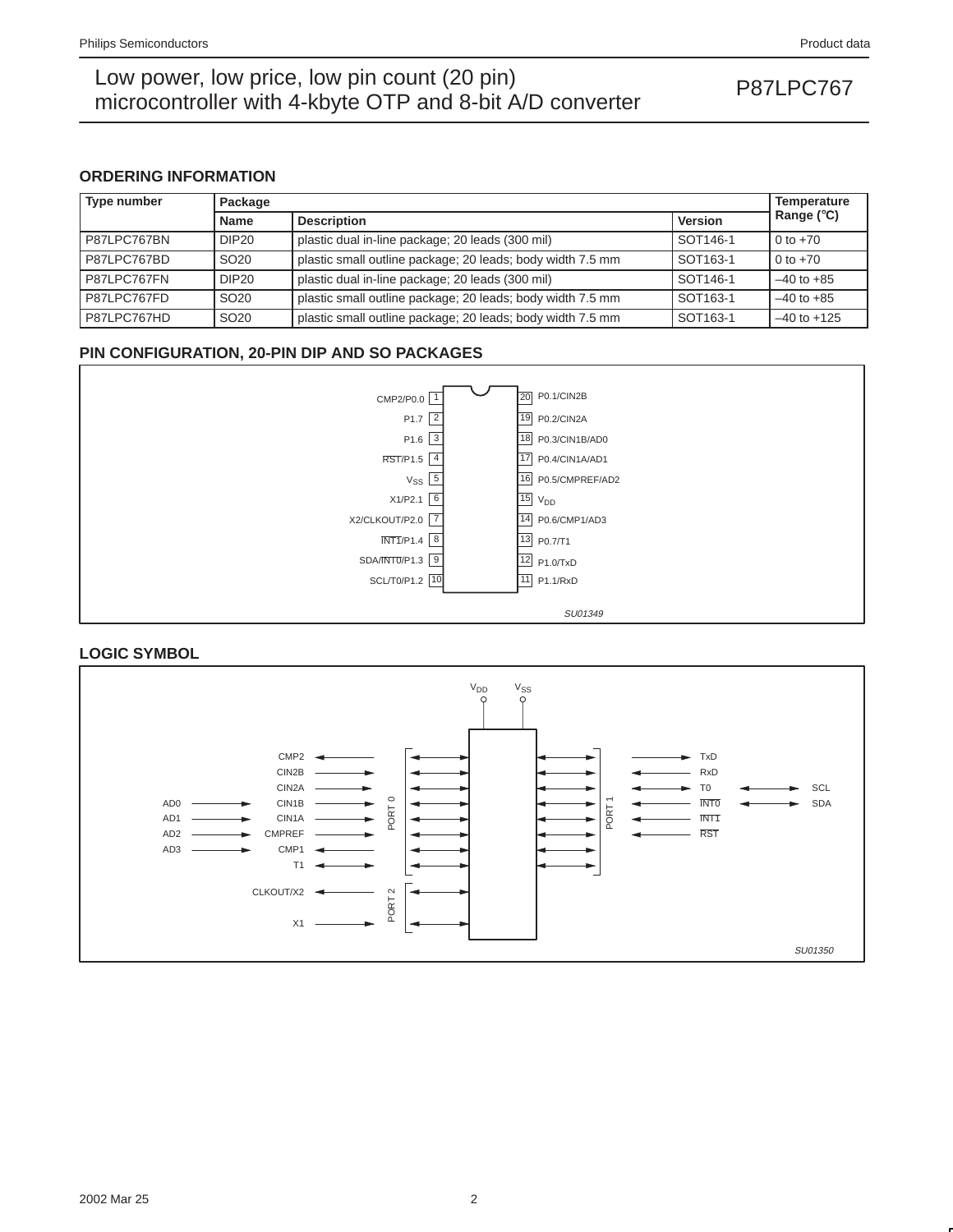## ORDERING INFORMATION

| Type number | Package | | | Temperature Range (°C) |
|---|---|---|---|---|
| | Name | Description | Version | |
| P87LPC767BN | DIP20 | plastic dual in-line package; 20 leads (300 mil) | SOT146-1 | 0 to +70 |
| P87LPC767BD | SO20 | plastic small outline package; 20 leads; body width 7.5 mm | SOT163-1 | 0 to +70 |
| P87LPC767FN | DIP20 | plastic dual in-line package; 20 leads (300 mil) | SOT146-1 | –40 to +85 |
| P87LPC767FD | SO20 | plastic small outline package; 20 leads; body width 7.5 mm | SOT163-1 | –40 to +85 |
| P87LPC767HD | SO20 | plastic small outline package; 20 leads; body width 7.5 mm | SOT163-1 | –40 to +125 |

## PIN CONFIGURATION, 20-PIN DIP AND SO PACKAGES

| Pin | Function | Pin | Function |
|---|---|---|---|
| 1 | CMP2/P0.0 | 20 | P0.1/CIN2B |
| 2 | P1.7 | 19 | P0.2/CIN2A |
| 3 | P1.6 | 18 | P0.3/CIN1B/AD0 |
| 4 | RST/P1.5 | 17 | P0.4/CIN1A/AD1 |
| 5 | $V_{SS}$ | 16 | P0.5/CMPREF/AD2 |
| 6 | X1/P2.1 | 15 | $V_{DD}$ |
| 7 | X2/CLKOUT/P2.0 | 14 | P0.6/CMP1/AD3 |
| 8 | INT1/P1.4 | 13 | P0.7/T1 |
| 9 | SDA/INT0/P1.3 | 12 | P1.0/TxD |
| 10 | SCL/T0/P1.2 | 11 | P1.1/RxD |

SU01349

## LOGIC SYMBOL

$V_{DD}$ $V_{SS}$

PORT 0: CMP2, CIN2B, CIN2A, CIN1B (AD0), CIN1A (AD1), CMPREF (AD2), CMP1 (AD3), T1

PORT 2: CLKOUT/X2, X1

PORT 1: TxD, RxD, T0 (SCL), INT0 (SDA), INT1, RST

SU01350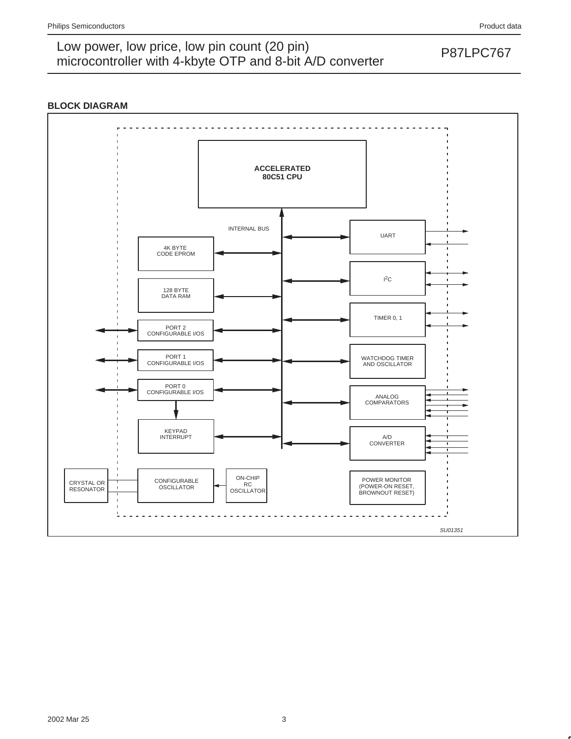## BLOCK DIAGRAM

ACCELERATED 80C51 CPU

INTERNAL BUS

4K BYTE CODE EPROM

128 BYTE DATA RAM

PORT 2 CONFIGURABLE I/OS

PORT 1 CONFIGURABLE I/OS

PORT 0 CONFIGURABLE I/OS

KEYPAD INTERRUPT

UART

$I^2C$

TIMER 0, 1

WATCHDOG TIMER AND OSCILLATOR

ANALOG COMPARATORS

A/D CONVERTER

CRYSTAL OR RESONATOR

CONFIGURABLE OSCILLATOR

ON-CHIP RC OSCILLATOR

POWER MONITOR (POWER-ON RESET, BROWNOUT RESET)

*SU01351*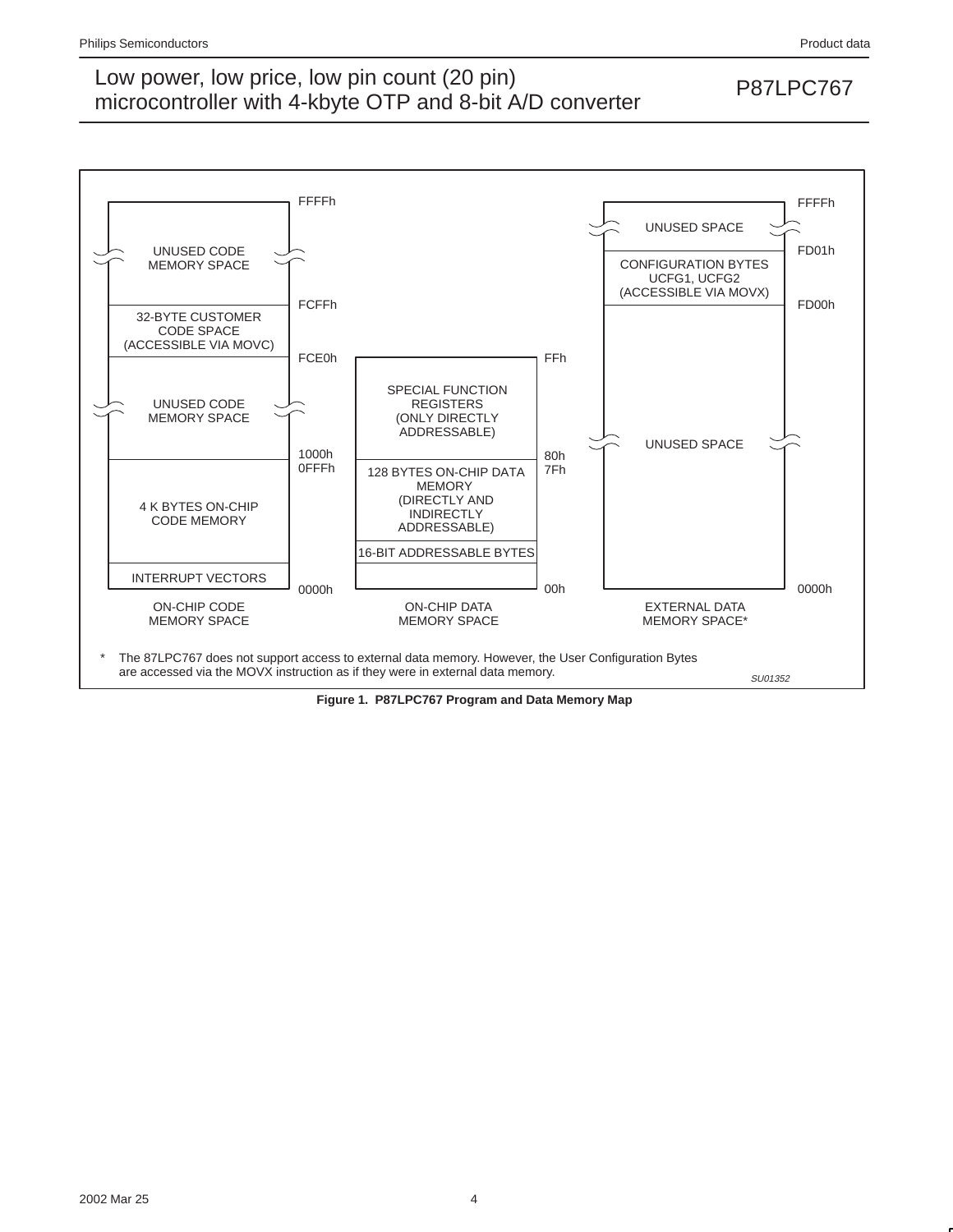| Address | On-chip code memory space |
| --- | --- |
| FFFFh – FD00h (approx.) | UNUSED CODE MEMORY SPACE |
| FCFFh – FCE0h | 32-BYTE CUSTOMER CODE SPACE (ACCESSIBLE VIA MOVC) |
| FCE0h – 1000h | UNUSED CODE MEMORY SPACE |
| 0FFFh – 0000h | 4 K BYTES ON-CHIP CODE MEMORY |
| 0000h | INTERRUPT VECTORS |

| Address | On-chip data memory space |
| --- | --- |
| FFh – 80h | SPECIAL FUNCTION REGISTERS (ONLY DIRECTLY ADDRESSABLE) |
| 7Fh – 00h | 128 BYTES ON-CHIP DATA MEMORY (DIRECTLY AND INDIRECTLY ADDRESSABLE) |
|  | 16-BIT ADDRESSABLE BYTES |

| Address | External data memory space* |
| --- | --- |
| FFFFh – FD01h | UNUSED SPACE |
| FD01h – FD00h | CONFIGURATION BYTES UCFG1, UCFG2 (ACCESSIBLE VIA MOVX) |
| FD00h – 0000h | UNUSED SPACE |

\* The 87LPC767 does not support access to external data memory. However, the User Configuration Bytes are accessed via the MOVX instruction as if they were in external data memory.

SU01352

**Figure 1. P87LPC767 Program and Data Memory Map**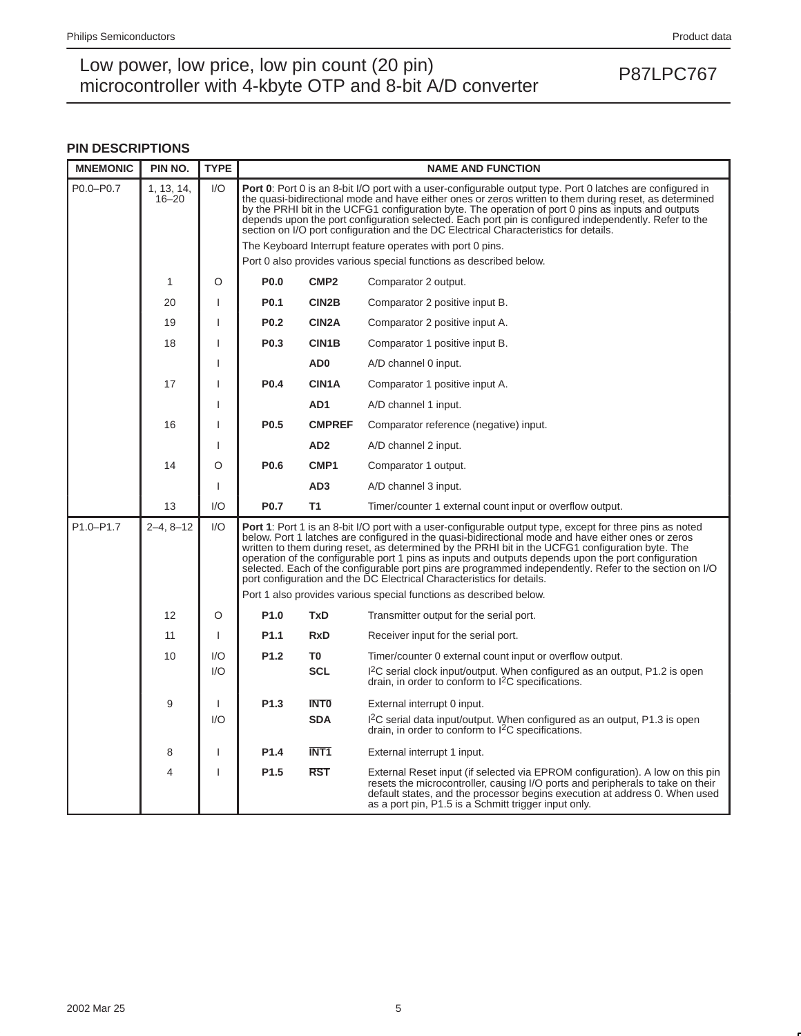## PIN DESCRIPTIONS

| MNEMONIC | PIN NO. | TYPE | NAME AND FUNCTION | | |
|---|---|---|---|---|---|
| P0.0–P0.7 | 1, 13, 14, 16–20 | I/O | **Port 0**: Port 0 is an 8-bit I/O port with a user-configurable output type. Port 0 latches are configured in the quasi-bidirectional mode and have either ones or zeros written to them during reset, as determined by the PRHI bit in the UCFG1 configuration byte. The operation of port 0 pins as inputs and outputs depends upon the port configuration selected. Each port pin is configured independently. Refer to the section on I/O port configuration and the DC Electrical Characteristics for details. The Keyboard Interrupt feature operates with port 0 pins. Port 0 also provides various special functions as described below. | | |
| | 1 | O | **P0.0** | **CMP2** | Comparator 2 output. |
| | 20 | I | **P0.1** | **CIN2B** | Comparator 2 positive input B. |
| | 19 | I | **P0.2** | **CIN2A** | Comparator 2 positive input A. |
| | 18 | I | **P0.3** | **CIN1B** | Comparator 1 positive input B. |
| | | I | | **AD0** | A/D channel 0 input. |
| | 17 | I | **P0.4** | **CIN1A** | Comparator 1 positive input A. |
| | | I | | **AD1** | A/D channel 1 input. |
| | 16 | I | **P0.5** | **CMPREF** | Comparator reference (negative) input. |
| | | I | | **AD2** | A/D channel 2 input. |
| | 14 | O | **P0.6** | **CMP1** | Comparator 1 output. |
| | | I | | **AD3** | A/D channel 3 input. |
| | 13 | I/O | **P0.7** | **T1** | Timer/counter 1 external count input or overflow output. |
| P1.0–P1.7 | 2–4, 8–12 | I/O | **Port 1**: Port 1 is an 8-bit I/O port with a user-configurable output type, except for three pins as noted below. Port 1 latches are configured in the quasi-bidirectional mode and have either ones or zeros written to them during reset, as determined by the PRHI bit in the UCFG1 configuration byte. The operation of the configurable port 1 pins as inputs and outputs depends upon the port configuration selected. Each of the configurable port pins are programmed independently. Refer to the section on I/O port configuration and the DC Electrical Characteristics for details. Port 1 also provides various special functions as described below. | | |
| | 12 | O | **P1.0** | **TxD** | Transmitter output for the serial port. |
| | 11 | I | **P1.1** | **RxD** | Receiver input for the serial port. |
| | 10 | I/O | **P1.2** | **T0** | Timer/counter 0 external count input or overflow output. |
| | | I/O | | **SCL** | $I^2C$ serial clock input/output. When configured as an output, P1.2 is open drain, in order to conform to $I^2C$ specifications. |
| | 9 | I | **P1.3** | **$\overline{\text{INT0}}$** | External interrupt 0 input. |
| | | I/O | | **SDA** | $I^2C$ serial data input/output. When configured as an output, P1.3 is open drain, in order to conform to $I^2C$ specifications. |
| | 8 | I | **P1.4** | **$\overline{\text{INT1}}$** | External interrupt 1 input. |
| | 4 | I | **P1.5** | **$\overline{\text{RST}}$** | External Reset input (if selected via EPROM configuration). A low on this pin resets the microcontroller, causing I/O ports and peripherals to take on their default states, and the processor begins execution at address 0. When used as a port pin, P1.5 is a Schmitt trigger input only. |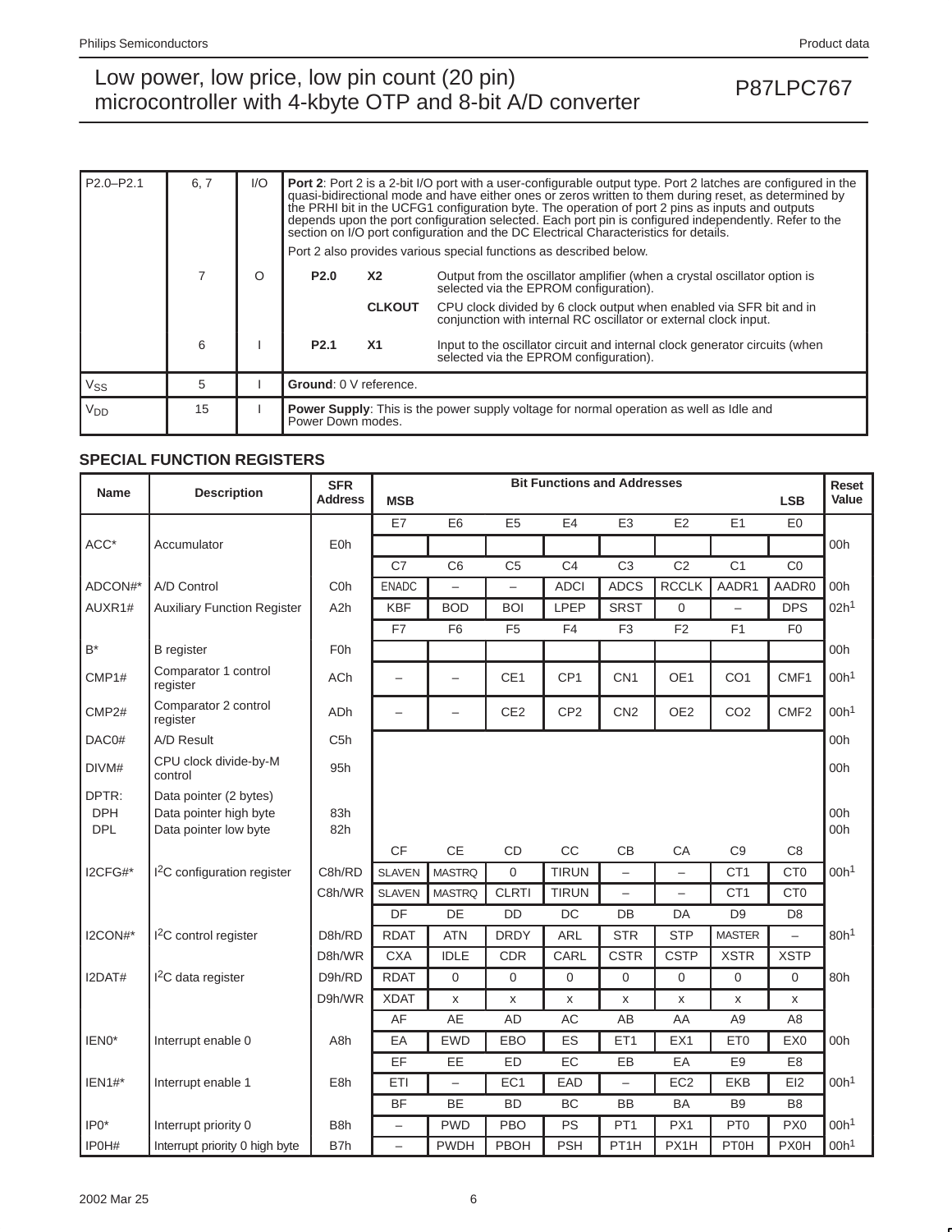| | | | |
|---|---|---|---|
| P2.0–P2.1 | 6, 7 | I/O | **Port 2**: Port 2 is a 2-bit I/O port with a user-configurable output type. Port 2 latches are configured in the quasi-bidirectional mode and have either ones or zeros written to them during reset, as determined by the PRHI bit in the UCFG1 configuration byte. The operation of port 2 pins as inputs and outputs depends upon the port configuration selected. Each port pin is configured independently. Refer to the section on I/O port configuration and the DC Electrical Characteristics for details. Port 2 also provides various special functions as described below. |
| | 7 | O | **P2.0** **X2** Output from the oscillator amplifier (when a crystal oscillator option is selected via the EPROM configuration). |
| | | | **CLKOUT** CPU clock divided by 6 clock output when enabled via SFR bit and in conjunction with internal RC oscillator or external clock input. |
| | 6 | I | **P2.1** **X1** Input to the oscillator circuit and internal clock generator circuits (when selected via the EPROM configuration). |
| $V_{SS}$ | 5 | I | **Ground**: 0 V reference. |
| $V_{DD}$ | 15 | I | **Power Supply**: This is the power supply voltage for normal operation as well as Idle and Power Down modes. |

### SPECIAL FUNCTION REGISTERS

| Name | Description | SFR Address | Bit Functions and Addresses MSB | | | | | | | LSB | Reset Value |
|---|---|---|---|---|---|---|---|---|---|---|---|
| | | | E7 | E6 | E5 | E4 | E3 | E2 | E1 | E0 | |
| ACC* | Accumulator | E0h | | | | | | | | | 00h |
| | | | C7 | C6 | C5 | C4 | C3 | C2 | C1 | C0 | |
| ADCON#* | A/D Control | C0h | ENADC | – | – | ADCI | ADCS | RCCLK | AADR1 | AADR0 | 00h |
| AUXR1# | Auxiliary Function Register | A2h | KBF | BOD | BOI | LPEP | SRST | 0 | – | DPS | 02h[1] |
| | | | F7 | F6 | F5 | F4 | F3 | F2 | F1 | F0 | |
| B* | B register | F0h | | | | | | | | | 00h |
| CMP1# | Comparator 1 control register | ACh | – | – | CE1 | CP1 | CN1 | OE1 | CO1 | CMF1 | 00h[1] |
| CMP2# | Comparator 2 control register | ADh | – | – | CE2 | CP2 | CN2 | OE2 | CO2 | CMF2 | 00h[1] |
| DAC0# | A/D Result | C5h | | | | | | | | | 00h |
| DIVM# | CPU clock divide-by-M control | 95h | | | | | | | | | 00h |
| DPTR: | Data pointer (2 bytes) | | | | | | | | | | |
| DPH | Data pointer high byte | 83h | | | | | | | | | 00h |
| DPL | Data pointer low byte | 82h | | | | | | | | | 00h |
| | | | CF | CE | CD | CC | CB | CA | C9 | C8 | |
| I2CFG#* | I²C configuration register | C8h/RD | SLAVEN | MASTRQ | 0 | TIRUN | – | – | CT1 | CT0 | 00h[1] |
| | | C8h/WR | SLAVEN | MASTRQ | CLRTI | TIRUN | – | – | CT1 | CT0 | |
| | | | DF | DE | DD | DC | DB | DA | D9 | D8 | |
| I2CON#* | I²C control register | D8h/RD | RDAT | ATN | DRDY | ARL | STR | STP | MASTER | – | 80h[1] |
| | | D8h/WR | CXA | IDLE | CDR | CARL | CSTR | CSTP | XSTR | XSTP | |
| I2DAT# | I²C data register | D9h/RD | RDAT | 0 | 0 | 0 | 0 | 0 | 0 | 0 | 80h |
| | | D9h/WR | XDAT | x | x | x | x | x | x | x | |
| | | | AF | AE | AD | AC | AB | AA | A9 | A8 | |
| IEN0* | Interrupt enable 0 | A8h | EA | EWD | EBO | ES | ET1 | EX1 | ET0 | EX0 | 00h |
| | | | EF | EE | ED | EC | EB | EA | E9 | E8 | |
| IEN1#* | Interrupt enable 1 | E8h | ETI | – | EC1 | EAD | – | EC2 | EKB | EI2 | 00h[1] |
| | | | BF | BE | BD | BC | BB | BA | B9 | B8 | |
| IP0* | Interrupt priority 0 | B8h | – | PWD | PBO | PS | PT1 | PX1 | PT0 | PX0 | 00h[1] |
| IP0H# | Interrupt priority 0 high byte | B7h | – | PWDH | PBOH | PSH | PT1H | PX1H | PT0H | PX0H | 00h[1] |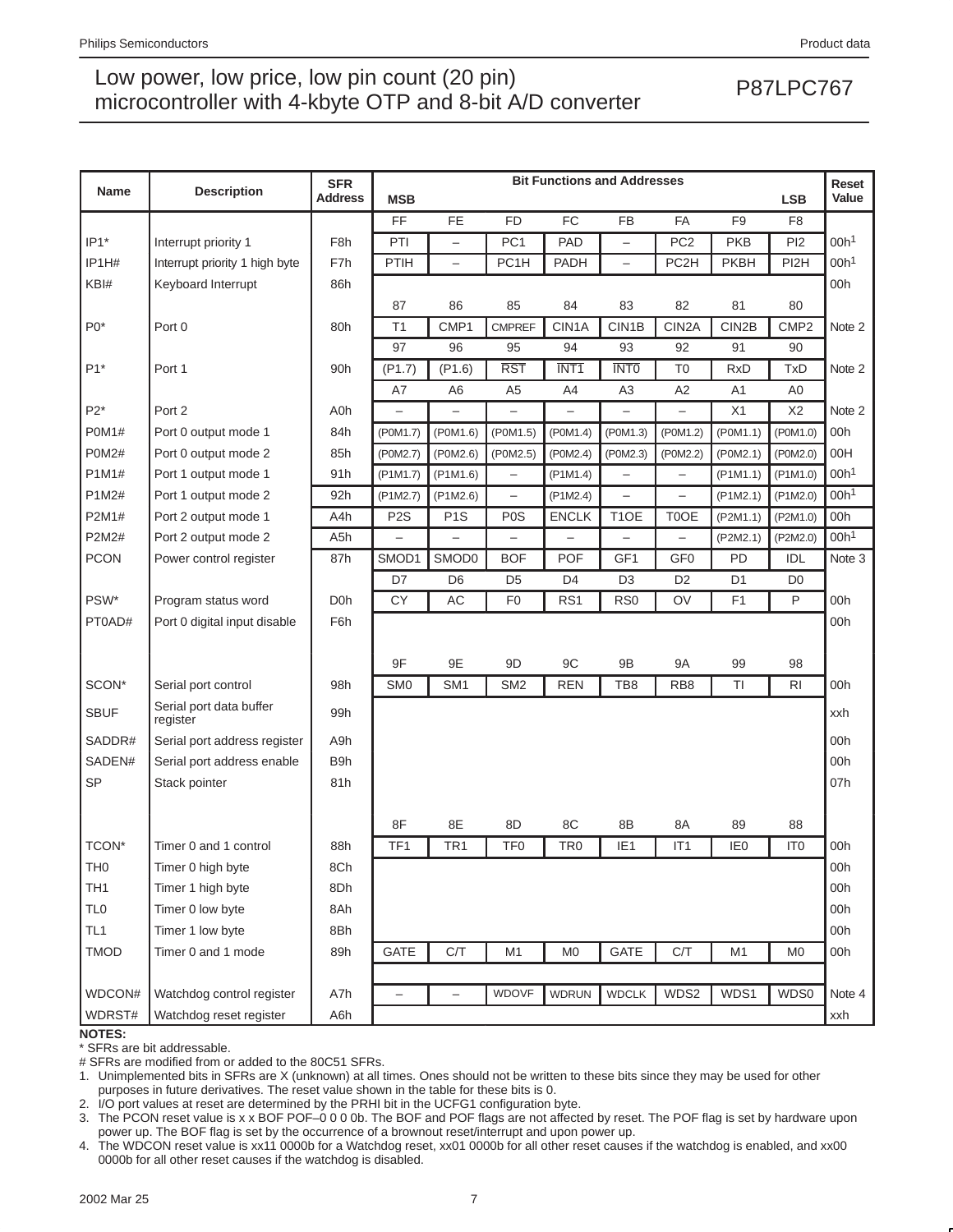| Name | Description | SFR Address | MSB | | | Bit Functions and Addresses | | | | LSB | Reset Value |
|---|---|---|---|---|---|---|---|---|---|---|---|
| | | | FF | FE | FD | FC | FB | FA | F9 | F8 | |
| IP1* | Interrupt priority 1 | F8h | PTI | – | PC1 | PAD | – | PC2 | PKB | PI2 | 00h[1] |
| IP1H# | Interrupt priority 1 high byte | F7h | PTIH | – | PC1H | PADH | – | PC2H | PKBH | PI2H | 00h[1] |
| KBI# | Keyboard Interrupt | 86h | | | | | | | | | 00h |
| | | | 87 | 86 | 85 | 84 | 83 | 82 | 81 | 80 | |
| P0* | Port 0 | 80h | T1 | CMP1 | CMPREF | CIN1A | CIN1B | CIN2A | CIN2B | CMP2 | Note 2 |
| | | | 97 | 96 | 95 | 94 | 93 | 92 | 91 | 90 | |
| P1* | Port 1 | 90h | (P1.7) | (P1.6) | $\overline{RST}$ | $\overline{INT1}$ | $\overline{INT0}$ | T0 | RxD | TxD | Note 2 |
| | | | A7 | A6 | A5 | A4 | A3 | A2 | A1 | A0 | |
| P2* | Port 2 | A0h | – | – | – | – | – | – | X1 | X2 | Note 2 |
| P0M1# | Port 0 output mode 1 | 84h | (P0M1.7) | (P0M1.6) | (P0M1.5) | (P0M1.4) | (P0M1.3) | (P0M1.2) | (P0M1.1) | (P0M1.0) | 00h |
| P0M2# | Port 0 output mode 2 | 85h | (P0M2.7) | (P0M2.6) | (P0M2.5) | (P0M2.4) | (P0M2.3) | (P0M2.2) | (P0M2.1) | (P0M2.0) | 00H |
| P1M1# | Port 1 output mode 1 | 91h | (P1M1.7) | (P1M1.6) | – | (P1M1.4) | – | – | (P1M1.1) | (P1M1.0) | 00h[1] |
| P1M2# | Port 1 output mode 2 | 92h | (P1M2.7) | (P1M2.6) | – | (P1M2.4) | – | – | (P1M2.1) | (P1M2.0) | 00h[1] |
| P2M1# | Port 2 output mode 1 | A4h | P2S | P1S | P0S | ENCLK | T1OE | T0OE | (P2M1.1) | (P2M1.0) | 00h |
| P2M2# | Port 2 output mode 2 | A5h | – | – | – | – | – | – | (P2M2.1) | (P2M2.0) | 00h[1] |
| PCON | Power control register | 87h | SMOD1 | SMOD0 | BOF | POF | GF1 | GF0 | PD | IDL | Note 3 |
| | | | D7 | D6 | D5 | D4 | D3 | D2 | D1 | D0 | |
| PSW* | Program status word | D0h | CY | AC | F0 | RS1 | RS0 | OV | F1 | P | 00h |
| PT0AD# | Port 0 digital input disable | F6h | | | | | | | | | 00h |
| | | | 9F | 9E | 9D | 9C | 9B | 9A | 99 | 98 | |
| SCON* | Serial port control | 98h | SM0 | SM1 | SM2 | REN | TB8 | RB8 | TI | RI | 00h |
| SBUF | Serial port data buffer register | 99h | | | | | | | | | xxh |
| SADDR# | Serial port address register | A9h | | | | | | | | | 00h |
| SADEN# | Serial port address enable | B9h | | | | | | | | | 00h |
| SP | Stack pointer | 81h | | | | | | | | | 07h |
| | | | 8F | 8E | 8D | 8C | 8B | 8A | 89 | 88 | |
| TCON* | Timer 0 and 1 control | 88h | TF1 | TR1 | TF0 | TR0 | IE1 | IT1 | IE0 | IT0 | 00h |
| TH0 | Timer 0 high byte | 8Ch | | | | | | | | | 00h |
| TH1 | Timer 1 high byte | 8Dh | | | | | | | | | 00h |
| TL0 | Timer 0 low byte | 8Ah | | | | | | | | | 00h |
| TL1 | Timer 1 low byte | 8Bh | | | | | | | | | 00h |
| TMOD | Timer 0 and 1 mode | 89h | GATE | C/T | M1 | M0 | GATE | C/T | M1 | M0 | 00h |
| WDCON# | Watchdog control register | A7h | – | – | WDOVF | WDRUN | WDCLK | WDS2 | WDS1 | WDS0 | Note 4 |
| WDRST# | Watchdog reset register | A6h | | | | | | | | | xxh |

**NOTES:**

\* SFRs are bit addressable.

\# SFRs are modified from or added to the 80C51 SFRs.

1. Unimplemented bits in SFRs are X (unknown) at all times. Ones should not be written to these bits since they may be used for other purposes in future derivatives. The reset value shown in the table for these bits is 0.
2. I/O port values at reset are determined by the PRHI bit in the UCFG1 configuration byte.
3. The PCON reset value is x x BOF POF–0 0 0 0b. The BOF and POF flags are not affected by reset. The POF flag is set by hardware upon power up. The BOF flag is set by the occurrence of a brownout reset/interrupt and upon power up.
4. The WDCON reset value is xx11 0000b for a Watchdog reset, xx01 0000b for all other reset causes if the watchdog is enabled, and xx00 0000b for all other reset causes if the watchdog is disabled.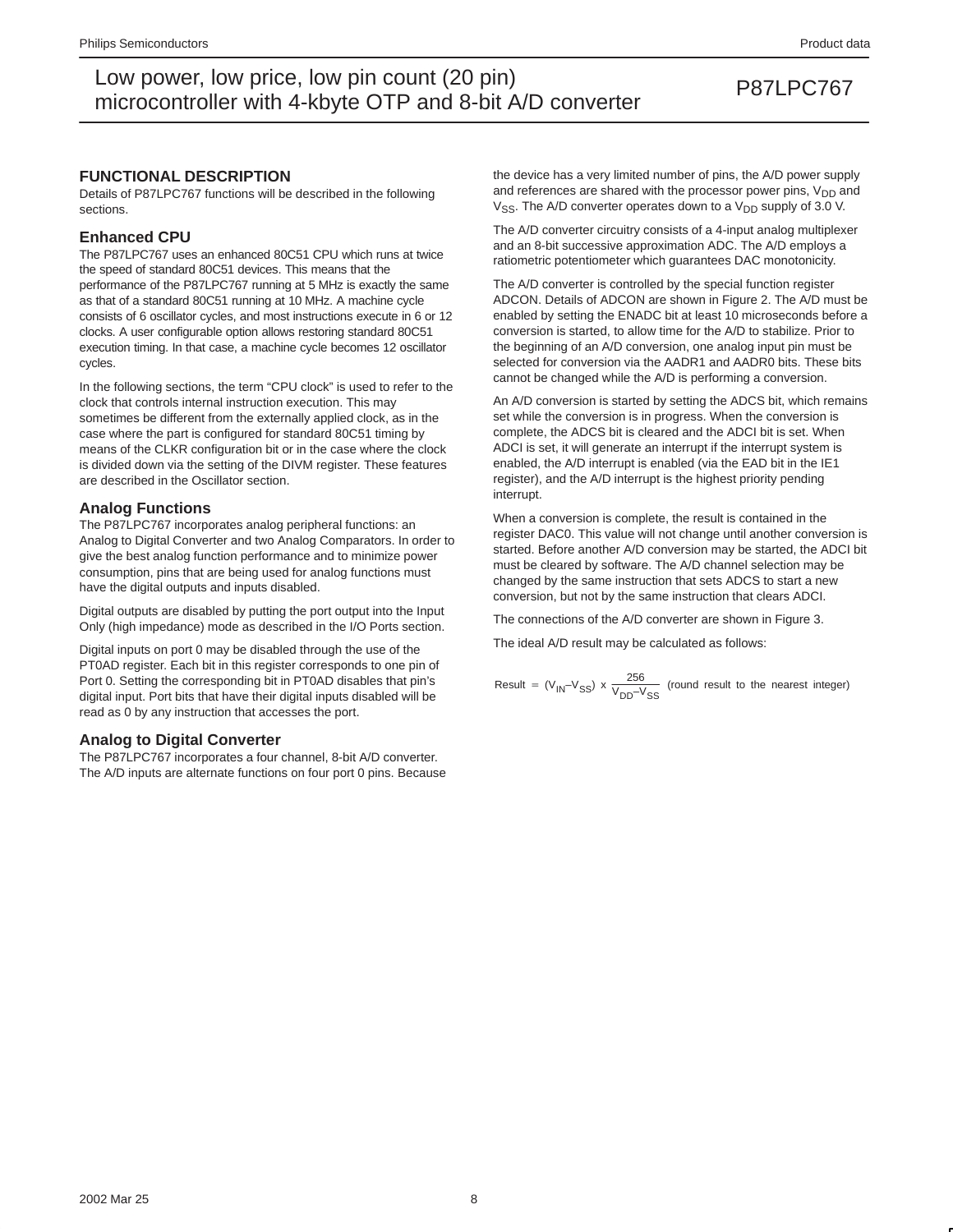## FUNCTIONAL DESCRIPTION

Details of P87LPC767 functions will be described in the following sections.

### Enhanced CPU

The P87LPC767 uses an enhanced 80C51 CPU which runs at twice the speed of standard 80C51 devices. This means that the performance of the P87LPC767 running at 5 MHz is exactly the same as that of a standard 80C51 running at 10 MHz. A machine cycle consists of 6 oscillator cycles, and most instructions execute in 6 or 12 clocks. A user configurable option allows restoring standard 80C51 execution timing. In that case, a machine cycle becomes 12 oscillator cycles.

In the following sections, the term “CPU clock” is used to refer to the clock that controls internal instruction execution. This may sometimes be different from the externally applied clock, as in the case where the part is configured for standard 80C51 timing by means of the CLKR configuration bit or in the case where the clock is divided down via the setting of the DIVM register. These features are described in the Oscillator section.

### Analog Functions

The P87LPC767 incorporates analog peripheral functions: an Analog to Digital Converter and two Analog Comparators. In order to give the best analog function performance and to minimize power consumption, pins that are being used for analog functions must have the digital outputs and inputs disabled.

Digital outputs are disabled by putting the port output into the Input Only (high impedance) mode as described in the I/O Ports section.

Digital inputs on port 0 may be disabled through the use of the PT0AD register. Each bit in this register corresponds to one pin of Port 0. Setting the corresponding bit in PT0AD disables that pin’s digital input. Port bits that have their digital inputs disabled will be read as 0 by any instruction that accesses the port.

### Analog to Digital Converter

The P87LPC767 incorporates a four channel, 8-bit A/D converter. The A/D inputs are alternate functions on four port 0 pins. Because the device has a very limited number of pins, the A/D power supply and references are shared with the processor power pins, $V_{DD}$ and $V_{SS}$. The A/D converter operates down to a $V_{DD}$ supply of 3.0 V.

The A/D converter circuitry consists of a 4-input analog multiplexer and an 8-bit successive approximation ADC. The A/D employs a ratiometric potentiometer which guarantees DAC monotonicity.

The A/D converter is controlled by the special function register ADCON. Details of ADCON are shown in Figure 2. The A/D must be enabled by setting the ENADC bit at least 10 microseconds before a conversion is started, to allow time for the A/D to stabilize. Prior to the beginning of an A/D conversion, one analog input pin must be selected for conversion via the AADR1 and AADR0 bits. These bits cannot be changed while the A/D is performing a conversion.

An A/D conversion is started by setting the ADCS bit, which remains set while the conversion is in progress. When the conversion is complete, the ADCS bit is cleared and the ADCI bit is set. When ADCI is set, it will generate an interrupt if the interrupt system is enabled, the A/D interrupt is enabled (via the EAD bit in the IE1 register), and the A/D interrupt is the highest priority pending interrupt.

When a conversion is complete, the result is contained in the register DAC0. This value will not change until another conversion is started. Before another A/D conversion may be started, the ADCI bit must be cleared by software. The A/D channel selection may be changed by the same instruction that sets ADCS to start a new conversion, but not by the same instruction that clears ADCI.

The connections of the A/D converter are shown in Figure 3.

The ideal A/D result may be calculated as follows:

$$\text{Result} = (V_{IN} - V_{SS}) \times \frac{256}{V_{DD} - V_{SS}} \quad \text{(round result to the nearest integer)}$$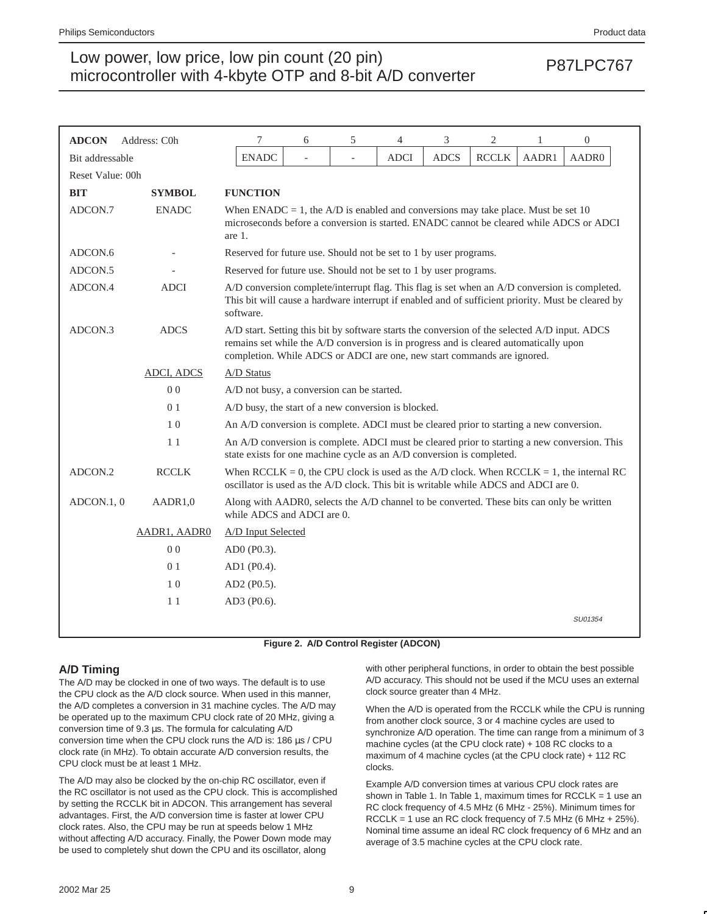**ADCON** Address: C0h

Bit addressable

Reset Value: 00h

| 7 | 6 | 5 | 4 | 3 | 2 | 1 | 0 |
|---|---|---|---|---|---|---|---|
| ENADC | - | - | ADCI | ADCS | RCCLK | AADR1 | AADR0 |

| BIT | SYMBOL | FUNCTION |
|---|---|---|
| ADCON.7 | ENADC | When ENADC = 1, the A/D is enabled and conversions may take place. Must be set 10 microseconds before a conversion is started. ENADC cannot be cleared while ADCS or ADCI are 1. |
| ADCON.6 | - | Reserved for future use. Should not be set to 1 by user programs. |
| ADCON.5 | - | Reserved for future use. Should not be set to 1 by user programs. |
| ADCON.4 | ADCI | A/D conversion complete/interrupt flag. This flag is set when an A/D conversion is completed. This bit will cause a hardware interrupt if enabled and of sufficient priority. Must be cleared by software. |
| ADCON.3 | ADCS | A/D start. Setting this bit by software starts the conversion of the selected A/D input. ADCS remains set while the A/D conversion is in progress and is cleared automatically upon completion. While ADCS or ADCI are one, new start commands are ignored. |
| | <u>ADCI, ADCS</u> | <u>A/D Status</u> |
| | 0 0 | A/D not busy, a conversion can be started. |
| | 0 1 | A/D busy, the start of a new conversion is blocked. |
| | 1 0 | An A/D conversion is complete. ADCI must be cleared prior to starting a new conversion. |
| | 1 1 | An A/D conversion is complete. ADCI must be cleared prior to starting a new conversion. This state exists for one machine cycle as an A/D conversion is completed. |
| ADCON.2 | RCCLK | When RCCLK = 0, the CPU clock is used as the A/D clock. When RCCLK = 1, the internal RC oscillator is used as the A/D clock. This bit is writable while ADCS and ADCI are 0. |
| ADCON.1, 0 | AADR1,0 | Along with AADR0, selects the A/D channel to be converted. These bits can only be written while ADCS and ADCI are 0. |
| | <u>AADR1, AADR0</u> | <u>A/D Input Selected</u> |
| | 0 0 | AD0 (P0.3). |
| | 0 1 | AD1 (P0.4). |
| | 1 0 | AD2 (P0.5). |
| | 1 1 | AD3 (P0.6). |

SU01354

**Figure 2. A/D Control Register (ADCON)**

### A/D Timing

The A/D may be clocked in one of two ways. The default is to use the CPU clock as the A/D clock source. When used in this manner, the A/D completes a conversion in 31 machine cycles. The A/D may be operated up to the maximum CPU clock rate of 20 MHz, giving a conversion time of 9.3 µs. The formula for calculating A/D conversion time when the CPU clock runs the A/D is: 186 µs / CPU clock rate (in MHz). To obtain accurate A/D conversion results, the CPU clock must be at least 1 MHz.

The A/D may also be clocked by the on-chip RC oscillator, even if the RC oscillator is not used as the CPU clock. This is accomplished by setting the RCCLK bit in ADCON. This arrangement has several advantages. First, the A/D conversion time is faster at lower CPU clock rates. Also, the CPU may be run at speeds below 1 MHz without affecting A/D accuracy. Finally, the Power Down mode may be used to completely shut down the CPU and its oscillator, along with other peripheral functions, in order to obtain the best possible A/D accuracy. This should not be used if the MCU uses an external clock source greater than 4 MHz.

When the A/D is operated from the RCCLK while the CPU is running from another clock source, 3 or 4 machine cycles are used to synchronize A/D operation. The time can range from a minimum of 3 machine cycles (at the CPU clock rate) + 108 RC clocks to a maximum of 4 machine cycles (at the CPU clock rate) + 112 RC clocks.

Example A/D conversion times at various CPU clock rates are shown in Table 1. In Table 1, maximum times for RCCLK = 1 use an RC clock frequency of 4.5 MHz (6 MHz - 25%). Minimum times for RCCLK = 1 use an RC clock frequency of 7.5 MHz (6 MHz + 25%). Nominal time assume an ideal RC clock frequency of 6 MHz and an average of 3.5 machine cycles at the CPU clock rate.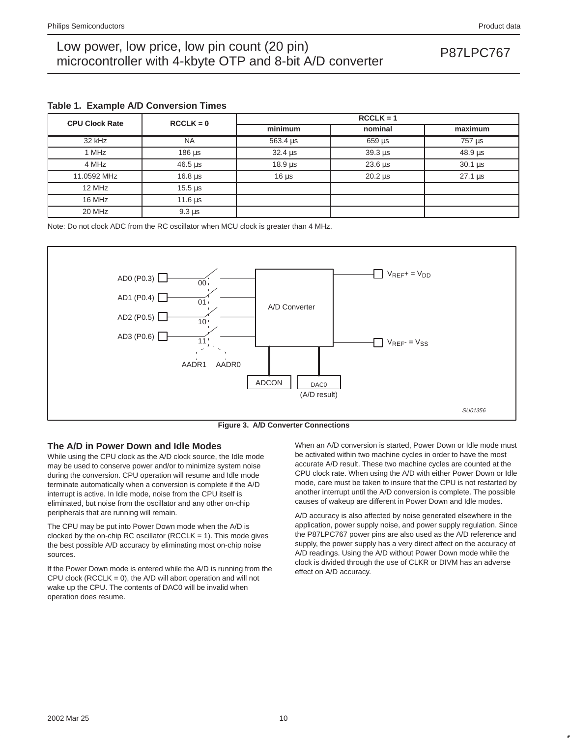**Table 1. Example A/D Conversion Times**

| CPU Clock Rate | RCCLK = 0 | RCCLK = 1 | | |
|---|---|---|---|---|
| | | minimum | nominal | maximum |
| 32 kHz | NA | 563.4 µs | 659 µs | 757 µs |
| 1 MHz | 186 µs | 32.4 µs | 39.3 µs | 48.9 µs |
| 4 MHz | 46.5 µs | 18.9 µs | 23.6 µs | 30.1 µs |
| 11.0592 MHz | 16.8 µs | 16 µs | 20.2 µs | 27.1 µs |
| 12 MHz | 15.5 µs | | | |
| 16 MHz | 11.6 µs | | | |
| 20 MHz | 9.3 µs | | | |

Note: Do not clock ADC from the RC oscillator when MCU clock is greater than 4 MHz.

AD0 (P0.3) 00
AD1 (P0.4) 01
AD2 (P0.5) 10
AD3 (P0.6) 11
AADR1 AADR0
A/D Converter
$V_{REF}+ = V_{DD}$
$V_{REF}- = V_{SS}$
ADCON
DAC0 (A/D result)
SU01356

**Figure 3. A/D Converter Connections**

## The A/D in Power Down and Idle Modes

While using the CPU clock as the A/D clock source, the Idle mode may be used to conserve power and/or to minimize system noise during the conversion. CPU operation will resume and Idle mode terminate automatically when a conversion is complete if the A/D interrupt is active. In Idle mode, noise from the CPU itself is eliminated, but noise from the oscillator and any other on-chip peripherals that are running will remain.

The CPU may be put into Power Down mode when the A/D is clocked by the on-chip RC oscillator (RCCLK = 1). This mode gives the best possible A/D accuracy by eliminating most on-chip noise sources.

If the Power Down mode is entered while the A/D is running from the CPU clock (RCCLK = 0), the A/D will abort operation and will not wake up the CPU. The contents of DAC0 will be invalid when operation does resume.

When an A/D conversion is started, Power Down or Idle mode must be activated within two machine cycles in order to have the most accurate A/D result. These two machine cycles are counted at the CPU clock rate. When using the A/D with either Power Down or Idle mode, care must be taken to insure that the CPU is not restarted by another interrupt until the A/D conversion is complete. The possible causes of wakeup are different in Power Down and Idle modes.

A/D accuracy is also affected by noise generated elsewhere in the application, power supply noise, and power supply regulation. Since the P87LPC767 power pins are also used as the A/D reference and supply, the power supply has a very direct affect on the accuracy of A/D readings. Using the A/D without Power Down mode while the clock is divided through the use of CLKR or DIVM has an adverse effect on A/D accuracy.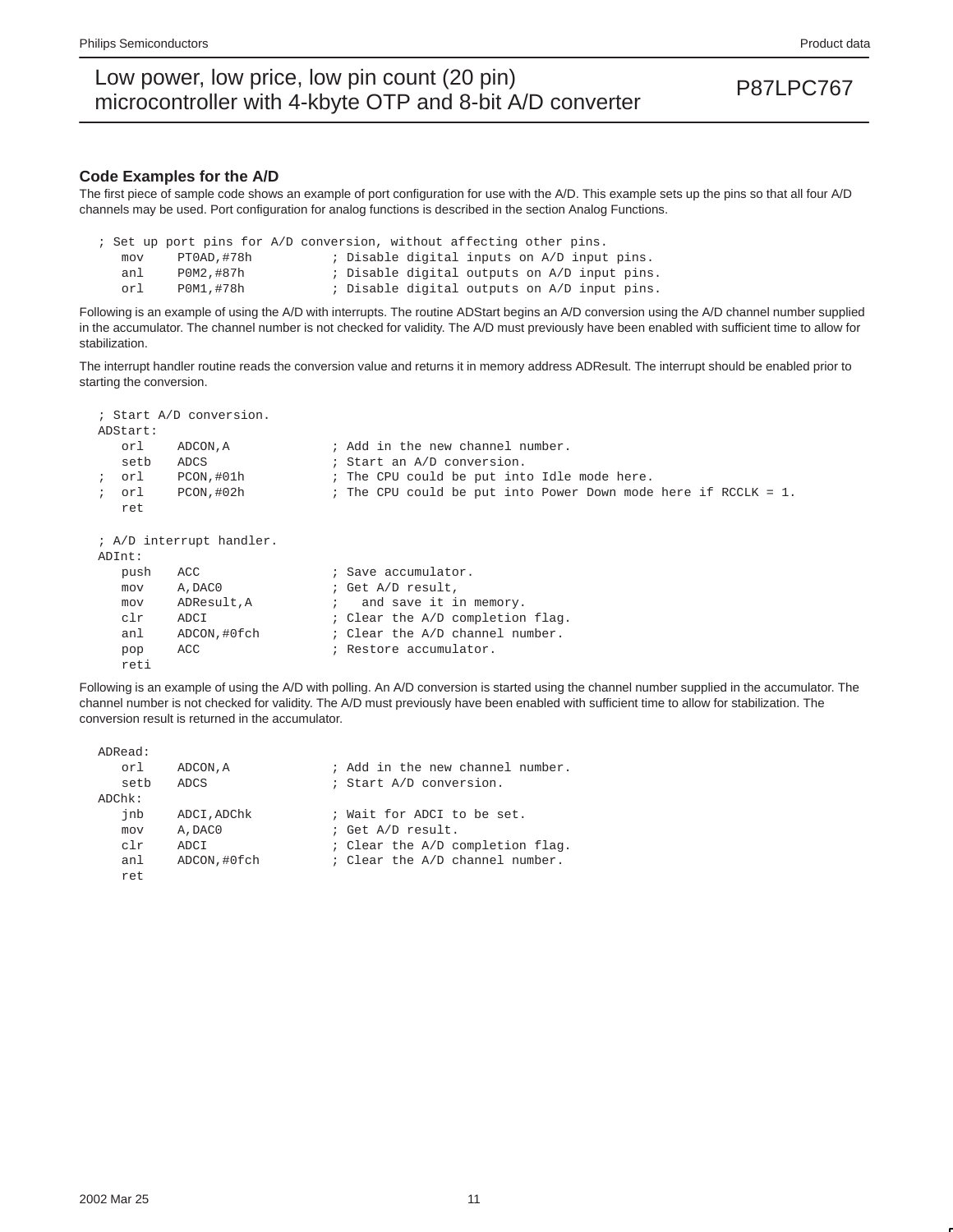## Code Examples for the A/D

The first piece of sample code shows an example of port configuration for use with the A/D. This example sets up the pins so that all four A/D channels may be used. Port configuration for analog functions is described in the section Analog Functions.

```
; Set up port pins for A/D conversion, without affecting other pins.
   mov     PT0AD,#78h          ; Disable digital inputs on A/D input pins.
   anl     P0M2,#87h           ; Disable digital outputs on A/D input pins.
   orl     P0M1,#78h           ; Disable digital outputs on A/D input pins.
```

Following is an example of using the A/D with interrupts. The routine ADStart begins an A/D conversion using the A/D channel number supplied in the accumulator. The channel number is not checked for validity. The A/D must previously have been enabled with sufficient time to allow for stabilization.

The interrupt handler routine reads the conversion value and returns it in memory address ADResult. The interrupt should be enabled prior to starting the conversion.

```
; Start A/D conversion.
ADStart:
   orl     ADCON,A             ; Add in the new channel number.
   setb    ADCS                ; Start an A/D conversion.
;  orl     PCON,#01h           ; The CPU could be put into Idle mode here.
;  orl     PCON,#02h           ; The CPU could be put into Power Down mode here if RCCLK = 1.
   ret

; A/D interrupt handler.
ADInt:
   push    ACC                 ; Save accumulator.
   mov     A,DAC0              ; Get A/D result,
   mov     ADResult,A          ;   and save it in memory.
   clr     ADCI                ; Clear the A/D completion flag.
   anl     ADCON,#0fch         ; Clear the A/D channel number.
   pop     ACC                 ; Restore accumulator.
   reti
```

Following is an example of using the A/D with polling. An A/D conversion is started using the channel number supplied in the accumulator. The channel number is not checked for validity. The A/D must previously have been enabled with sufficient time to allow for stabilization. The conversion result is returned in the accumulator.

```
ADRead:
   orl     ADCON,A             ; Add in the new channel number.
   setb    ADCS                ; Start A/D conversion.
ADChk:
   jnb     ADCI,ADChk          ; Wait for ADCI to be set.
   mov     A,DAC0              ; Get A/D result.
   clr     ADCI                ; Clear the A/D completion flag.
   anl     ADCON,#0fch         ; Clear the A/D channel number.
   ret
```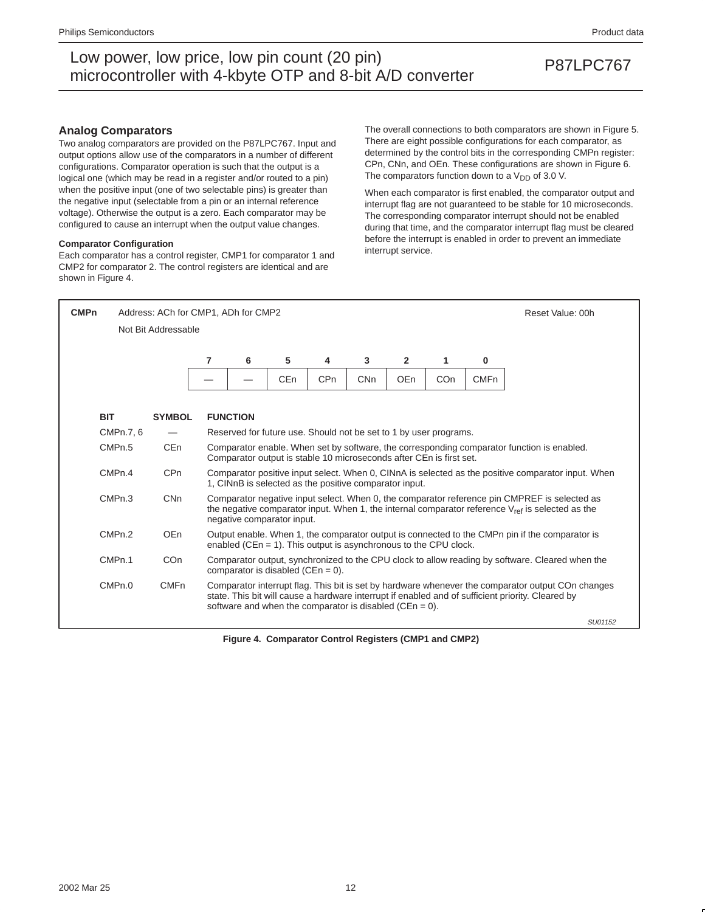## Analog Comparators

Two analog comparators are provided on the P87LPC767. Input and output options allow use of the comparators in a number of different configurations. Comparator operation is such that the output is a logical one (which may be read in a register and/or routed to a pin) when the positive input (one of two selectable pins) is greater than the negative input (selectable from a pin or an internal reference voltage). Otherwise the output is a zero. Each comparator may be configured to cause an interrupt when the output value changes.

### Comparator Configuration

Each comparator has a control register, CMP1 for comparator 1 and CMP2 for comparator 2. The control registers are identical and are shown in Figure 4.

The overall connections to both comparators are shown in Figure 5. There are eight possible configurations for each comparator, as determined by the control bits in the corresponding CMPn register: CPn, CNn, and OEn. These configurations are shown in Figure 6. The comparators function down to a $V_{DD}$ of 3.0 V.

When each comparator is first enabled, the comparator output and interrupt flag are not guaranteed to be stable for 10 microseconds. The corresponding comparator interrupt should not be enabled during that time, and the comparator interrupt flag must be cleared before the interrupt is enabled in order to prevent an immediate interrupt service.

**CMPn** Address: ACh for CMP1, ADh for CMP2 — Reset Value: 00h

Not Bit Addressable

| 7 | 6 | 5 | 4 | 3 | 2 | 1 | 0 |
|---|---|---|---|---|---|---|---|
| — | — | CEn | CPn | CNn | OEn | COn | CMFn |

| BIT | SYMBOL | FUNCTION |
|---|---|---|
| CMPn.7, 6 | — | Reserved for future use. Should not be set to 1 by user programs. |
| CMPn.5 | CEn | Comparator enable. When set by software, the corresponding comparator function is enabled. Comparator output is stable 10 microseconds after CEn is first set. |
| CMPn.4 | CPn | Comparator positive input select. When 0, CINnA is selected as the positive comparator input. When 1, CINnB is selected as the positive comparator input. |
| CMPn.3 | CNn | Comparator negative input select. When 0, the comparator reference pin CMPREF is selected as the negative comparator input. When 1, the internal comparator reference $V_{ref}$ is selected as the negative comparator input. |
| CMPn.2 | OEn | Output enable. When 1, the comparator output is connected to the CMPn pin if the comparator is enabled (CEn = 1). This output is asynchronous to the CPU clock. |
| CMPn.1 | COn | Comparator output, synchronized to the CPU clock to allow reading by software. Cleared when the comparator is disabled (CEn = 0). |
| CMPn.0 | CMFn | Comparator interrupt flag. This bit is set by hardware whenever the comparator output COn changes state. This bit will cause a hardware interrupt if enabled and of sufficient priority. Cleared by software and when the comparator is disabled (CEn = 0). |

SU01152

**Figure 4. Comparator Control Registers (CMP1 and CMP2)**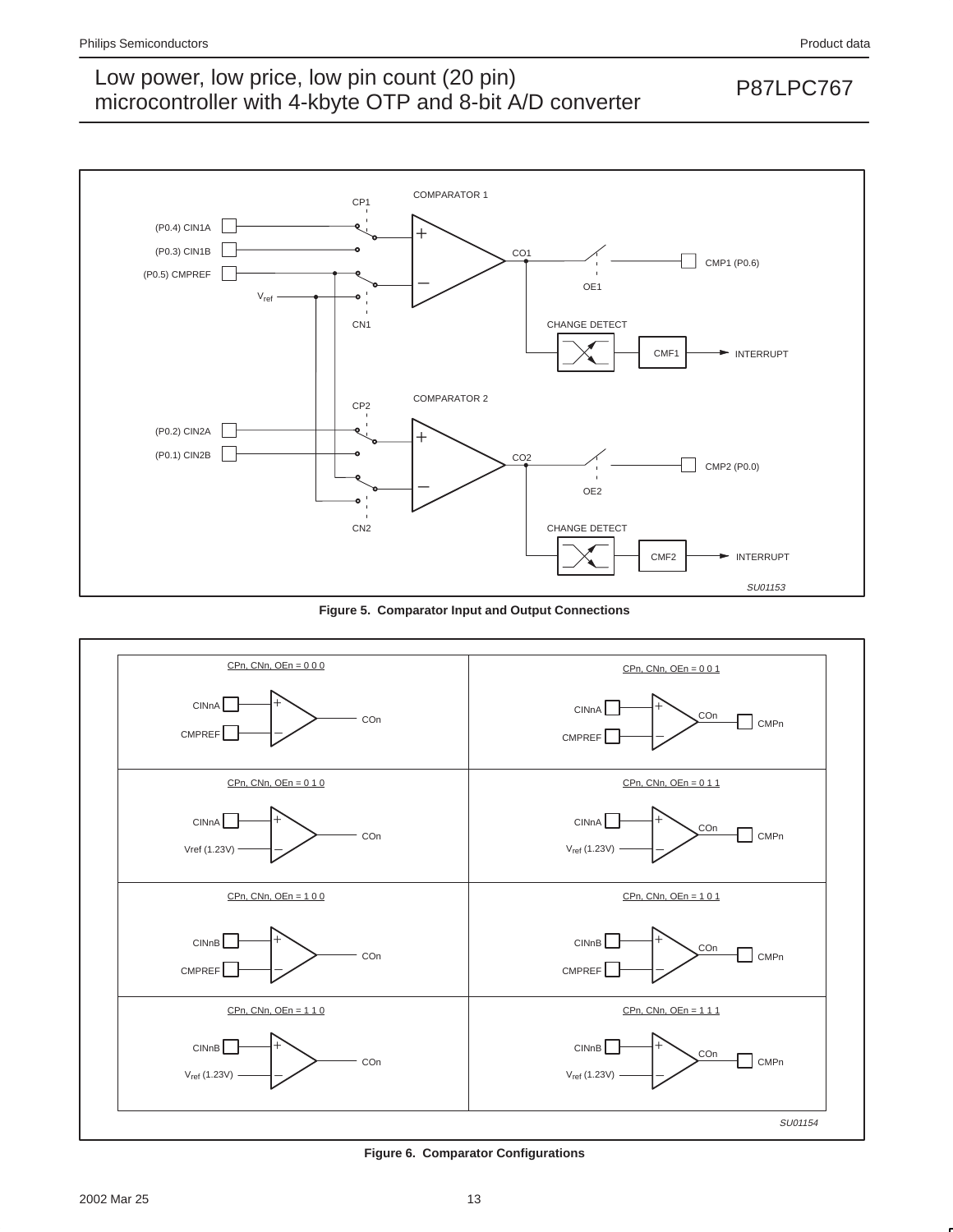**Figure 5. Comparator Input and Output Connections**

**Figure 6. Comparator Configurations**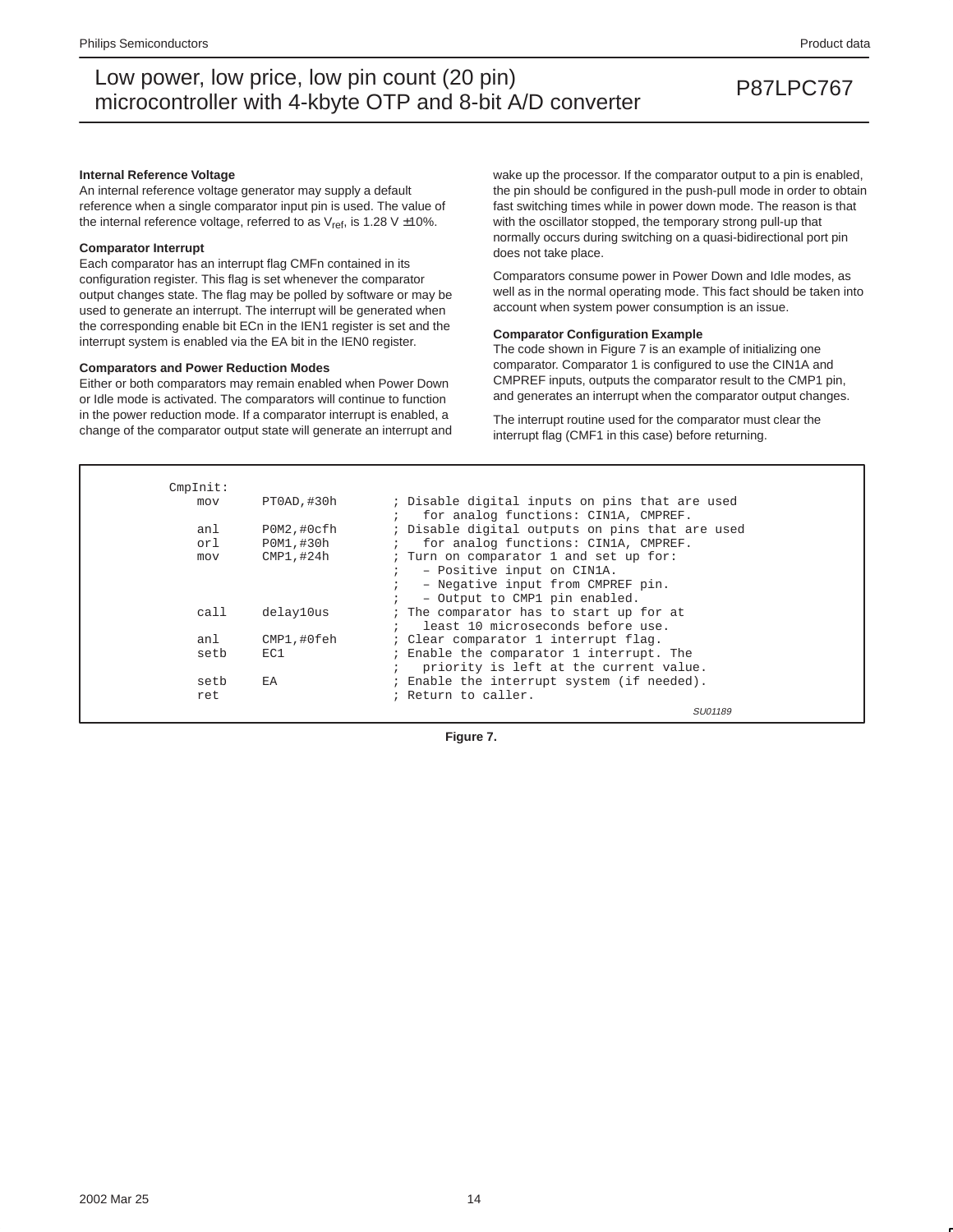### Internal Reference Voltage

An internal reference voltage generator may supply a default reference when a single comparator input pin is used. The value of the internal reference voltage, referred to as $V_{ref}$, is 1.28 V ±10%.

### Comparator Interrupt

Each comparator has an interrupt flag CMFn contained in its configuration register. This flag is set whenever the comparator output changes state. The flag may be polled by software or may be used to generate an interrupt. The interrupt will be generated when the corresponding enable bit ECn in the IEN1 register is set and the interrupt system is enabled via the EA bit in the IEN0 register.

### Comparators and Power Reduction Modes

Either or both comparators may remain enabled when Power Down or Idle mode is activated. The comparators will continue to function in the power reduction mode. If a comparator interrupt is enabled, a change of the comparator output state will generate an interrupt and wake up the processor. If the comparator output to a pin is enabled, the pin should be configured in the push-pull mode in order to obtain fast switching times while in power down mode. The reason is that with the oscillator stopped, the temporary strong pull-up that normally occurs during switching on a quasi-bidirectional port pin does not take place.

Comparators consume power in Power Down and Idle modes, as well as in the normal operating mode. This fact should be taken into account when system power consumption is an issue.

### Comparator Configuration Example

The code shown in Figure 7 is an example of initializing one comparator. Comparator 1 is configured to use the CIN1A and CMPREF inputs, outputs the comparator result to the CMP1 pin, and generates an interrupt when the comparator output changes.

The interrupt routine used for the comparator must clear the interrupt flag (CMF1 in this case) before returning.

```
CmpInit:
    mov     PT0AD,#30h      ; Disable digital inputs on pins that are used
                            ;   for analog functions: CIN1A, CMPREF.
    anl     P0M2,#0cfh      ; Disable digital outputs on pins that are used
    orl     P0M1,#30h       ;   for analog functions: CIN1A, CMPREF.
    mov     CMP1,#24h       ; Turn on comparator 1 and set up for:
                            ;   – Positive input on CIN1A.
                            ;   – Negative input from CMPREF pin.
                            ;   – Output to CMP1 pin enabled.
    call    delay10us       ; The comparator has to start up for at
                            ;   least 10 microseconds before use.
    anl     CMP1,#0feh      ; Clear comparator 1 interrupt flag.
    setb    EC1             ; Enable the comparator 1 interrupt. The
                            ;   priority is left at the current value.
    setb    EA              ; Enable the interrupt system (if needed).
    ret                     ; Return to caller.
```

SU01189

Figure 7.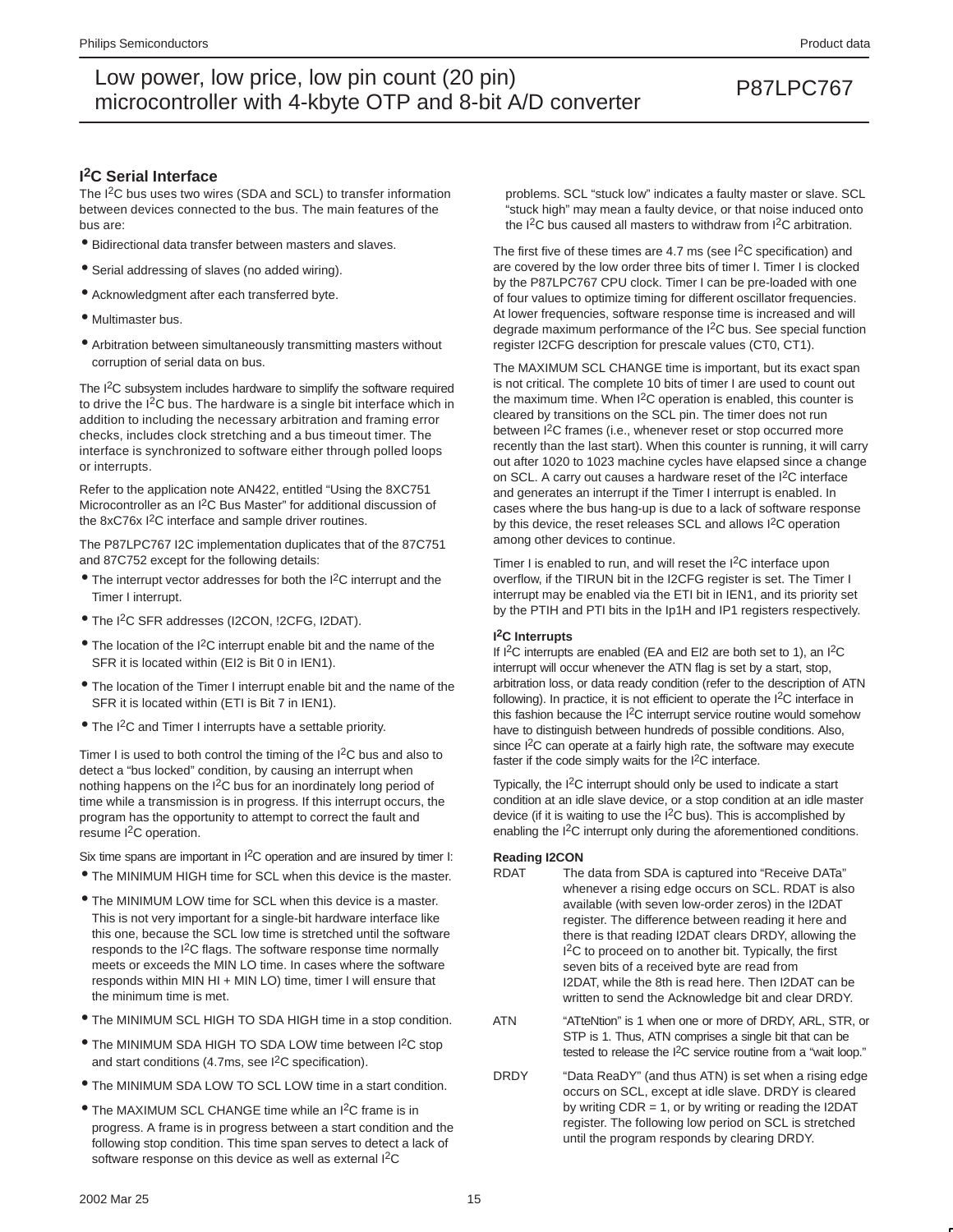## I²C Serial Interface

The I²C bus uses two wires (SDA and SCL) to transfer information between devices connected to the bus. The main features of the bus are:

- Bidirectional data transfer between masters and slaves.
- Serial addressing of slaves (no added wiring).
- Acknowledgment after each transferred byte.
- Multimaster bus.
- Arbitration between simultaneously transmitting masters without corruption of serial data on bus.

The I²C subsystem includes hardware to simplify the software required to drive the I²C bus. The hardware is a single bit interface which in addition to including the necessary arbitration and framing error checks, includes clock stretching and a bus timeout timer. The interface is synchronized to software either through polled loops or interrupts.

Refer to the application note AN422, entitled "Using the 8XC751 Microcontroller as an I²C Bus Master" for additional discussion of the 8xC76x I²C interface and sample driver routines.

The P87LPC767 I2C implementation duplicates that of the 87C751 and 87C752 except for the following details:

- The interrupt vector addresses for both the I²C interrupt and the Timer I interrupt.
- The I²C SFR addresses (I2CON, !2CFG, I2DAT).
- The location of the I²C interrupt enable bit and the name of the SFR it is located within (EI2 is Bit 0 in IEN1).
- The location of the Timer I interrupt enable bit and the name of the SFR it is located within (ETI is Bit 7 in IEN1).
- The I²C and Timer I interrupts have a settable priority.

Timer I is used to both control the timing of the I²C bus and also to detect a "bus locked" condition, by causing an interrupt when nothing happens on the I²C bus for an inordinately long period of time while a transmission is in progress. If this interrupt occurs, the program has the opportunity to attempt to correct the fault and resume I²C operation.

Six time spans are important in I²C operation and are insured by timer I:

- The MINIMUM HIGH time for SCL when this device is the master.
- The MINIMUM LOW time for SCL when this device is a master. This is not very important for a single-bit hardware interface like this one, because the SCL low time is stretched until the software responds to the I²C flags. The software response time normally meets or exceeds the MIN LO time. In cases where the software responds within MIN HI + MIN LO) time, timer I will ensure that the minimum time is met.
- The MINIMUM SCL HIGH TO SDA HIGH time in a stop condition.
- The MINIMUM SDA HIGH TO SDA LOW time between I²C stop and start conditions (4.7ms, see I²C specification).
- The MINIMUM SDA LOW TO SCL LOW time in a start condition.
- The MAXIMUM SCL CHANGE time while an I²C frame is in progress. A frame is in progress between a start condition and the following stop condition. This time span serves to detect a lack of software response on this device as well as external I²C problems. SCL "stuck low" indicates a faulty master or slave. SCL "stuck high" may mean a faulty device, or that noise induced onto the I²C bus caused all masters to withdraw from I²C arbitration.

The first five of these times are 4.7 ms (see I²C specification) and are covered by the low order three bits of timer I. Timer I is clocked by the P87LPC767 CPU clock. Timer I can be pre-loaded with one of four values to optimize timing for different oscillator frequencies. At lower frequencies, software response time is increased and will degrade maximum performance of the I²C bus. See special function register I2CFG description for prescale values (CT0, CT1).

The MAXIMUM SCL CHANGE time is important, but its exact span is not critical. The complete 10 bits of timer I are used to count out the maximum time. When I²C operation is enabled, this counter is cleared by transitions on the SCL pin. The timer does not run between I²C frames (i.e., whenever reset or stop occurred more recently than the last start). When this counter is running, it will carry out after 1020 to 1023 machine cycles have elapsed since a change on SCL. A carry out causes a hardware reset of the I²C interface and generates an interrupt if the Timer I interrupt is enabled. In cases where the bus hang-up is due to a lack of software response by this device, the reset releases SCL and allows I²C operation among other devices to continue.

Timer I is enabled to run, and will reset the I²C interface upon overflow, if the TIRUN bit in the I2CFG register is set. The Timer I interrupt may be enabled via the ETI bit in IEN1, and its priority set by the PTIH and PTI bits in the Ip1H and IP1 registers respectively.

### I²C Interrupts

If I²C interrupts are enabled (EA and EI2 are both set to 1), an I²C interrupt will occur whenever the ATN flag is set by a start, stop, arbitration loss, or data ready condition (refer to the description of ATN following). In practice, it is not efficient to operate the I²C interface in this fashion because the I²C interrupt service routine would somehow have to distinguish between hundreds of possible conditions. Also, since I²C can operate at a fairly high rate, the software may execute faster if the code simply waits for the I²C interface.

Typically, the I²C interrupt should only be used to indicate a start condition at an idle slave device, or a stop condition at an idle master device (if it is waiting to use the I²C bus). This is accomplished by enabling the I²C interrupt only during the aforementioned conditions.

### Reading I2CON

**RDAT** — The data from SDA is captured into "Receive DATa" whenever a rising edge occurs on SCL. RDAT is also available (with seven low-order zeros) in the I2DAT register. The difference between reading it here and there is that reading I2DAT clears DRDY, allowing the I²C to proceed on to another bit. Typically, the first seven bits of a received byte are read from I2DAT, while the 8th is read here. Then I2DAT can be written to send the Acknowledge bit and clear DRDY.

**ATN** — "ATteNtion" is 1 when one or more of DRDY, ARL, STR, or STP is 1. Thus, ATN comprises a single bit that can be tested to release the I²C service routine from a "wait loop."

**DRDY** — "Data ReaDY" (and thus ATN) is set when a rising edge occurs on SCL, except at idle slave. DRDY is cleared by writing CDR = 1, or by writing or reading the I2DAT register. The following low period on SCL is stretched until the program responds by clearing DRDY.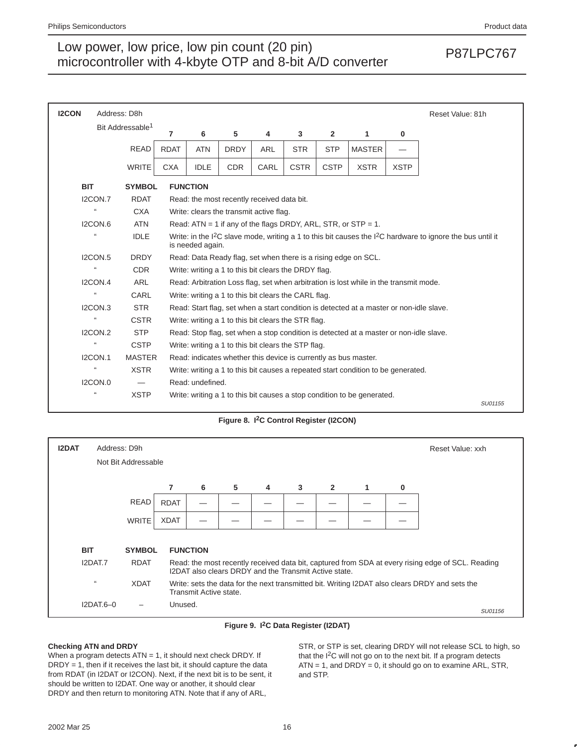**I2CON** Address: D8h Reset Value: 81h

Bit Addressable[1]

| | 7 | 6 | 5 | 4 | 3 | 2 | 1 | 0 |
|---|---|---|---|---|---|---|---|---|
| READ | RDAT | ATN | DRDY | ARL | STR | STP | MASTER | — |
| WRITE | CXA | IDLE | CDR | CARL | CSTR | CSTP | XSTR | XSTP |

| BIT | SYMBOL | FUNCTION |
|---|---|---|
| I2CON.7 | RDAT | Read: the most recently received data bit. |
| “ | CXA | Write: clears the transmit active flag. |
| I2CON.6 | ATN | Read: ATN = 1 if any of the flags DRDY, ARL, STR, or STP = 1. |
| “ | IDLE | Write: in the I[2]C slave mode, writing a 1 to this bit causes the I[2]C hardware to ignore the bus until it is needed again. |
| I2CON.5 | DRDY | Read: Data Ready flag, set when there is a rising edge on SCL. |
| “ | CDR | Write: writing a 1 to this bit clears the DRDY flag. |
| I2CON.4 | ARL | Read: Arbitration Loss flag, set when arbitration is lost while in the transmit mode. |
| “ | CARL | Write: writing a 1 to this bit clears the CARL flag. |
| I2CON.3 | STR | Read: Start flag, set when a start condition is detected at a master or non-idle slave. |
| “ | CSTR | Write: writing a 1 to this bit clears the STR flag. |
| I2CON.2 | STP | Read: Stop flag, set when a stop condition is detected at a master or non-idle slave. |
| “ | CSTP | Write: writing a 1 to this bit clears the STP flag. |
| I2CON.1 | MASTER | Read: indicates whether this device is currently as bus master. |
| “ | XSTR | Write: writing a 1 to this bit causes a repeated start condition to be generated. |
| I2CON.0 | — | Read: undefined. |
| “ | XSTP | Write: writing a 1 to this bit causes a stop condition to be generated. |

SU01155

**Figure 8. I[2]C Control Register (I2CON)**

**I2DAT** Address: D9h Reset Value: xxh

Not Bit Addressable

| | 7 | 6 | 5 | 4 | 3 | 2 | 1 | 0 |
|---|---|---|---|---|---|---|---|---|
| READ | RDAT | — | — | — | — | — | — | — |
| WRITE | XDAT | — | — | — | — | — | — | — |

| BIT | SYMBOL | FUNCTION |
|---|---|---|
| I2DAT.7 | RDAT | Read: the most recently received data bit, captured from SDA at every rising edge of SCL. Reading I2DAT also clears DRDY and the Transmit Active state. |
| “ | XDAT | Write: sets the data for the next transmitted bit. Writing I2DAT also clears DRDY and sets the Transmit Active state. |
| I2DAT.6–0 | – | Unused. |

SU01156

**Figure 9. I[2]C Data Register (I2DAT)**

**Checking ATN and DRDY**

When a program detects ATN = 1, it should next check DRDY. If DRDY = 1, then if it receives the last bit, it should capture the data from RDAT (in I2DAT or I2CON). Next, if the next bit is to be sent, it should be written to I2DAT. One way or another, it should clear DRDY and then return to monitoring ATN. Note that if any of ARL, STR, or STP is set, clearing DRDY will not release SCL to high, so that the I[2]C will not go on to the next bit. If a program detects ATN = 1, and DRDY = 0, it should go on to examine ARL, STR, and STP.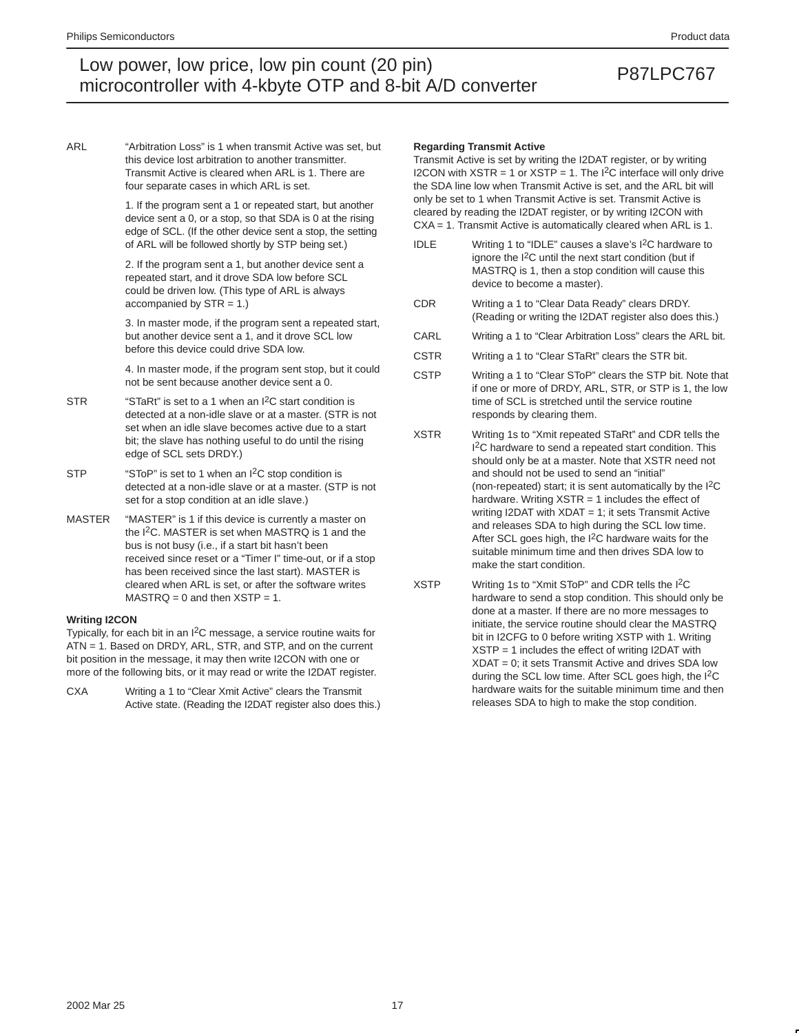ARL "Arbitration Loss" is 1 when transmit Active was set, but this device lost arbitration to another transmitter. Transmit Active is cleared when ARL is 1. There are four separate cases in which ARL is set.

1. If the program sent a 1 or repeated start, but another device sent a 0, or a stop, so that SDA is 0 at the rising edge of SCL. (If the other device sent a stop, the setting of ARL will be followed shortly by STP being set.)

2. If the program sent a 1, but another device sent a repeated start, and it drove SDA low before SCL could be driven low. (This type of ARL is always accompanied by STR = 1.)

3. In master mode, if the program sent a repeated start, but another device sent a 1, and it drove SCL low before this device could drive SDA low.

4. In master mode, if the program sent stop, but it could not be sent because another device sent a 0.

STR "STaRt" is set to a 1 when an I$^2$C start condition is detected at a non-idle slave or at a master. (STR is not set when an idle slave becomes active due to a start bit; the slave has nothing useful to do until the rising edge of SCL sets DRDY.)

STP "SToP" is set to 1 when an I$^2$C stop condition is detected at a non-idle slave or at a master. (STP is not set for a stop condition at an idle slave.)

MASTER "MASTER" is 1 if this device is currently a master on the I$^2$C. MASTER is set when MASTRQ is 1 and the bus is not busy (i.e., if a start bit hasn't been received since reset or a "Timer I" time-out, or if a stop has been received since the last start). MASTER is cleared when ARL is set, or after the software writes MASTRQ = 0 and then XSTP = 1.

**Writing I2CON**

Typically, for each bit in an I$^2$C message, a service routine waits for ATN = 1. Based on DRDY, ARL, STR, and STP, and on the current bit position in the message, it may then write I2CON with one or more of the following bits, or it may read or write the I2DAT register.

CXA Writing a 1 to "Clear Xmit Active" clears the Transmit Active state. (Reading the I2DAT register also does this.)

**Regarding Transmit Active**

Transmit Active is set by writing the I2DAT register, or by writing I2CON with XSTR = 1 or XSTP = 1. The I$^2$C interface will only drive the SDA line low when Transmit Active is set, and the ARL bit will only be set to 1 when Transmit Active is set. Transmit Active is cleared by reading the I2DAT register, or by writing I2CON with CXA = 1. Transmit Active is automatically cleared when ARL is 1.

IDLE Writing 1 to "IDLE" causes a slave's I$^2$C hardware to ignore the I$^2$C until the next start condition (but if MASTRQ is 1, then a stop condition will cause this device to become a master).

CDR Writing a 1 to "Clear Data Ready" clears DRDY. (Reading or writing the I2DAT register also does this.)

CARL Writing a 1 to "Clear Arbitration Loss" clears the ARL bit.

CSTR Writing a 1 to "Clear STaRt" clears the STR bit.

CSTP Writing a 1 to "Clear SToP" clears the STP bit. Note that if one or more of DRDY, ARL, STR, or STP is 1, the low time of SCL is stretched until the service routine responds by clearing them.

XSTR Writing 1s to "Xmit repeated STaRt" and CDR tells the I$^2$C hardware to send a repeated start condition. This should only be at a master. Note that XSTR need not and should not be used to send an "initial" (non-repeated) start; it is sent automatically by the I$^2$C hardware. Writing XSTR = 1 includes the effect of writing I2DAT with XDAT = 1; it sets Transmit Active and releases SDA to high during the SCL low time. After SCL goes high, the I$^2$C hardware waits for the suitable minimum time and then drives SDA low to make the start condition.

XSTP Writing 1s to "Xmit SToP" and CDR tells the I$^2$C hardware to send a stop condition. This should only be done at a master. If there are no more messages to initiate, the service routine should clear the MASTRQ bit in I2CFG to 0 before writing XSTP with 1. Writing XSTP = 1 includes the effect of writing I2DAT with XDAT = 0; it sets Transmit Active and drives SDA low during the SCL low time. After SCL goes high, the I$^2$C hardware waits for the suitable minimum time and then releases SDA to high to make the stop condition.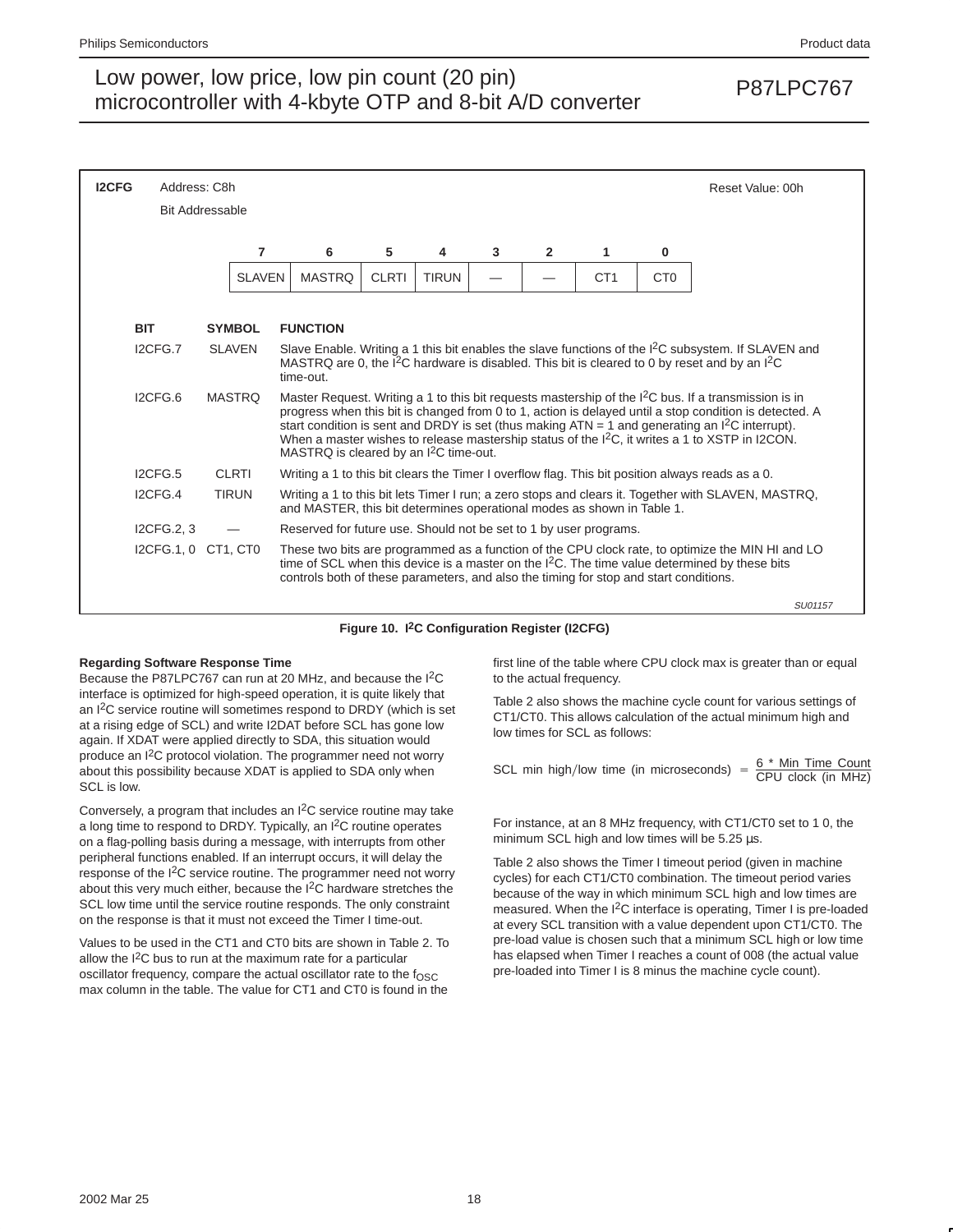**I2CFG** Address: C8h Reset Value: 00h

Bit Addressable

| 7 | 6 | 5 | 4 | 3 | 2 | 1 | 0 |
|---|---|---|---|---|---|---|---|
| SLAVEN | MASTRQ | CLRTI | TIRUN | — | — | CT1 | CT0 |

| BIT | SYMBOL | FUNCTION |
|---|---|---|
| I2CFG.7 | SLAVEN | Slave Enable. Writing a 1 this bit enables the slave functions of the I$^2$C subsystem. If SLAVEN and MASTRQ are 0, the I$^2$C hardware is disabled. This bit is cleared to 0 by reset and by an I$^2$C time-out. |
| I2CFG.6 | MASTRQ | Master Request. Writing a 1 to this bit requests mastership of the I$^2$C bus. If a transmission is in progress when this bit is changed from 0 to 1, action is delayed until a stop condition is detected. A start condition is sent and DRDY is set (thus making ATN = 1 and generating an I$^2$C interrupt). When a master wishes to release mastership status of the I$^2$C, it writes a 1 to XSTP in I2CON. MASTRQ is cleared by an I$^2$C time-out. |
| I2CFG.5 | CLRTI | Writing a 1 to this bit clears the Timer I overflow flag. This bit position always reads as a 0. |
| I2CFG.4 | TIRUN | Writing a 1 to this bit lets Timer I run; a zero stops and clears it. Together with SLAVEN, MASTRQ, and MASTER, this bit determines operational modes as shown in Table 1. |
| I2CFG.2, 3 | — | Reserved for future use. Should not be set to 1 by user programs. |
| I2CFG.1, 0 | CT1, CT0 | These two bits are programmed as a function of the CPU clock rate, to optimize the MIN HI and LO time of SCL when this device is a master on the I$^2$C. The time value determined by these bits controls both of these parameters, and also the timing for stop and start conditions. |

SU01157

**Figure 10. I$^2$C Configuration Register (I2CFG)**

### Regarding Software Response Time

Because the P87LPC767 can run at 20 MHz, and because the I$^2$C interface is optimized for high-speed operation, it is quite likely that an I$^2$C service routine will sometimes respond to DRDY (which is set at a rising edge of SCL) and write I2DAT before SCL has gone low again. If XDAT were applied directly to SDA, this situation would produce an I$^2$C protocol violation. The programmer need not worry about this possibility because XDAT is applied to SDA only when SCL is low.

Conversely, a program that includes an I$^2$C service routine may take a long time to respond to DRDY. Typically, an I$^2$C routine operates on a flag-polling basis during a message, with interrupts from other peripheral functions enabled. If an interrupt occurs, it will delay the response of the I$^2$C service routine. The programmer need not worry about this very much either, because the I$^2$C hardware stretches the SCL low time until the service routine responds. The only constraint on the response is that it must not exceed the Timer I time-out.

Values to be used in the CT1 and CT0 bits are shown in Table 2. To allow the I$^2$C bus to run at the maximum rate for a particular oscillator frequency, compare the actual oscillator rate to the $f_{OSC}$ max column in the table. The value for CT1 and CT0 is found in the first line of the table where CPU clock max is greater than or equal to the actual frequency.

Table 2 also shows the machine cycle count for various settings of CT1/CT0. This allows calculation of the actual minimum high and low times for SCL as follows:

$$\text{SCL min high/low time (in microseconds)} = \frac{6 * \text{Min Time Count}}{\text{CPU clock (in MHz)}}$$

For instance, at an 8 MHz frequency, with CT1/CT0 set to 1 0, the minimum SCL high and low times will be 5.25 µs.

Table 2 also shows the Timer I timeout period (given in machine cycles) for each CT1/CT0 combination. The timeout period varies because of the way in which minimum SCL high and low times are measured. When the I$^2$C interface is operating, Timer I is pre-loaded at every SCL transition with a value dependent upon CT1/CT0. The pre-load value is chosen such that a minimum SCL high or low time has elapsed when Timer I reaches a count of 008 (the actual value pre-loaded into Timer I is 8 minus the machine cycle count).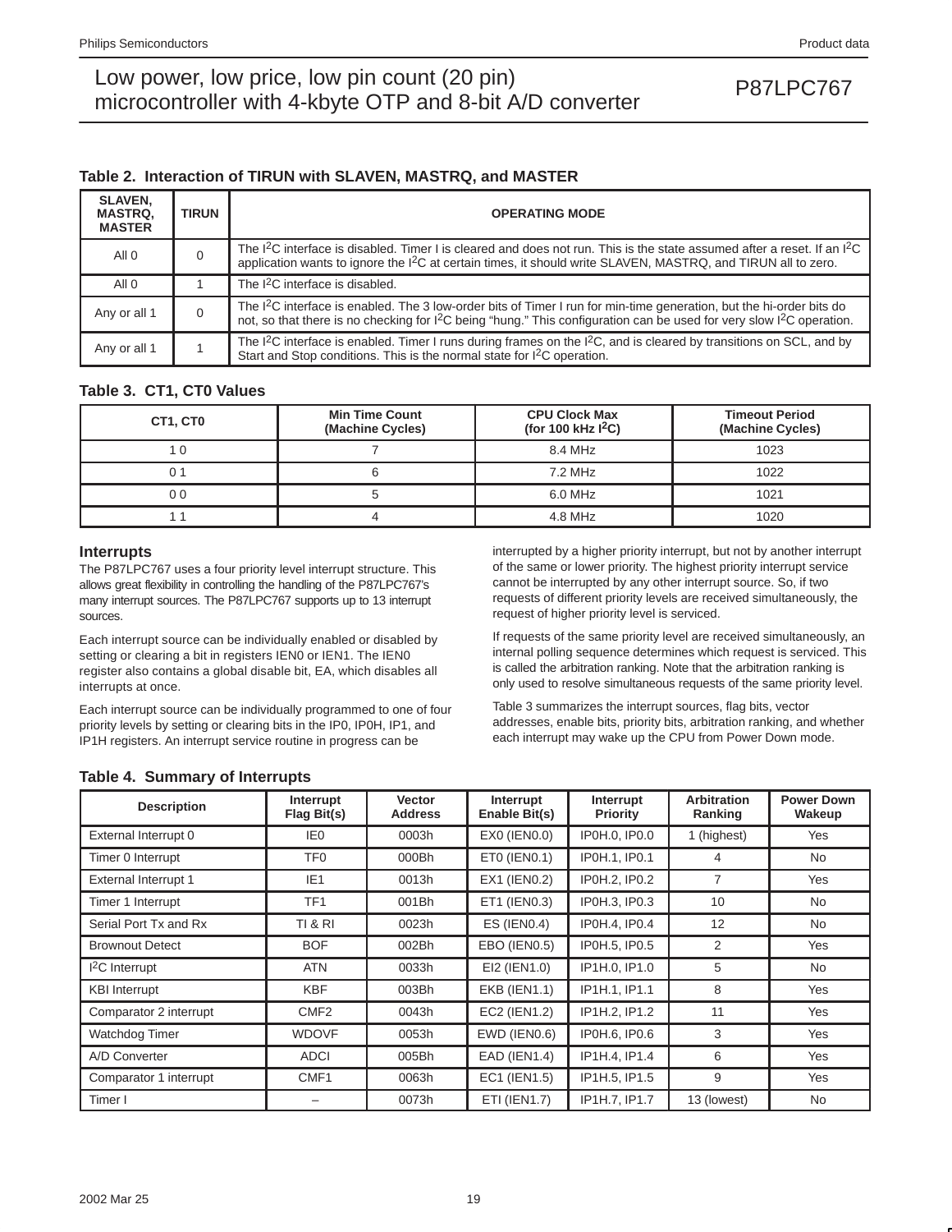**Table 2. Interaction of TIRUN with SLAVEN, MASTRQ, and MASTER**

| SLAVEN, MASTRQ, MASTER | TIRUN | OPERATING MODE |
|---|---|---|
| All 0 | 0 | The I$^2$C interface is disabled. Timer I is cleared and does not run. This is the state assumed after a reset. If an I$^2$C application wants to ignore the I$^2$C at certain times, it should write SLAVEN, MASTRQ, and TIRUN all to zero. |
| All 0 | 1 | The I$^2$C interface is disabled. |
| Any or all 1 | 0 | The I$^2$C interface is enabled. The 3 low-order bits of Timer I run for min-time generation, but the hi-order bits do not, so that there is no checking for I$^2$C being "hung." This configuration can be used for very slow I$^2$C operation. |
| Any or all 1 | 1 | The I$^2$C interface is enabled. Timer I runs during frames on the I$^2$C, and is cleared by transitions on SCL, and by Start and Stop conditions. This is the normal state for I$^2$C operation. |

**Table 3. CT1, CT0 Values**

| CT1, CT0 | Min Time Count (Machine Cycles) | CPU Clock Max (for 100 kHz I$^2$C) | Timeout Period (Machine Cycles) |
|---|---|---|---|
| 1 0 | 7 | 8.4 MHz | 1023 |
| 0 1 | 6 | 7.2 MHz | 1022 |
| 0 0 | 5 | 6.0 MHz | 1021 |
| 1 1 | 4 | 4.8 MHz | 1020 |

### Interrupts

The P87LPC767 uses a four priority level interrupt structure. This allows great flexibility in controlling the handling of the P87LPC767's many interrupt sources. The P87LPC767 supports up to 13 interrupt sources.

Each interrupt source can be individually enabled or disabled by setting or clearing a bit in registers IEN0 or IEN1. The IEN0 register also contains a global disable bit, EA, which disables all interrupts at once.

Each interrupt source can be individually programmed to one of four priority levels by setting or clearing bits in the IP0, IP0H, IP1, and IP1H registers. An interrupt service routine in progress can be interrupted by a higher priority interrupt, but not by another interrupt of the same or lower priority. The highest priority interrupt service cannot be interrupted by any other interrupt source. So, if two requests of different priority levels are received simultaneously, the request of higher priority level is serviced.

If requests of the same priority level are received simultaneously, an internal polling sequence determines which request is serviced. This is called the arbitration ranking. Note that the arbitration ranking is only used to resolve simultaneous requests of the same priority level.

Table 3 summarizes the interrupt sources, flag bits, vector addresses, enable bits, priority bits, arbitration ranking, and whether each interrupt may wake up the CPU from Power Down mode.

**Table 4. Summary of Interrupts**

| Description | Interrupt Flag Bit(s) | Vector Address | Interrupt Enable Bit(s) | Interrupt Priority | Arbitration Ranking | Power Down Wakeup |
|---|---|---|---|---|---|---|
| External Interrupt 0 | IE0 | 0003h | EX0 (IEN0.0) | IP0H.0, IP0.0 | 1 (highest) | Yes |
| Timer 0 Interrupt | TF0 | 000Bh | ET0 (IEN0.1) | IP0H.1, IP0.1 | 4 | No |
| External Interrupt 1 | IE1 | 0013h | EX1 (IEN0.2) | IP0H.2, IP0.2 | 7 | Yes |
| Timer 1 Interrupt | TF1 | 001Bh | ET1 (IEN0.3) | IP0H.3, IP0.3 | 10 | No |
| Serial Port Tx and Rx | TI & RI | 0023h | ES (IEN0.4) | IP0H.4, IP0.4 | 12 | No |
| Brownout Detect | BOF | 002Bh | EBO (IEN0.5) | IP0H.5, IP0.5 | 2 | Yes |
| I$^2$C Interrupt | ATN | 0033h | EI2 (IEN1.0) | IP1H.0, IP1.0 | 5 | No |
| KBI Interrupt | KBF | 003Bh | EKB (IEN1.1) | IP1H.1, IP1.1 | 8 | Yes |
| Comparator 2 interrupt | CMF2 | 0043h | EC2 (IEN1.2) | IP1H.2, IP1.2 | 11 | Yes |
| Watchdog Timer | WDOVF | 0053h | EWD (IEN0.6) | IP0H.6, IP0.6 | 3 | Yes |
| A/D Converter | ADCI | 005Bh | EAD (IEN1.4) | IP1H.4, IP1.4 | 6 | Yes |
| Comparator 1 interrupt | CMF1 | 0063h | EC1 (IEN1.5) | IP1H.5, IP1.5 | 9 | Yes |
| Timer I | – | 0073h | ETI (IEN1.7) | IP1H.7, IP1.7 | 13 (lowest) | No |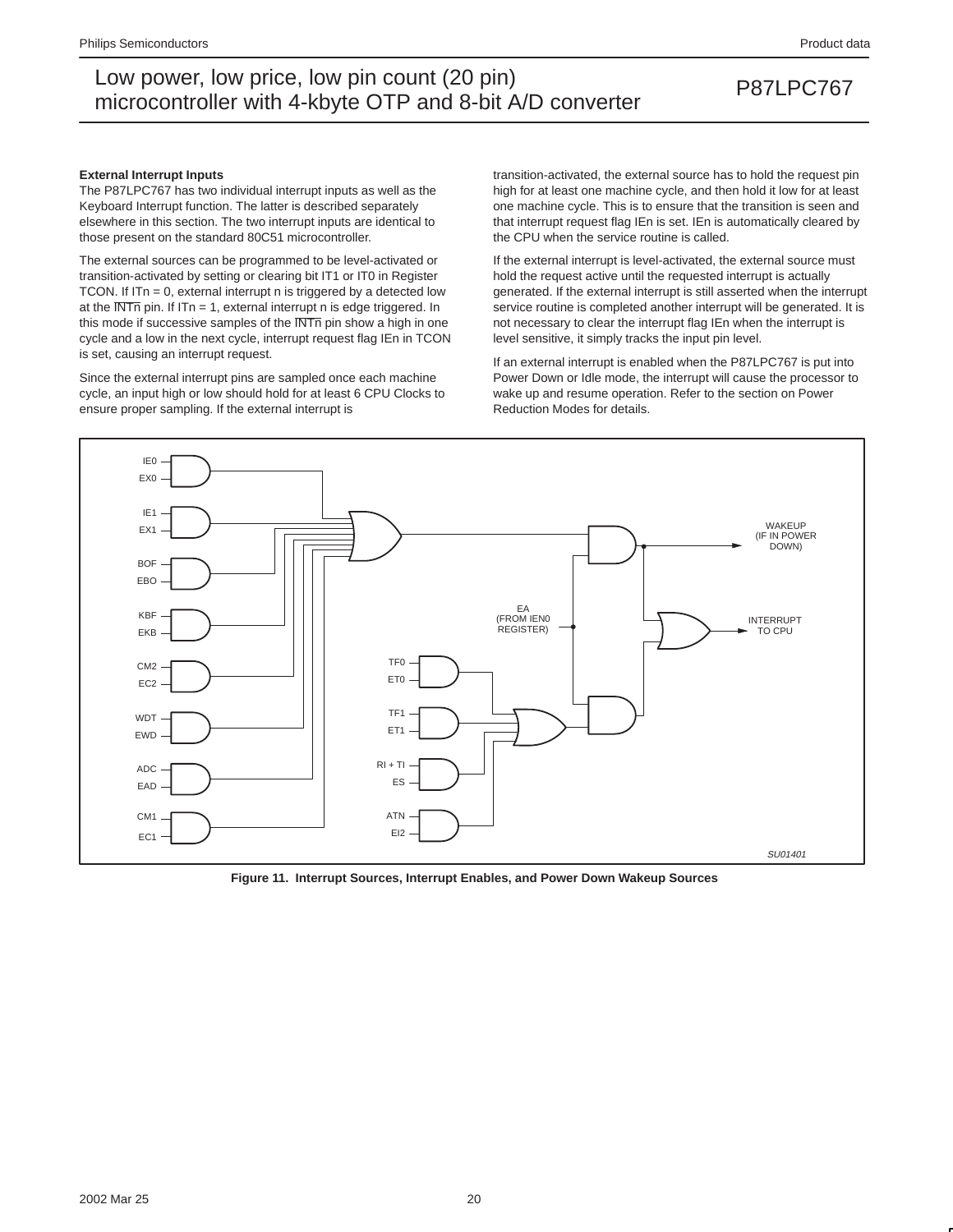### External Interrupt Inputs

The P87LPC767 has two individual interrupt inputs as well as the Keyboard Interrupt function. The latter is described separately elsewhere in this section. The two interrupt inputs are identical to those present on the standard 80C51 microcontroller.

The external sources can be programmed to be level-activated or transition-activated by setting or clearing bit IT1 or IT0 in Register TCON. If ITn = 0, external interrupt n is triggered by a detected low at the $\overline{\text{INTn}}$ pin. If ITn = 1, external interrupt n is edge triggered. In this mode if successive samples of the $\overline{\text{INTn}}$ pin show a high in one cycle and a low in the next cycle, interrupt request flag IEn in TCON is set, causing an interrupt request.

Since the external interrupt pins are sampled once each machine cycle, an input high or low should hold for at least 6 CPU Clocks to ensure proper sampling. If the external interrupt is transition-activated, the external source has to hold the request pin high for at least one machine cycle, and then hold it low for at least one machine cycle. This is to ensure that the transition is seen and that interrupt request flag IEn is set. IEn is automatically cleared by the CPU when the service routine is called.

If the external interrupt is level-activated, the external source must hold the request active until the requested interrupt is actually generated. If the external interrupt is still asserted when the interrupt service routine is completed another interrupt will be generated. It is not necessary to clear the interrupt flag IEn when the interrupt is level sensitive, it simply tracks the input pin level.

If an external interrupt is enabled when the P87LPC767 is put into Power Down or Idle mode, the interrupt will cause the processor to wake up and resume operation. Refer to the section on Power Reduction Modes for details.

**Figure 11. Interrupt Sources, Interrupt Enables, and Power Down Wakeup Sources**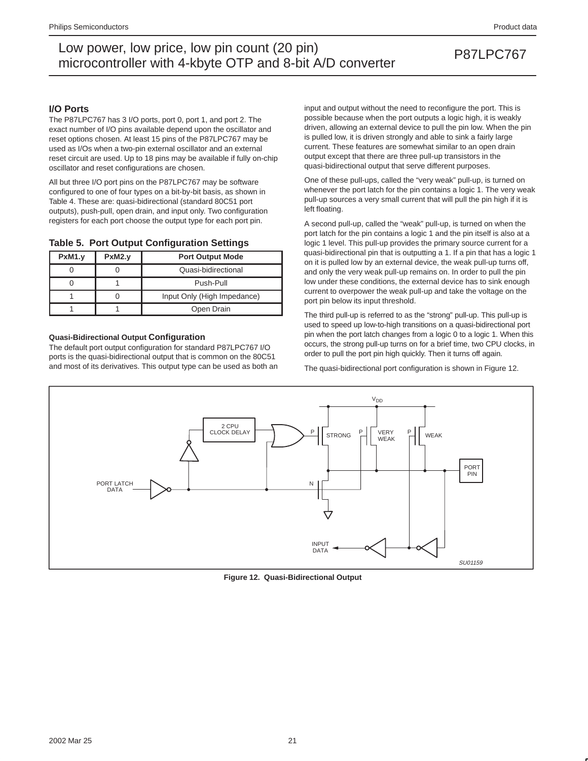## I/O Ports

The P87LPC767 has 3 I/O ports, port 0, port 1, and port 2. The exact number of I/O pins available depend upon the oscillator and reset options chosen. At least 15 pins of the P87LPC767 may be used as I/Os when a two-pin external oscillator and an external reset circuit are used. Up to 18 pins may be available if fully on-chip oscillator and reset configurations are chosen.

All but three I/O port pins on the P87LPC767 may be software configured to one of four types on a bit-by-bit basis, as shown in Table 4. These are: quasi-bidirectional (standard 80C51 port outputs), push-pull, open drain, and input only. Two configuration registers for each port choose the output type for each port pin.

**Table 5. Port Output Configuration Settings**

| PxM1.y | PxM2.y | Port Output Mode |
|---|---|---|
| 0 | 0 | Quasi-bidirectional |
| 0 | 1 | Push-Pull |
| 1 | 0 | Input Only (High Impedance) |
| 1 | 1 | Open Drain |

### Quasi-Bidirectional Output Configuration

The default port output configuration for standard P87LPC767 I/O ports is the quasi-bidirectional output that is common on the 80C51 and most of its derivatives. This output type can be used as both an input and output without the need to reconfigure the port. This is possible because when the port outputs a logic high, it is weakly driven, allowing an external device to pull the pin low. When the pin is pulled low, it is driven strongly and able to sink a fairly large current. These features are somewhat similar to an open drain output except that there are three pull-up transistors in the quasi-bidirectional output that serve different purposes.

One of these pull-ups, called the "very weak" pull-up, is turned on whenever the port latch for the pin contains a logic 1. The very weak pull-up sources a very small current that will pull the pin high if it is left floating.

A second pull-up, called the "weak" pull-up, is turned on when the port latch for the pin contains a logic 1 and the pin itself is also at a logic 1 level. This pull-up provides the primary source current for a quasi-bidirectional pin that is outputting a 1. If a pin that has a logic 1 on it is pulled low by an external device, the weak pull-up turns off, and only the very weak pull-up remains on. In order to pull the pin low under these conditions, the external device has to sink enough current to overpower the weak pull-up and take the voltage on the port pin below its input threshold.

The third pull-up is referred to as the "strong" pull-up. This pull-up is used to speed up low-to-high transitions on a quasi-bidirectional port pin when the port latch changes from a logic 0 to a logic 1. When this occurs, the strong pull-up turns on for a brief time, two CPU clocks, in order to pull the port pin high quickly. Then it turns off again.

The quasi-bidirectional port configuration is shown in Figure 12.

**Figure 12. Quasi-Bidirectional Output**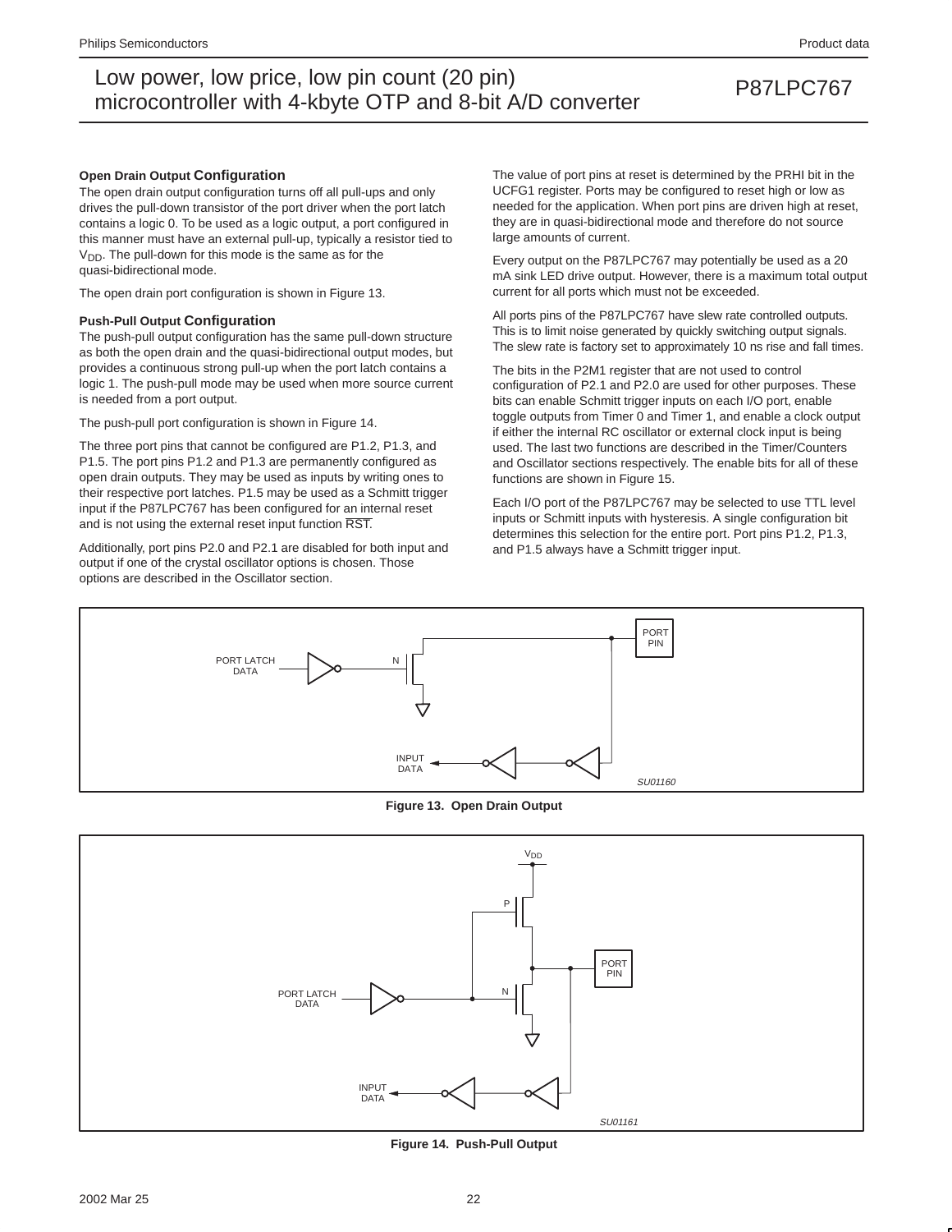### Open Drain Output Configuration

The open drain output configuration turns off all pull-ups and only drives the pull-down transistor of the port driver when the port latch contains a logic 0. To be used as a logic output, a port configured in this manner must have an external pull-up, typically a resistor tied to $V_{DD}$. The pull-down for this mode is the same as for the quasi-bidirectional mode.

The open drain port configuration is shown in Figure 13.

### Push-Pull Output Configuration

The push-pull output configuration has the same pull-down structure as both the open drain and the quasi-bidirectional output modes, but provides a continuous strong pull-up when the port latch contains a logic 1. The push-pull mode may be used when more source current is needed from a port output.

The push-pull port configuration is shown in Figure 14.

The three port pins that cannot be configured are P1.2, P1.3, and P1.5. The port pins P1.2 and P1.3 are permanently configured as open drain outputs. They may be used as inputs by writing ones to their respective port latches. P1.5 may be used as a Schmitt trigger input if the P87LPC767 has been configured for an internal reset and is not using the external reset input function $\overline{RST}$.

Additionally, port pins P2.0 and P2.1 are disabled for both input and output if one of the crystal oscillator options is chosen. Those options are described in the Oscillator section.

The value of port pins at reset is determined by the PRHI bit in the UCFG1 register. Ports may be configured to reset high or low as needed for the application. When port pins are driven high at reset, they are in quasi-bidirectional mode and therefore do not source large amounts of current.

Every output on the P87LPC767 may potentially be used as a 20 mA sink LED drive output. However, there is a maximum total output current for all ports which must not be exceeded.

All ports pins of the P87LPC767 have slew rate controlled outputs. This is to limit noise generated by quickly switching output signals. The slew rate is factory set to approximately 10 ns rise and fall times.

The bits in the P2M1 register that are not used to control configuration of P2.1 and P2.0 are used for other purposes. These bits can enable Schmitt trigger inputs on each I/O port, enable toggle outputs from Timer 0 and Timer 1, and enable a clock output if either the internal RC oscillator or external clock input is being used. The last two functions are described in the Timer/Counters and Oscillator sections respectively. The enable bits for all of these functions are shown in Figure 15.

Each I/O port of the P87LPC767 may be selected to use TTL level inputs or Schmitt inputs with hysteresis. A single configuration bit determines this selection for the entire port. Port pins P1.2, P1.3, and P1.5 always have a Schmitt trigger input.

PORT LATCH DATA — N — PORT PIN — INPUT DATA — SU01160

**Figure 13. Open Drain Output**

$V_{DD}$ — P — N — PORT LATCH DATA — PORT PIN — INPUT DATA — SU01161

**Figure 14. Push-Pull Output**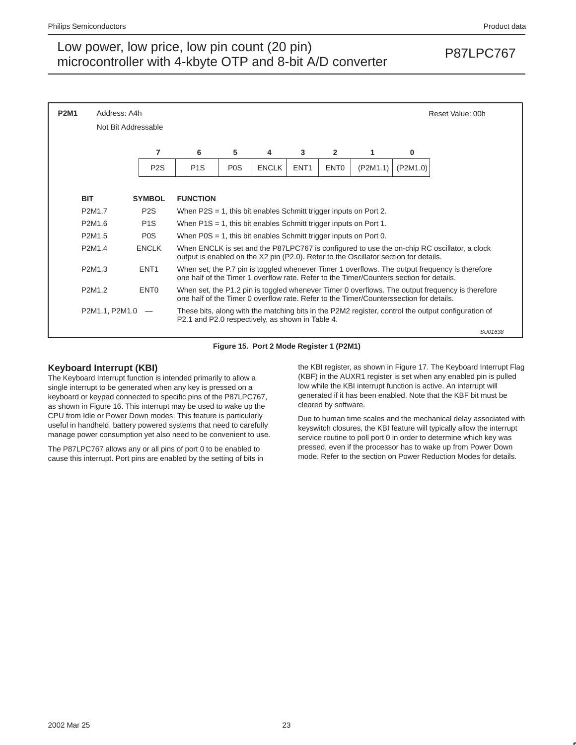**P2M1** Address: A4h Reset Value: 00h

Not Bit Addressable

| 7 | 6 | 5 | 4 | 3 | 2 | 1 | 0 |
|---|---|---|---|---|---|---|---|
| P2S | P1S | P0S | ENCLK | ENT1 | ENT0 | (P2M1.1) | (P2M1.0) |

| BIT | SYMBOL | FUNCTION |
|---|---|---|
| P2M1.7 | P2S | When P2S = 1, this bit enables Schmitt trigger inputs on Port 2. |
| P2M1.6 | P1S | When P1S = 1, this bit enables Schmitt trigger inputs on Port 1. |
| P2M1.5 | P0S | When P0S = 1, this bit enables Schmitt trigger inputs on Port 0. |
| P2M1.4 | ENCLK | When ENCLK is set and the P87LPC767 is configured to use the on-chip RC oscillator, a clock output is enabled on the X2 pin (P2.0). Refer to the Oscillator section for details. |
| P2M1.3 | ENT1 | When set, the P.7 pin is toggled whenever Timer 1 overflows. The output frequency is therefore one half of the Timer 1 overflow rate. Refer to the Timer/Counters section for details. |
| P2M1.2 | ENT0 | When set, the P1.2 pin is toggled whenever Timer 0 overflows. The output frequency is therefore one half of the Timer 0 overflow rate. Refer to the Timer/Counterssection for details. |
| P2M1.1, P2M1.0 | — | These bits, along with the matching bits in the P2M2 register, control the output configuration of P2.1 and P2.0 respectively, as shown in Table 4. |

SU01638

**Figure 15. Port 2 Mode Register 1 (P2M1)**

## Keyboard Interrupt (KBI)

The Keyboard Interrupt function is intended primarily to allow a single interrupt to be generated when any key is pressed on a keyboard or keypad connected to specific pins of the P87LPC767, as shown in Figure 16. This interrupt may be used to wake up the CPU from Idle or Power Down modes. This feature is particularly useful in handheld, battery powered systems that need to carefully manage power consumption yet also need to be convenient to use.

The P87LPC767 allows any or all pins of port 0 to be enabled to cause this interrupt. Port pins are enabled by the setting of bits in the KBI register, as shown in Figure 17. The Keyboard Interrupt Flag (KBF) in the AUXR1 register is set when any enabled pin is pulled low while the KBI interrupt function is active. An interrupt will generated if it has been enabled. Note that the KBF bit must be cleared by software.

Due to human time scales and the mechanical delay associated with keyswitch closures, the KBI feature will typically allow the interrupt service routine to poll port 0 in order to determine which key was pressed, even if the processor has to wake up from Power Down mode. Refer to the section on Power Reduction Modes for details.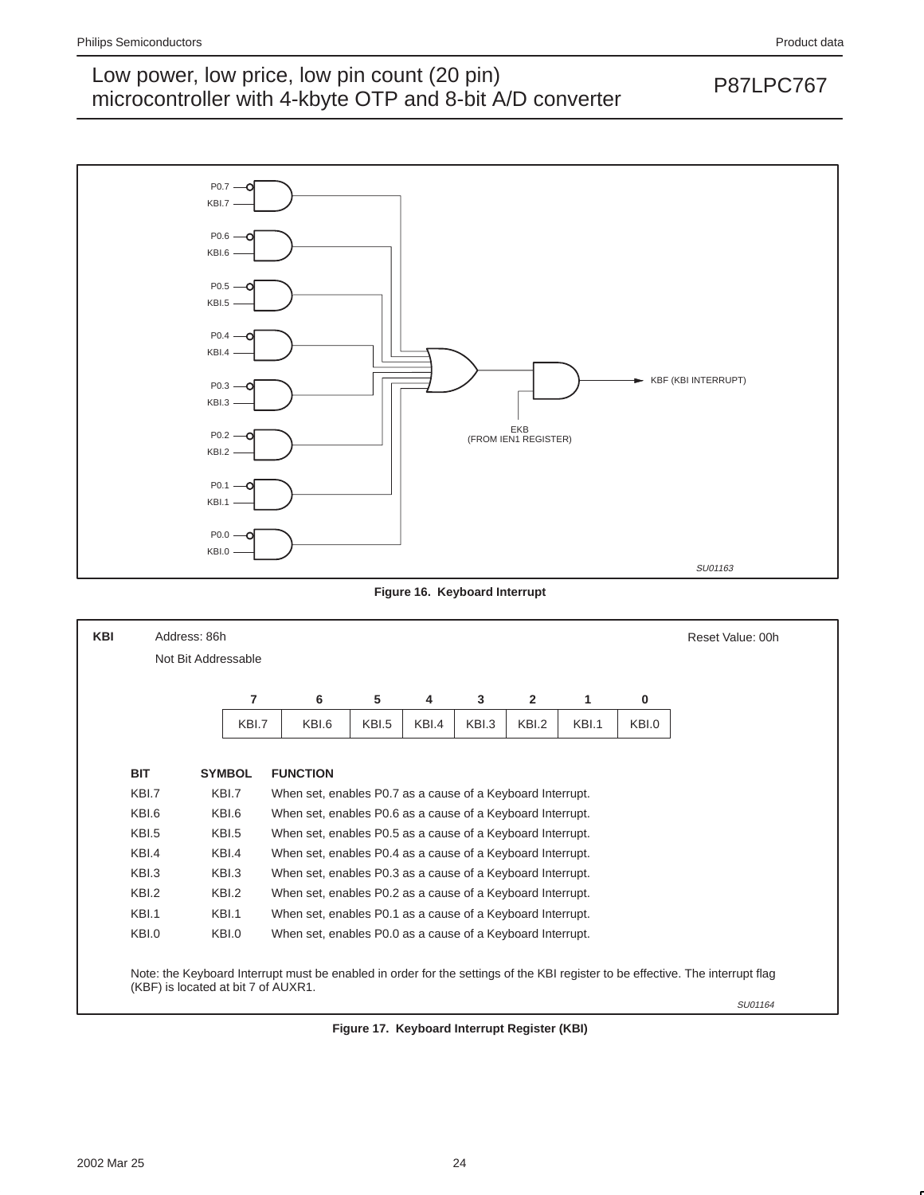Figure 16. Keyboard Interrupt

**KBI** Address: 86h — Reset Value: 00h

Not Bit Addressable

| 7 | 6 | 5 | 4 | 3 | 2 | 1 | 0 |
|---|---|---|---|---|---|---|---|
| KBI.7 | KBI.6 | KBI.5 | KBI.4 | KBI.3 | KBI.2 | KBI.1 | KBI.0 |

| BIT | SYMBOL | FUNCTION |
|---|---|---|
| KBI.7 | KBI.7 | When set, enables P0.7 as a cause of a Keyboard Interrupt. |
| KBI.6 | KBI.6 | When set, enables P0.6 as a cause of a Keyboard Interrupt. |
| KBI.5 | KBI.5 | When set, enables P0.5 as a cause of a Keyboard Interrupt. |
| KBI.4 | KBI.4 | When set, enables P0.4 as a cause of a Keyboard Interrupt. |
| KBI.3 | KBI.3 | When set, enables P0.3 as a cause of a Keyboard Interrupt. |
| KBI.2 | KBI.2 | When set, enables P0.2 as a cause of a Keyboard Interrupt. |
| KBI.1 | KBI.1 | When set, enables P0.1 as a cause of a Keyboard Interrupt. |
| KBI.0 | KBI.0 | When set, enables P0.0 as a cause of a Keyboard Interrupt. |

Note: the Keyboard Interrupt must be enabled in order for the settings of the KBI register to be effective. The interrupt flag (KBF) is located at bit 7 of AUXR1.

SU01164

Figure 17. Keyboard Interrupt Register (KBI)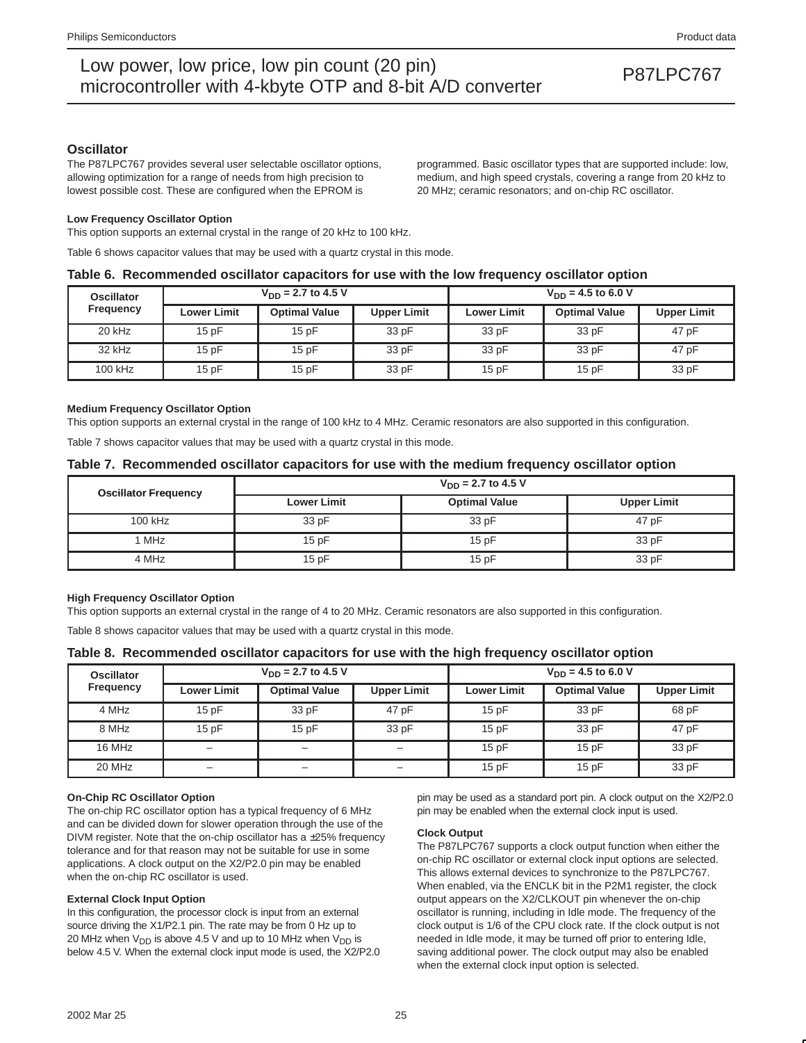## Oscillator

The P87LPC767 provides several user selectable oscillator options, allowing optimization for a range of needs from high precision to lowest possible cost. These are configured when the EPROM is programmed. Basic oscillator types that are supported include: low, medium, and high speed crystals, covering a range from 20 kHz to 20 MHz; ceramic resonators; and on-chip RC oscillator.

### Low Frequency Oscillator Option

This option supports an external crystal in the range of 20 kHz to 100 kHz.

Table 6 shows capacitor values that may be used with a quartz crystal in this mode.

**Table 6. Recommended oscillator capacitors for use with the low frequency oscillator option**

| Oscillator Frequency | $V_{DD}$ = 2.7 to 4.5 V | | | $V_{DD}$ = 4.5 to 6.0 V | | |
|---|---|---|---|---|---|---|
| | Lower Limit | Optimal Value | Upper Limit | Lower Limit | Optimal Value | Upper Limit |
| 20 kHz | 15 pF | 15 pF | 33 pF | 33 pF | 33 pF | 47 pF |
| 32 kHz | 15 pF | 15 pF | 33 pF | 33 pF | 33 pF | 47 pF |
| 100 kHz | 15 pF | 15 pF | 33 pF | 15 pF | 15 pF | 33 pF |

### Medium Frequency Oscillator Option

This option supports an external crystal in the range of 100 kHz to 4 MHz. Ceramic resonators are also supported in this configuration.

Table 7 shows capacitor values that may be used with a quartz crystal in this mode.

**Table 7. Recommended oscillator capacitors for use with the medium frequency oscillator option**

| Oscillator Frequency | $V_{DD}$ = 2.7 to 4.5 V | | |
|---|---|---|---|
| | Lower Limit | Optimal Value | Upper Limit |
| 100 kHz | 33 pF | 33 pF | 47 pF |
| 1 MHz | 15 pF | 15 pF | 33 pF |
| 4 MHz | 15 pF | 15 pF | 33 pF |

### High Frequency Oscillator Option

This option supports an external crystal in the range of 4 to 20 MHz. Ceramic resonators are also supported in this configuration.

Table 8 shows capacitor values that may be used with a quartz crystal in this mode.

**Table 8. Recommended oscillator capacitors for use with the high frequency oscillator option**

| Oscillator Frequency | $V_{DD}$ = 2.7 to 4.5 V | | | $V_{DD}$ = 4.5 to 6.0 V | | |
|---|---|---|---|---|---|---|
| | Lower Limit | Optimal Value | Upper Limit | Lower Limit | Optimal Value | Upper Limit |
| 4 MHz | 15 pF | 33 pF | 47 pF | 15 pF | 33 pF | 68 pF |
| 8 MHz | 15 pF | 15 pF | 33 pF | 15 pF | 33 pF | 47 pF |
| 16 MHz | – | – | – | 15 pF | 15 pF | 33 pF |
| 20 MHz | – | – | – | 15 pF | 15 pF | 33 pF |

### On-Chip RC Oscillator Option

The on-chip RC oscillator option has a typical frequency of 6 MHz and can be divided down for slower operation through the use of the DIVM register. Note that the on-chip oscillator has a ±25% frequency tolerance and for that reason may not be suitable for use in some applications. A clock output on the X2/P2.0 pin may be enabled when the on-chip RC oscillator is used.

### External Clock Input Option

In this configuration, the processor clock is input from an external source driving the X1/P2.1 pin. The rate may be from 0 Hz up to 20 MHz when $V_{DD}$ is above 4.5 V and up to 10 MHz when $V_{DD}$ is below 4.5 V. When the external clock input mode is used, the X2/P2.0 pin may be used as a standard port pin. A clock output on the X2/P2.0 pin may be enabled when the external clock input is used.

### Clock Output

The P87LPC767 supports a clock output function when either the on-chip RC oscillator or external clock input options are selected. This allows external devices to synchronize to the P87LPC767. When enabled, via the ENCLK bit in the P2M1 register, the clock output appears on the X2/CLKOUT pin whenever the on-chip oscillator is running, including in Idle mode. The frequency of the clock output is 1/6 of the CPU clock rate. If the clock output is not needed in Idle mode, it may be turned off prior to entering Idle, saving additional power. The clock output may also be enabled when the external clock input option is selected.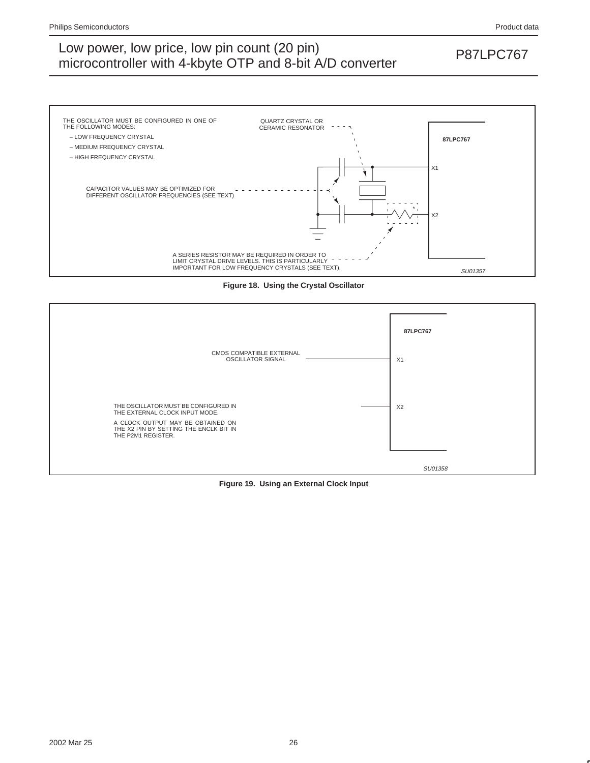THE OSCILLATOR MUST BE CONFIGURED IN ONE OF THE FOLLOWING MODES:
– LOW FREQUENCY CRYSTAL
– MEDIUM FREQUENCY CRYSTAL
– HIGH FREQUENCY CRYSTAL

QUARTZ CRYSTAL OR CERAMIC RESONATOR

87LPC767

X1

CAPACITOR VALUES MAY BE OPTIMIZED FOR DIFFERENT OSCILLATOR FREQUENCIES (SEE TEXT)

X2

A SERIES RESISTOR MAY BE REQUIRED IN ORDER TO LIMIT CRYSTAL DRIVE LEVELS. THIS IS PARTICULARLY IMPORTANT FOR LOW FREQUENCY CRYSTALS (SEE TEXT).

SU01357

**Figure 18. Using the Crystal Oscillator**

87LPC767

CMOS COMPATIBLE EXTERNAL OSCILLATOR SIGNAL

X1

THE OSCILLATOR MUST BE CONFIGURED IN THE EXTERNAL CLOCK INPUT MODE.

A CLOCK OUTPUT MAY BE OBTAINED ON THE X2 PIN BY SETTING THE ENCLK BIT IN THE P2M1 REGISTER.

X2

SU01358

**Figure 19. Using an External Clock Input**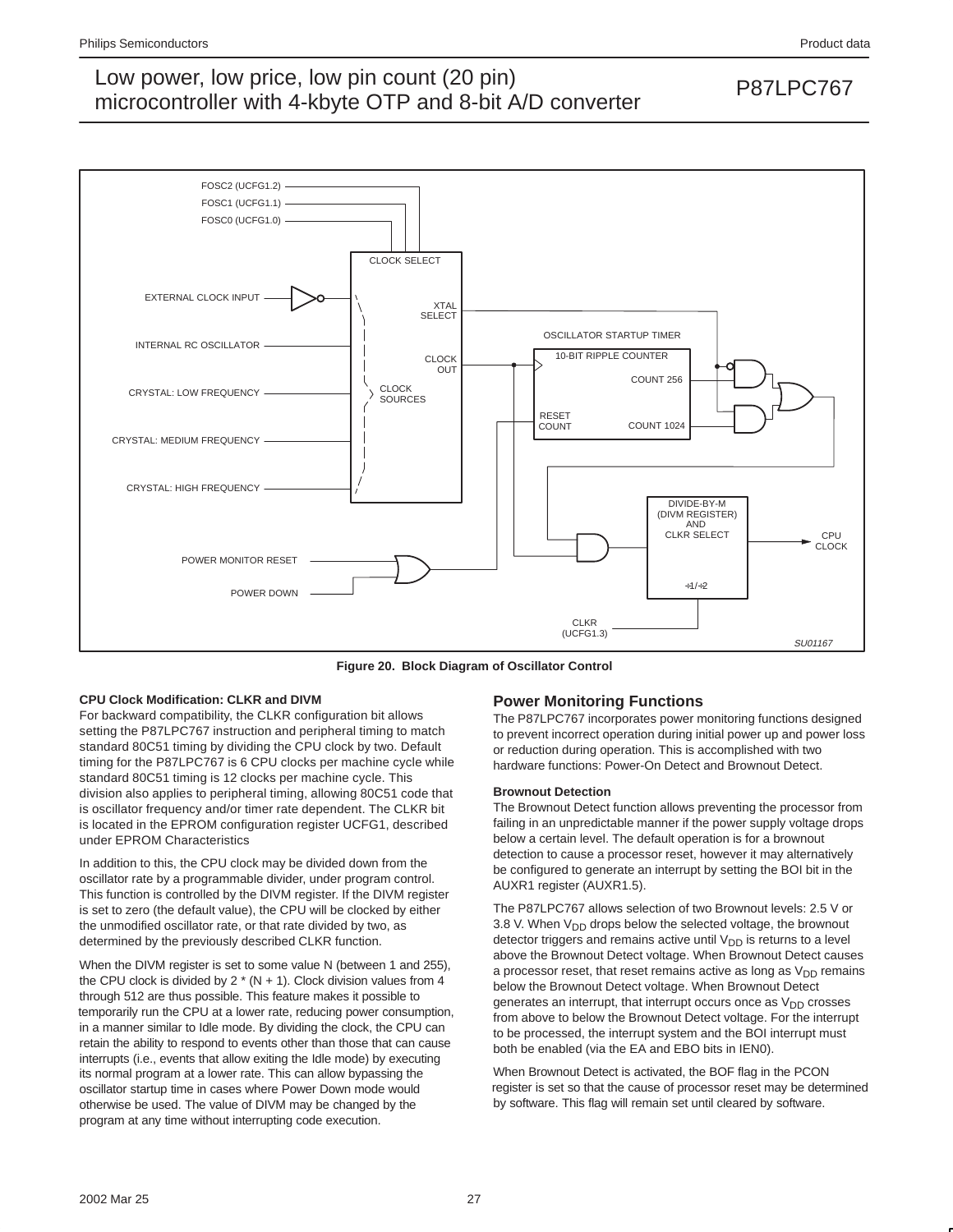**Figure 20. Block Diagram of Oxcillator Control**

### CPU Clock Modification: CLKR and DIVM

For backward compatibility, the CLKR configuration bit allows setting the P87LPC767 instruction and peripheral timing to match standard 80C51 timing by dividing the CPU clock by two. Default timing for the P87LPC767 is 6 CPU clocks per machine cycle while standard 80C51 timing is 12 clocks per machine cycle. This division also applies to peripheral timing, allowing 80C51 code that is oscillator frequency and/or timer rate dependent. The CLKR bit is located in the EPROM configuration register UCFG1, described under EPROM Characteristics

In addition to this, the CPU clock may be divided down from the oscillator rate by a programmable divider, under program control. This function is controlled by the DIVM register. If the DIVM register is set to zero (the default value), the CPU will be clocked by either the unmodified oscillator rate, or that rate divided by two, as determined by the previously described CLKR function.

When the DIVM register is set to some value N (between 1 and 255), the CPU clock is divided by 2 * (N + 1). Clock division values from 4 through 512 are thus possible. This feature makes it possible to temporarily run the CPU at a lower rate, reducing power consumption, in a manner similar to Idle mode. By dividing the clock, the CPU can retain the ability to respond to events other than those that can cause interrupts (i.e., events that allow exiting the Idle mode) by executing its normal program at a lower rate. This can allow bypassing the oscillator startup time in cases where Power Down mode would otherwise be used. The value of DIVM may be changed by the program at any time without interrupting code execution.

## Power Monitoring Functions

The P87LPC767 incorporates power monitoring functions designed to prevent incorrect operation during initial power up and power loss or reduction during operation. This is accomplished with two hardware functions: Power-On Detect and Brownout Detect.

### Brownout Detection

The Brownout Detect function allows preventing the processor from failing in an unpredictable manner if the power supply voltage drops below a certain level. The default operation is for a brownout detection to cause a processor reset, however it may alternatively be configured to generate an interrupt by setting the BOI bit in the AUXR1 register (AUXR1.5).

The P87LPC767 allows selection of two Brownout levels: 2.5 V or 3.8 V. When $V_{DD}$ drops below the selected voltage, the brownout detector triggers and remains active until $V_{DD}$ is returns to a level above the Brownout Detect voltage. When Brownout Detect causes a processor reset, that reset remains active as long as $V_{DD}$ remains below the Brownout Detect voltage. When Brownout Detect generates an interrupt, that interrupt occurs once as $V_{DD}$ crosses from above to below the Brownout Detect voltage. For the interrupt to be processed, the interrupt system and the BOI interrupt must both be enabled (via the EA and EBO bits in IEN0).

When Brownout Detect is activated, the BOF flag in the PCON register is set so that the cause of processor reset may be determined by software. This flag will remain set until cleared by software.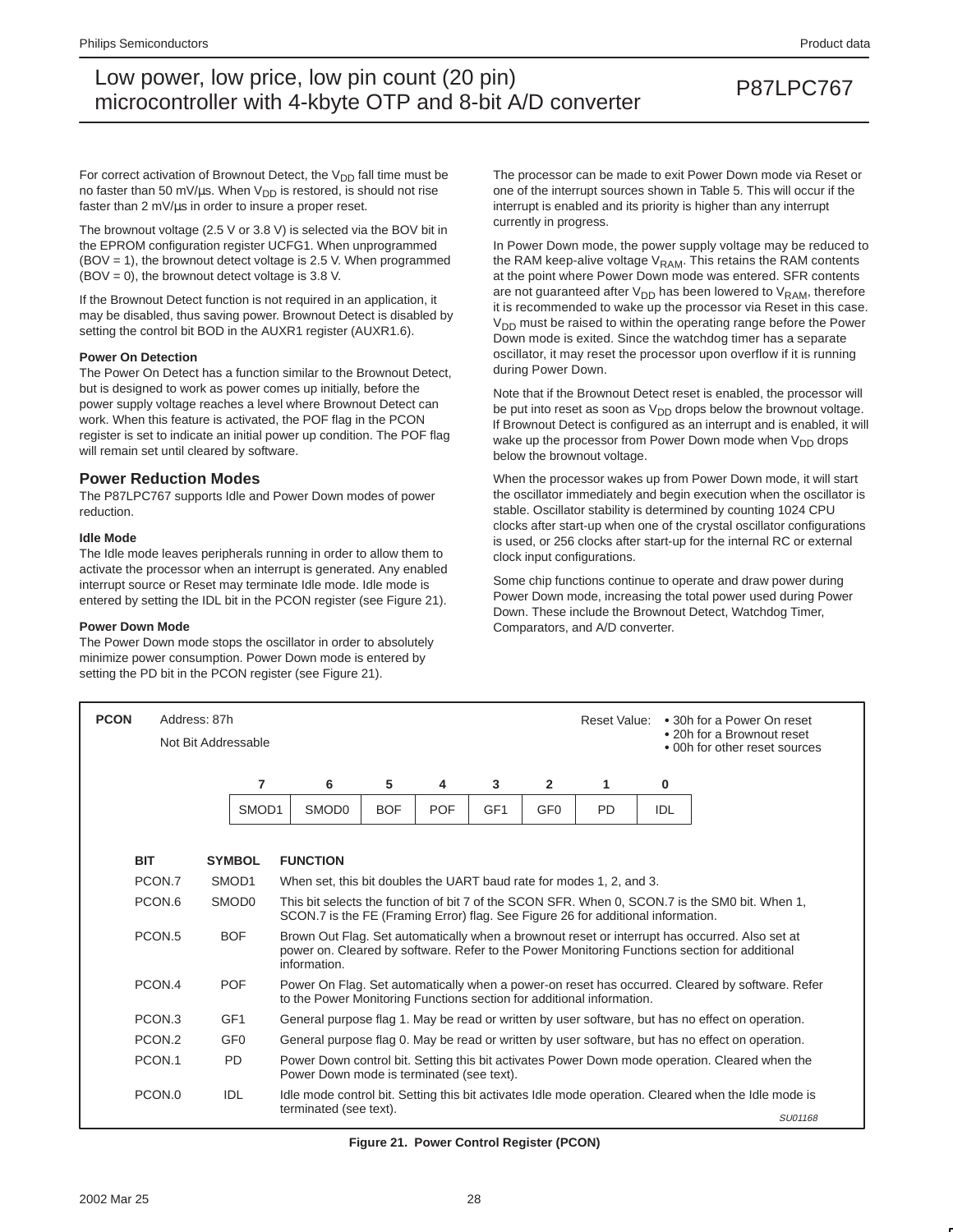For correct activation of Brownout Detect, the $V_{DD}$ fall time must be no faster than 50 mV/µs. When $V_{DD}$ is restored, is should not rise faster than 2 mV/µs in order to insure a proper reset.

The brownout voltage (2.5 V or 3.8 V) is selected via the BOV bit in the EPROM configuration register UCFG1. When unprogrammed (BOV = 1), the brownout detect voltage is 2.5 V. When programmed (BOV = 0), the brownout detect voltage is 3.8 V.

If the Brownout Detect function is not required in an application, it may be disabled, thus saving power. Brownout Detect is disabled by setting the control bit BOD in the AUXR1 register (AUXR1.6).

#### Power On Detection

The Power On Detect has a function similar to the Brownout Detect, but is designed to work as power comes up initially, before the power supply voltage reaches a level where Brownout Detect can work. When this feature is activated, the POF flag in the PCON register is set to indicate an initial power up condition. The POF flag will remain set until cleared by software.

### Power Reduction Modes

The P87LPC767 supports Idle and Power Down modes of power reduction.

#### Idle Mode

The Idle mode leaves peripherals running in order to allow them to activate the processor when an interrupt is generated. Any enabled interrupt source or Reset may terminate Idle mode. Idle mode is entered by setting the IDL bit in the PCON register (see Figure 21).

#### Power Down Mode

The Power Down mode stops the oscillator in order to absolutely minimize power consumption. Power Down mode is entered by setting the PD bit in the PCON register (see Figure 21).

The processor can be made to exit Power Down mode via Reset or one of the interrupt sources shown in Table 5. This will occur if the interrupt is enabled and its priority is higher than any interrupt currently in progress.

In Power Down mode, the power supply voltage may be reduced to the RAM keep-alive voltage $V_{RAM}$. This retains the RAM contents at the point where Power Down mode was entered. SFR contents are not guaranteed after $V_{DD}$ has been lowered to $V_{RAM}$, therefore it is recommended to wake up the processor via Reset in this case. $V_{DD}$ must be raised to within the operating range before the Power Down mode is exited. Since the watchdog timer has a separate oscillator, it may reset the processor upon overflow if it is running during Power Down.

Note that if the Brownout Detect reset is enabled, the processor will be put into reset as soon as $V_{DD}$ drops below the brownout voltage. If Brownout Detect is configured as an interrupt and is enabled, it will wake up the processor from Power Down mode when $V_{DD}$ drops below the brownout voltage.

When the processor wakes up from Power Down mode, it will start the oscillator immediately and begin execution when the oscillator is stable. Oscillator stability is determined by counting 1024 CPU clocks after start-up when one of the crystal oscillator configurations is used, or 256 clocks after start-up for the internal RC or external clock input configurations.

Some chip functions continue to operate and draw power during Power Down mode, increasing the total power used during Power Down. These include the Brownout Detect, Watchdog Timer, Comparators, and A/D converter.

**PCON** Address: 87h
Not Bit Addressable

Reset Value:
- 30h for a Power On reset
- 20h for a Brownout reset
- 00h for other reset sources

| 7 | 6 | 5 | 4 | 3 | 2 | 1 | 0 |
|---|---|---|---|---|---|---|---|
| SMOD1 | SMOD0 | BOF | POF | GF1 | GF0 | PD | IDL |

| BIT | SYMBOL | FUNCTION |
|---|---|---|
| PCON.7 | SMOD1 | When set, this bit doubles the UART baud rate for modes 1, 2, and 3. |
| PCON.6 | SMOD0 | This bit selects the function of bit 7 of the SCON SFR. When 0, SCON.7 is the SM0 bit. When 1, SCON.7 is the FE (Framing Error) flag. See Figure 26 for additional information. |
| PCON.5 | BOF | Brown Out Flag. Set automatically when a brownout reset or interrupt has occurred. Also set at power on. Cleared by software. Refer to the Power Monitoring Functions section for additional information. |
| PCON.4 | POF | Power On Flag. Set automatically when a power-on reset has occurred. Cleared by software. Refer to the Power Monitoring Functions section for additional information. |
| PCON.3 | GF1 | General purpose flag 1. May be read or written by user software, but has no effect on operation. |
| PCON.2 | GF0 | General purpose flag 0. May be read or written by user software, but has no effect on operation. |
| PCON.1 | PD | Power Down control bit. Setting this bit activates Power Down mode operation. Cleared when the Power Down mode is terminated (see text). |
| PCON.0 | IDL | Idle mode control bit. Setting this bit activates Idle mode operation. Cleared when the Idle mode is terminated (see text). |

SU01168

**Figure 21. Power Control Register (PCON)**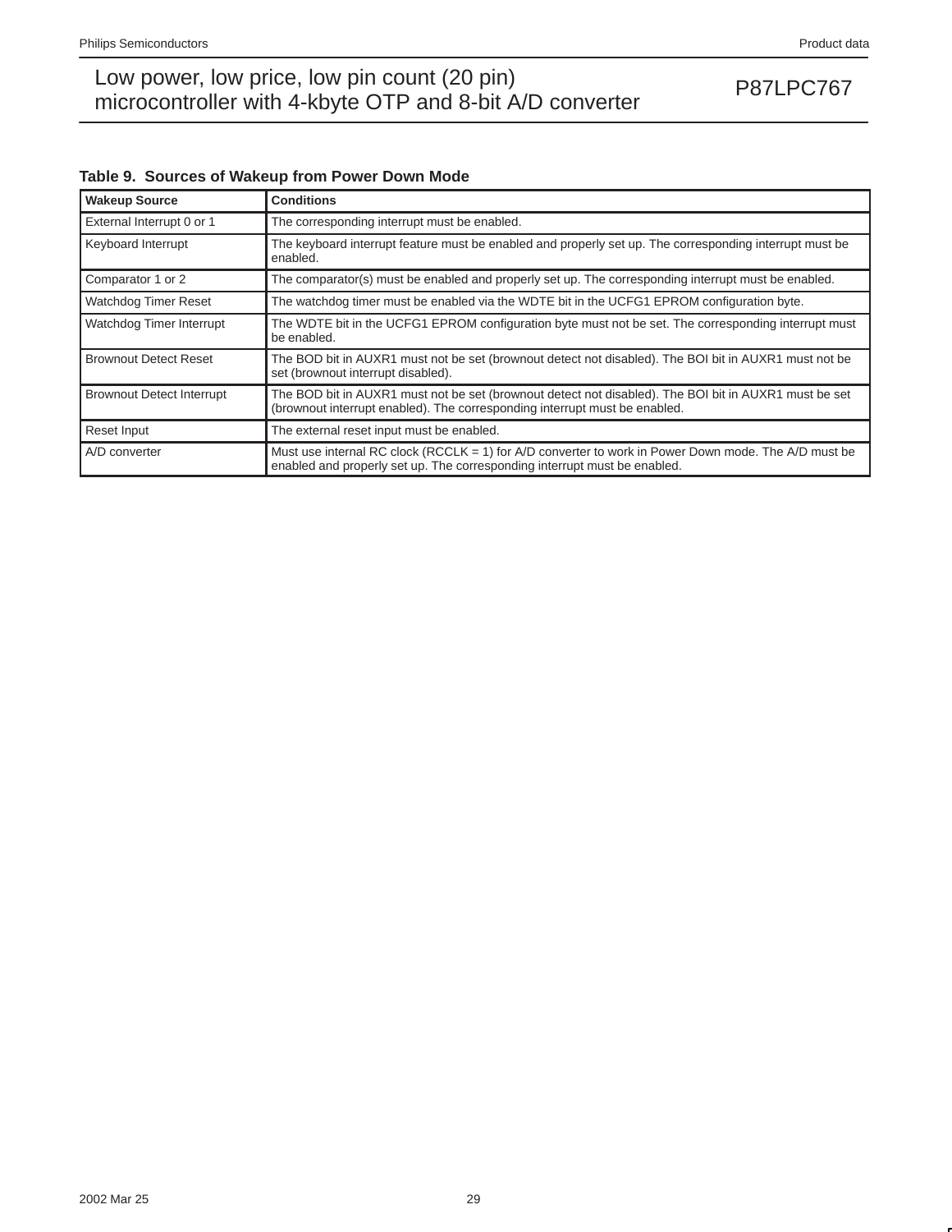**Table 9. Sources of Wakeup from Power Down Mode**

| Wakeup Source | Conditions |
| --- | --- |
| External Interrupt 0 or 1 | The corresponding interrupt must be enabled. |
| Keyboard Interrupt | The keyboard interrupt feature must be enabled and properly set up. The corresponding interrupt must be enabled. |
| Comparator 1 or 2 | The comparator(s) must be enabled and properly set up. The corresponding interrupt must be enabled. |
| Watchdog Timer Reset | The watchdog timer must be enabled via the WDTE bit in the UCFG1 EPROM configuration byte. |
| Watchdog Timer Interrupt | The WDTE bit in the UCFG1 EPROM configuration byte must not be set. The corresponding interrupt must be enabled. |
| Brownout Detect Reset | The BOD bit in AUXR1 must not be set (brownout detect not disabled). The BOI bit in AUXR1 must not be set (brownout interrupt disabled). |
| Brownout Detect Interrupt | The BOD bit in AUXR1 must not be set (brownout detect not disabled). The BOI bit in AUXR1 must be set (brownout interrupt enabled). The corresponding interrupt must be enabled. |
| Reset Input | The external reset input must be enabled. |
| A/D converter | Must use internal RC clock (RCCLK = 1) for A/D converter to work in Power Down mode. The A/D must be enabled and properly set up. The corresponding interrupt must be enabled. |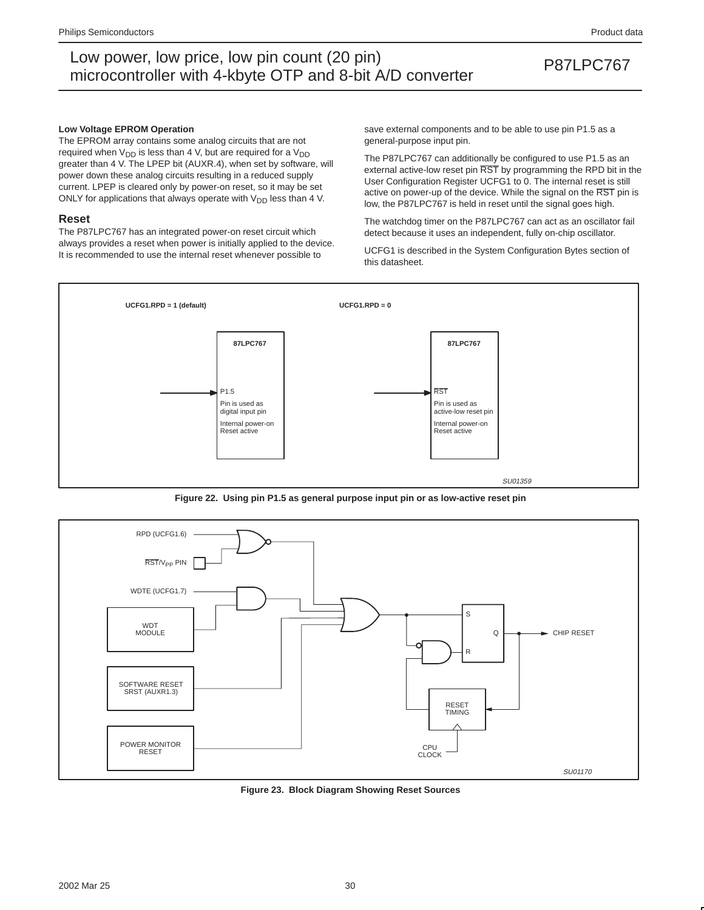### Low Voltage EPROM Operation

The EPROM array contains some analog circuits that are not required when $V_{DD}$ is less than 4 V, but are required for a $V_{DD}$ greater than 4 V. The LPEP bit (AUXR.4), when set by software, will power down these analog circuits resulting in a reduced supply current. LPEP is cleared only by power-on reset, so it may be set ONLY for applications that always operate with $V_{DD}$ less than 4 V.

## Reset

The P87LPC767 has an integrated power-on reset circuit which always provides a reset when power is initially applied to the device. It is recommended to use the internal reset whenever possible to save external components and to be able to use pin P1.5 as a general-purpose input pin.

The P87LPC767 can additionally be configured to use P1.5 as an external active-low reset pin $\overline{RST}$ by programming the RPD bit in the User Configuration Register UCFG1 to 0. The internal reset is still active on power-up of the device. While the signal on the $\overline{RST}$ pin is low, the P87LPC767 is held in reset until the signal goes high.

The watchdog timer on the P87LPC767 can act as an oscillator fail detect because it uses an independent, fully on-chip oscillator.

UCFG1 is described in the System Configuration Bytes section of this datasheet.

UCFG1.RPD = 1 (default)

87LPC767

P1.5

Pin is used as digital input pin

Internal power-on Reset active

UCFG1.RPD = 0

87LPC767

$\overline{RST}$

Pin is used as active-low reset pin

Internal power-on Reset active

SU01359

Figure 22. Using pin P1.5 as general purpose input pin or as low-active reset pin

RPD (UCFG1.6)

$\overline{RST}/V_{PP}$ PIN

WDTE (UCFG1.7)

WDT MODULE

SOFTWARE RESET SRST (AUXR1.3)

POWER MONITOR RESET

S

Q

R

CHIP RESET

RESET TIMING

CPU CLOCK

SU01170

Figure 23. Block Diagram Showing Reset Sources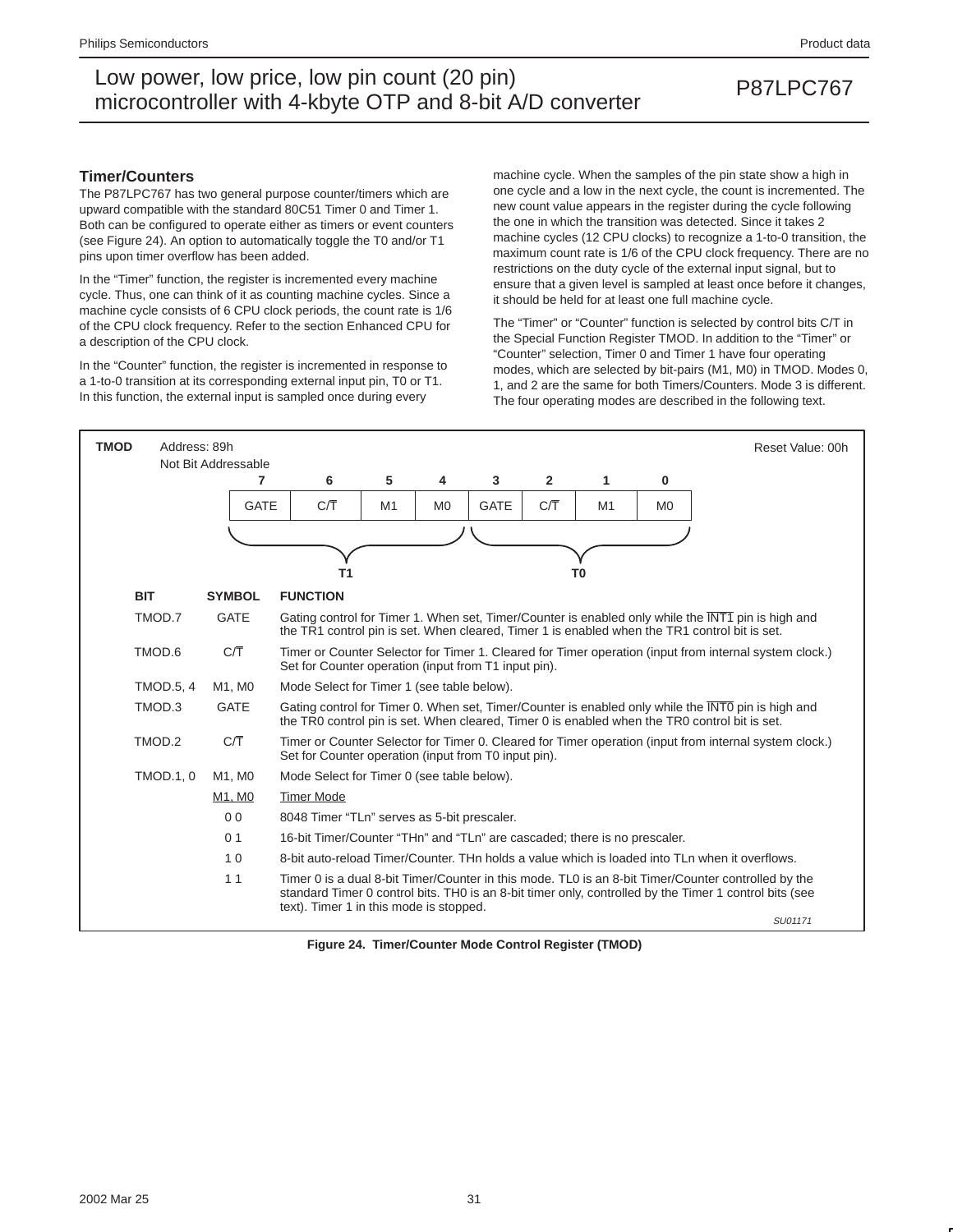## Timer/Counters

The P87LPC767 has two general purpose counter/timers which are upward compatible with the standard 80C51 Timer 0 and Timer 1. Both can be configured to operate either as timers or event counters (see Figure 24). An option to automatically toggle the T0 and/or T1 pins upon timer overflow has been added.

In the "Timer" function, the register is incremented every machine cycle. Thus, one can think of it as counting machine cycles. Since a machine cycle consists of 6 CPU clock periods, the count rate is 1/6 of the CPU clock frequency. Refer to the section Enhanced CPU for a description of the CPU clock.

In the "Counter" function, the register is incremented in response to a 1-to-0 transition at its corresponding external input pin, T0 or T1. In this function, the external input is sampled once during every machine cycle. When the samples of the pin state show a high in one cycle and a low in the next cycle, the count is incremented. The new count value appears in the register during the cycle following the one in which the transition was detected. Since it takes 2 machine cycles (12 CPU clocks) to recognize a 1-to-0 transition, the maximum count rate is 1/6 of the CPU clock frequency. There are no restrictions on the duty cycle of the external input signal, but to ensure that a given level is sampled at least once before it changes, it should be held for at least one full machine cycle.

The "Timer" or "Counter" function is selected by control bits C/T in the Special Function Register TMOD. In addition to the "Timer" or "Counter" selection, Timer 0 and Timer 1 have four operating modes, which are selected by bit-pairs (M1, M0) in TMOD. Modes 0, 1, and 2 are the same for both Timers/Counters. Mode 3 is different. The four operating modes are described in the following text.

**TMOD** Address: 89h — Not Bit Addressable — Reset Value: 00h

| 7 | 6 | 5 | 4 | 3 | 2 | 1 | 0 |
|---|---|---|---|---|---|---|---|
| GATE | C/$\overline{T}$ | M1 | M0 | GATE | C/$\overline{T}$ | M1 | M0 |
| T1 | | | | T0 | | | |

| BIT | SYMBOL | FUNCTION |
|---|---|---|
| TMOD.7 | GATE | Gating control for Timer 1. When set, Timer/Counter is enabled only while the $\overline{INT1}$ pin is high and the TR1 control pin is set. When cleared, Timer 1 is enabled when the TR1 control bit is set. |
| TMOD.6 | C/$\overline{T}$ | Timer or Counter Selector for Timer 1. Cleared for Timer operation (input from internal system clock.) Set for Counter operation (input from T1 input pin). |
| TMOD.5, 4 | M1, M0 | Mode Select for Timer 1 (see table below). |
| TMOD.3 | GATE | Gating control for Timer 0. When set, Timer/Counter is enabled only while the $\overline{INT0}$ pin is high and the TR0 control pin is set. When cleared, Timer 0 is enabled when the TR0 control bit is set. |
| TMOD.2 | C/$\overline{T}$ | Timer or Counter Selector for Timer 0. Cleared for Timer operation (input from internal system clock.) Set for Counter operation (input from T0 input pin). |
| TMOD.1, 0 | M1, M0 | Mode Select for Timer 0 (see table below). |

| M1, M0 | Timer Mode |
|---|---|
| 0 0 | 8048 Timer "TLn" serves as 5-bit prescaler. |
| 0 1 | 16-bit Timer/Counter "THn" and "TLn" are cascaded; there is no prescaler. |
| 1 0 | 8-bit auto-reload Timer/Counter. THn holds a value which is loaded into TLn when it overflows. |
| 1 1 | Timer 0 is a dual 8-bit Timer/Counter in this mode. TL0 is an 8-bit Timer/Counter controlled by the standard Timer 0 control bits. TH0 is an 8-bit timer only, controlled by the Timer 1 control bits (see text). Timer 1 in this mode is stopped. |

SU01171

**Figure 24. Timer/Counter Mode Control Register (TMOD)**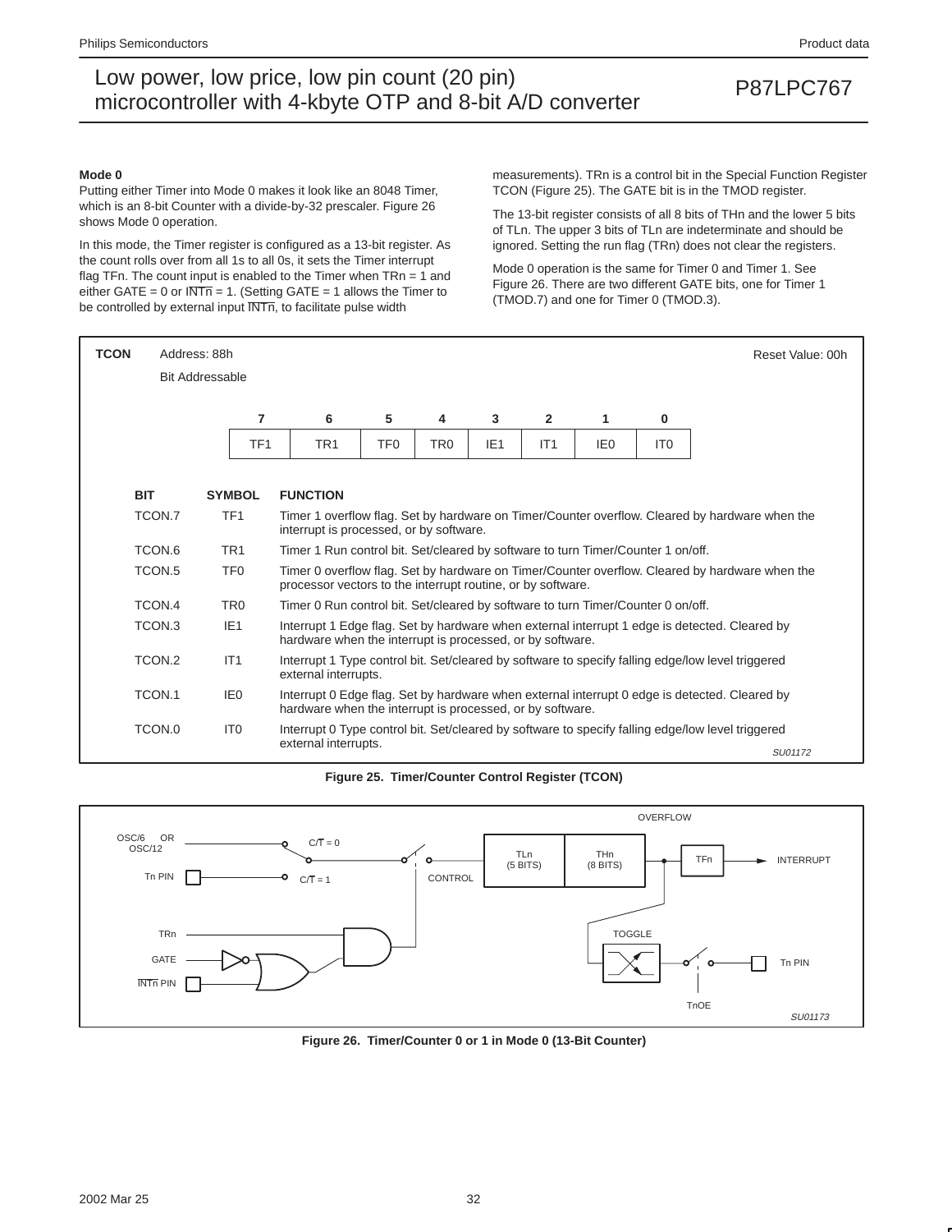#### Mode 0

Putting either Timer into Mode 0 makes it look like an 8048 Timer, which is an 8-bit Counter with a divide-by-32 prescaler. Figure 26 shows Mode 0 operation.

In this mode, the Timer register is configured as a 13-bit register. As the count rolls over from all 1s to all 0s, it sets the Timer interrupt flag TFn. The count input is enabled to the Timer when TRn = 1 and either GATE = 0 or $\overline{INTn}$ = 1. (Setting GATE = 1 allows the Timer to be controlled by external input $\overline{INTn}$, to facilitate pulse width measurements). TRn is a control bit in the Special Function Register TCON (Figure 25). The GATE bit is in the TMOD register.

The 13-bit register consists of all 8 bits of THn and the lower 5 bits of TLn. The upper 3 bits of TLn are indeterminate and should be ignored. Setting the run flag (TRn) does not clear the registers.

Mode 0 operation is the same for Timer 0 and Timer 1. See Figure 26. There are two different GATE bits, one for Timer 1 (TMOD.7) and one for Timer 0 (TMOD.3).

**TCON** Address: 88h — Bit Addressable — Reset Value: 00h

| 7 | 6 | 5 | 4 | 3 | 2 | 1 | 0 |
|---|---|---|---|---|---|---|---|
| TF1 | TR1 | TF0 | TR0 | IE1 | IT1 | IE0 | IT0 |

| BIT | SYMBOL | FUNCTION |
|---|---|---|
| TCON.7 | TF1 | Timer 1 overflow flag. Set by hardware on Timer/Counter overflow. Cleared by hardware when the interrupt is processed, or by software. |
| TCON.6 | TR1 | Timer 1 Run control bit. Set/cleared by software to turn Timer/Counter 1 on/off. |
| TCON.5 | TF0 | Timer 0 overflow flag. Set by hardware on Timer/Counter overflow. Cleared by hardware when the processor vectors to the interrupt routine, or by software. |
| TCON.4 | TR0 | Timer 0 Run control bit. Set/cleared by software to turn Timer/Counter 0 on/off. |
| TCON.3 | IE1 | Interrupt 1 Edge flag. Set by hardware when external interrupt 1 edge is detected. Cleared by hardware when the interrupt is processed, or by software. |
| TCON.2 | IT1 | Interrupt 1 Type control bit. Set/cleared by software to specify falling edge/low level triggered external interrupts. |
| TCON.1 | IE0 | Interrupt 0 Edge flag. Set by hardware when external interrupt 0 edge is detected. Cleared by hardware when the interrupt is processed, or by software. |
| TCON.0 | IT0 | Interrupt 0 Type control bit. Set/cleared by software to specify falling edge/low level triggered external interrupts. |

SU01172

**Figure 25. Timer/Counter Control Register (TCON)**

OSC/6 OR OSC/12; Tn PIN; C/$\overline{T}$ = 0; C/$\overline{T}$ = 1; CONTROL; TLn (5 BITS); THn (8 BITS); OVERFLOW; TFn; INTERRUPT; TRn; GATE; $\overline{INTn}$ PIN; TOGGLE; TnOE; Tn PIN

SU01173

**Figure 26. Timer/Counter 0 or 1 in Mode 0 (13-Bit Counter)**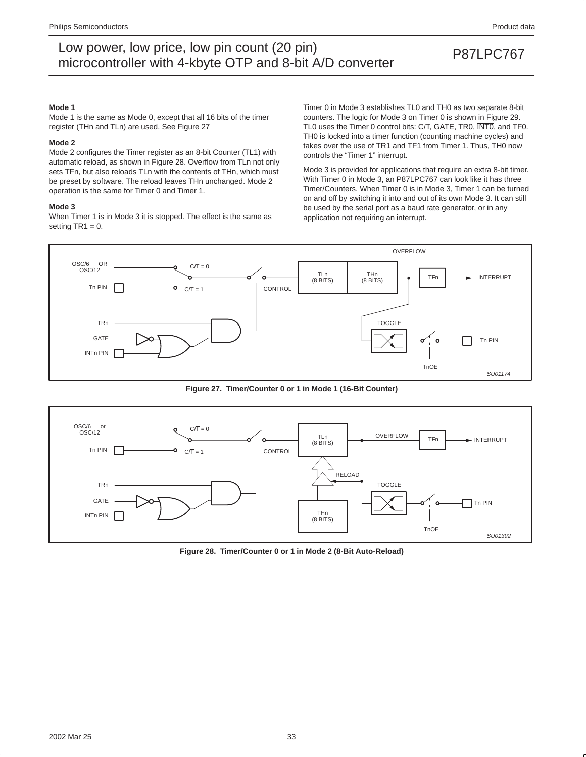### Mode 1

Mode 1 is the same as Mode 0, except that all 16 bits of the timer register (THn and TLn) are used. See Figure 27

### Mode 2

Mode 2 configures the Timer register as an 8-bit Counter (TL1) with automatic reload, as shown in Figure 28. Overflow from TLn not only sets TFn, but also reloads TLn with the contents of THn, which must be preset by software. The reload leaves THn unchanged. Mode 2 operation is the same for Timer 0 and Timer 1.

### Mode 3

When Timer 1 is in Mode 3 it is stopped. The effect is the same as setting TR1 = 0.

Timer 0 in Mode 3 establishes TL0 and TH0 as two separate 8-bit counters. The logic for Mode 3 on Timer 0 is shown in Figure 29. TL0 uses the Timer 0 control bits: C/T, GATE, TR0, $\overline{\text{INT0}}$, and TF0. TH0 is locked into a timer function (counting machine cycles) and takes over the use of TR1 and TF1 from Timer 1. Thus, TH0 now controls the “Timer 1” interrupt.

Mode 3 is provided for applications that require an extra 8-bit timer. With Timer 0 in Mode 3, an P87LPC767 can look like it has three Timer/Counters. When Timer 0 is in Mode 3, Timer 1 can be turned on and off by switching it into and out of its own Mode 3. It can still be used by the serial port as a baud rate generator, or in any application not requiring an interrupt.

**Figure 27. Timer/Counter 0 or 1 in Mode 1 (16-Bit Counter)**

**Figure 28. Timer/Counter 0 or 1 in Mode 2 (8-Bit Auto-Reload)**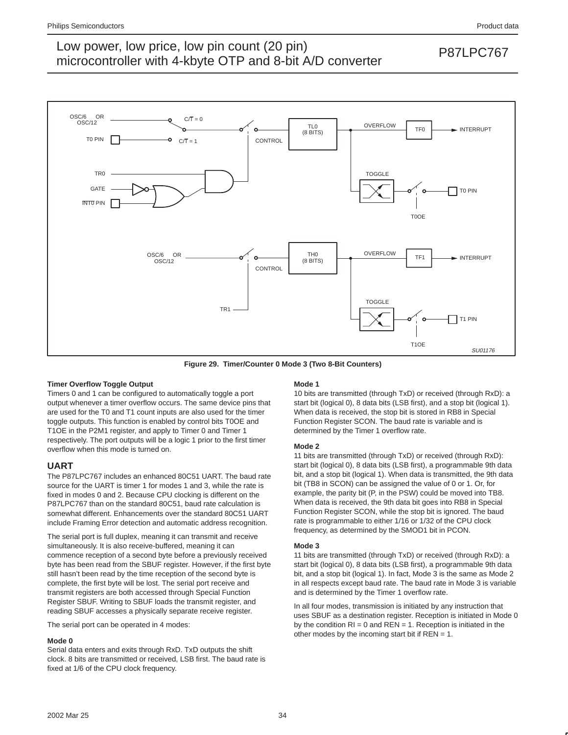**Figure 29. Timer/Counter 0 Mode 3 (Two 8-Bit Counters)**

**Timer Overflow Toggle Output**

Timers 0 and 1 can be configured to automatically toggle a port output whenever a timer overflow occurs. The same device pins that are used for the T0 and T1 count inputs are also used for the timer toggle outputs. This function is enabled by control bits T0OE and T1OE in the P2M1 register, and apply to Timer 0 and Timer 1 respectively. The port outputs will be a logic 1 prior to the first timer overflow when this mode is turned on.

## UART

The P87LPC767 includes an enhanced 80C51 UART. The baud rate source for the UART is timer 1 for modes 1 and 3, while the rate is fixed in modes 0 and 2. Because CPU clocking is different on the P87LPC767 than on the standard 80C51, baud rate calculation is somewhat different. Enhancements over the standard 80C51 UART include Framing Error detection and automatic address recognition.

The serial port is full duplex, meaning it can transmit and receive simultaneously. It is also receive-buffered, meaning it can commence reception of a second byte before a previously received byte has been read from the SBUF register. However, if the first byte still hasn't been read by the time reception of the second byte is complete, the first byte will be lost. The serial port receive and transmit registers are both accessed through Special Function Register SBUF. Writing to SBUF loads the transmit register, and reading SBUF accesses a physically separate receive register.

The serial port can be operated in 4 modes:

**Mode 0**

Serial data enters and exits through RxD. TxD outputs the shift clock. 8 bits are transmitted or received, LSB first. The baud rate is fixed at 1/6 of the CPU clock frequency.

**Mode 1**

10 bits are transmitted (through TxD) or received (through RxD): a start bit (logical 0), 8 data bits (LSB first), and a stop bit (logical 1). When data is received, the stop bit is stored in RB8 in Special Function Register SCON. The baud rate is variable and is determined by the Timer 1 overflow rate.

**Mode 2**

11 bits are transmitted (through TxD) or received (through RxD): start bit (logical 0), 8 data bits (LSB first), a programmable 9th data bit, and a stop bit (logical 1). When data is transmitted, the 9th data bit (TB8 in SCON) can be assigned the value of 0 or 1. Or, for example, the parity bit (P, in the PSW) could be moved into TB8. When data is received, the 9th data bit goes into RB8 in Special Function Register SCON, while the stop bit is ignored. The baud rate is programmable to either 1/16 or 1/32 of the CPU clock frequency, as determined by the SMOD1 bit in PCON.

**Mode 3**

11 bits are transmitted (through TxD) or received (through RxD): a start bit (logical 0), 8 data bits (LSB first), a programmable 9th data bit, and a stop bit (logical 1). In fact, Mode 3 is the same as Mode 2 in all respects except baud rate. The baud rate in Mode 3 is variable and is determined by the Timer 1 overflow rate.

In all four modes, transmission is initiated by any instruction that uses SBUF as a destination register. Reception is initiated in Mode 0 by the condition RI = 0 and REN = 1. Reception is initiated in the other modes by the incoming start bit if REN = 1.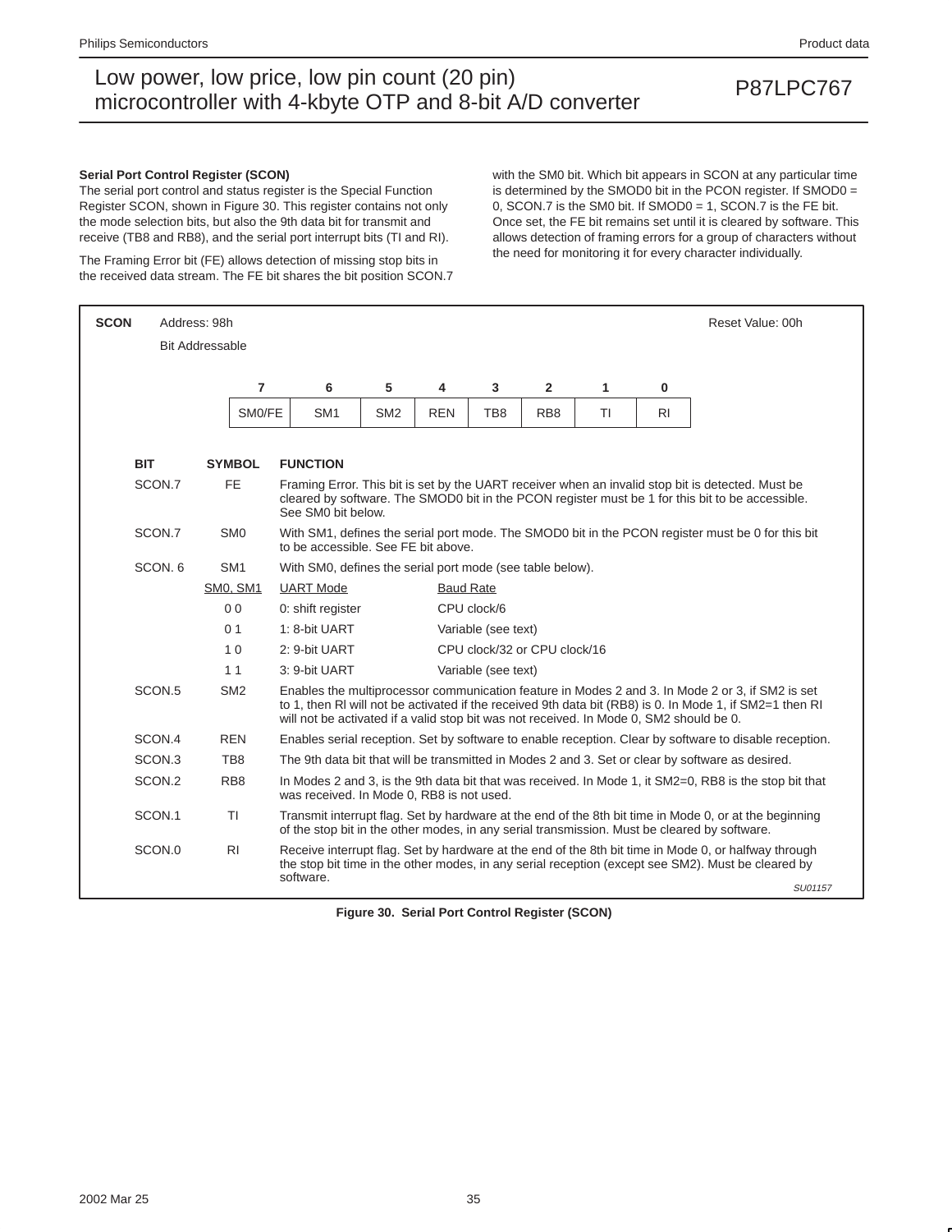### Serial Port Control Register (SCON)

The serial port control and status register is the Special Function Register SCON, shown in Figure 30. This register contains not only the mode selection bits, but also the 9th data bit for transmit and receive (TB8 and RB8), and the serial port interrupt bits (TI and RI).

The Framing Error bit (FE) allows detection of missing stop bits in the received data stream. The FE bit shares the bit position SCON.7 with the SM0 bit. Which bit appears in SCON at any particular time is determined by the SMOD0 bit in the PCON register. If SMOD0 = 0, SCON.7 is the SM0 bit. If SMOD0 = 1, SCON.7 is the FE bit. Once set, the FE bit remains set until it is cleared by software. This allows detection of framing errors for a group of characters without the need for monitoring it for every character individually.

**SCON** Address: 98h Reset Value: 00h

Bit Addressable

| 7 | 6 | 5 | 4 | 3 | 2 | 1 | 0 |
|---|---|---|---|---|---|---|---|
| SM0/FE | SM1 | SM2 | REN | TB8 | RB8 | TI | RI |

| BIT | SYMBOL | FUNCTION | |
|---|---|---|---|
| SCON.7 | FE | Framing Error. This bit is set by the UART receiver when an invalid stop bit is detected. Must be cleared by software. The SMOD0 bit in the PCON register must be 1 for this bit to be accessible. See SM0 bit below. | |
| SCON.7 | SM0 | With SM1, defines the serial port mode. The SMOD0 bit in the PCON register must be 0 for this bit to be accessible. See FE bit above. | |
| SCON. 6 | SM1 | With SM0, defines the serial port mode (see table below). | |
| | <u>SM0, SM1</u> | <u>UART Mode</u> | <u>Baud Rate</u> |
| | 0 0 | 0: shift register | CPU clock/6 |
| | 0 1 | 1: 8-bit UART | Variable (see text) |
| | 1 0 | 2: 9-bit UART | CPU clock/32 or CPU clock/16 |
| | 1 1 | 3: 9-bit UART | Variable (see text) |
| SCON.5 | SM2 | Enables the multiprocessor communication feature in Modes 2 and 3. In Mode 2 or 3, if SM2 is set to 1, then RI will not be activated if the received 9th data bit (RB8) is 0. In Mode 1, if SM2=1 then RI will not be activated if a valid stop bit was not received. In Mode 0, SM2 should be 0. | |
| SCON.4 | REN | Enables serial reception. Set by software to enable reception. Clear by software to disable reception. | |
| SCON.3 | TB8 | The 9th data bit that will be transmitted in Modes 2 and 3. Set or clear by software as desired. | |
| SCON.2 | RB8 | In Modes 2 and 3, is the 9th data bit that was received. In Mode 1, it SM2=0, RB8 is the stop bit that was received. In Mode 0, RB8 is not used. | |
| SCON.1 | TI | Transmit interrupt flag. Set by hardware at the end of the 8th bit time in Mode 0, or at the beginning of the stop bit in the other modes, in any serial transmission. Must be cleared by software. | |
| SCON.0 | RI | Receive interrupt flag. Set by hardware at the end of the 8th bit time in Mode 0, or halfway through the stop bit time in the other modes, in any serial reception (except see SM2). Must be cleared by software. | |

SU01157

**Figure 30. Serial Port Control Register (SCON)**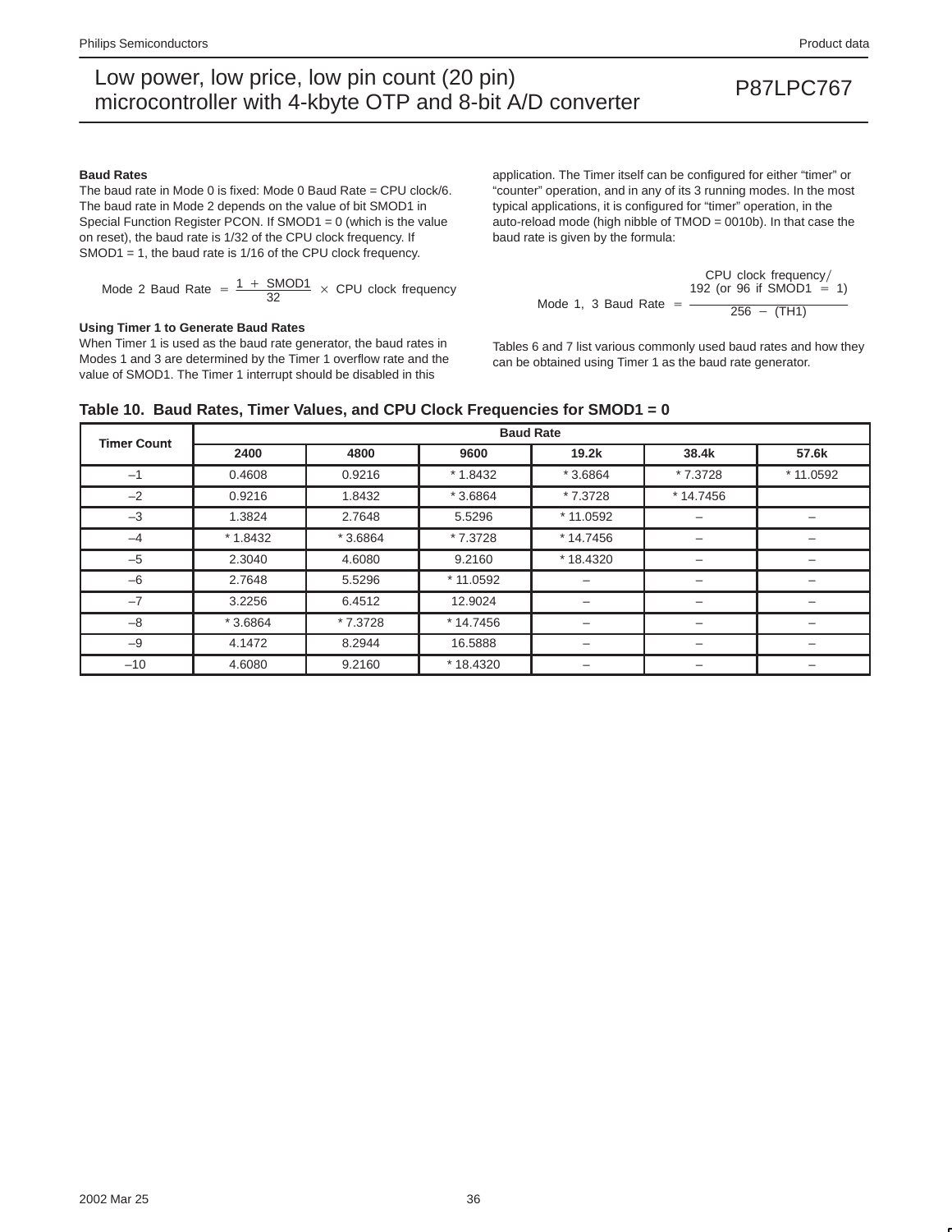### Baud Rates

The baud rate in Mode 0 is fixed: Mode 0 Baud Rate = CPU clock/6. The baud rate in Mode 2 depends on the value of bit SMOD1 in Special Function Register PCON. If SMOD1 = 0 (which is the value on reset), the baud rate is 1/32 of the CPU clock frequency. If SMOD1 = 1, the baud rate is 1/16 of the CPU clock frequency.

$$\text{Mode 2 Baud Rate} = \frac{1 + \text{SMOD1}}{32} \times \text{CPU clock frequency}$$

### Using Timer 1 to Generate Baud Rates

When Timer 1 is used as the baud rate generator, the baud rates in Modes 1 and 3 are determined by the Timer 1 overflow rate and the value of SMOD1. The Timer 1 interrupt should be disabled in this application. The Timer itself can be configured for either "timer" or "counter" operation, and in any of its 3 running modes. In the most typical applications, it is configured for "timer" operation, in the auto-reload mode (high nibble of TMOD = 0010b). In that case the baud rate is given by the formula:

$$\text{Mode 1, 3 Baud Rate} = \frac{\text{CPU clock frequency} / 192 \text{ (or 96 if SMOD1 = 1)}}{256 - (\text{TH1})}$$

Tables 6 and 7 list various commonly used baud rates and how they can be obtained using Timer 1 as the baud rate generator.

**Table 10. Baud Rates, Timer Values, and CPU Clock Frequencies for SMOD1 = 0**

| Timer Count | Baud Rate | | | | | |
|---|---|---|---|---|---|---|
| | **2400** | **4800** | **9600** | **19.2k** | **38.4k** | **57.6k** |
| –1 | 0.4608 | 0.9216 | * 1.8432 | * 3.6864 | * 7.3728 | * 11.0592 |
| –2 | 0.9216 | 1.8432 | * 3.6864 | * 7.3728 | * 14.7456 | |
| –3 | 1.3824 | 2.7648 | 5.5296 | * 11.0592 | – | – |
| –4 | * 1.8432 | * 3.6864 | * 7.3728 | * 14.7456 | – | – |
| –5 | 2.3040 | 4.6080 | 9.2160 | * 18.4320 | – | – |
| –6 | 2.7648 | 5.5296 | * 11.0592 | – | – | – |
| –7 | 3.2256 | 6.4512 | 12.9024 | – | – | – |
| –8 | * 3.6864 | * 7.3728 | * 14.7456 | – | – | – |
| –9 | 4.1472 | 8.2944 | 16.5888 | – | – | – |
| –10 | 4.6080 | 9.2160 | * 18.4320 | – | – | – |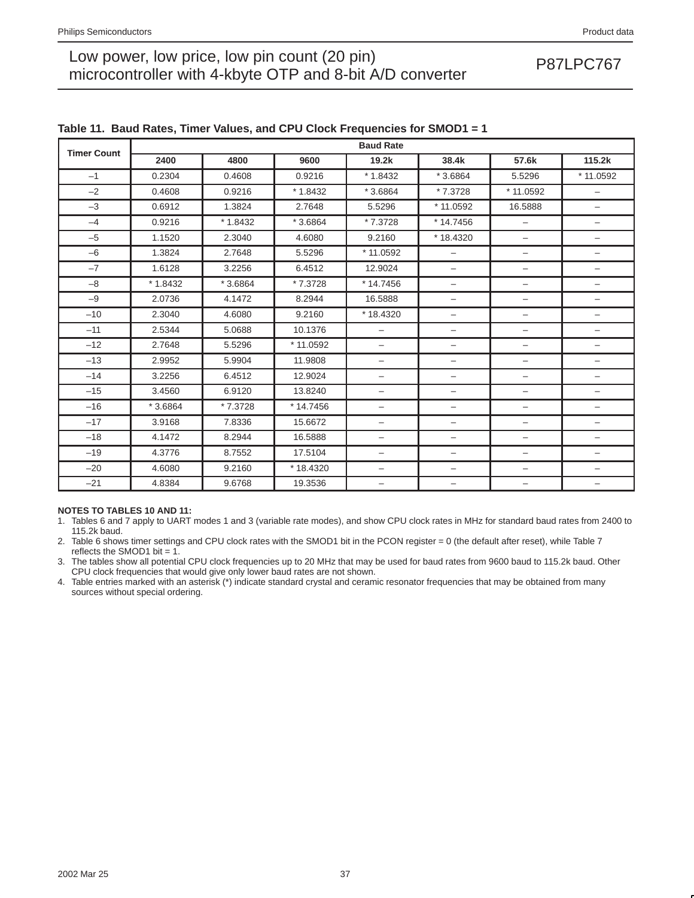**Table 11. Baud Rates, Timer Values, and CPU Clock Frequencies for SMOD1 = 1**

| Timer Count | Baud Rate | | | | | | |
|---|---|---|---|---|---|---|---|
| | **2400** | **4800** | **9600** | **19.2k** | **38.4k** | **57.6k** | **115.2k** |
| –1 | 0.2304 | 0.4608 | 0.9216 | * 1.8432 | * 3.6864 | 5.5296 | * 11.0592 |
| –2 | 0.4608 | 0.9216 | * 1.8432 | * 3.6864 | * 7.3728 | * 11.0592 | – |
| –3 | 0.6912 | 1.3824 | 2.7648 | 5.5296 | * 11.0592 | 16.5888 | – |
| –4 | 0.9216 | * 1.8432 | * 3.6864 | * 7.3728 | * 14.7456 | – | – |
| –5 | 1.1520 | 2.3040 | 4.6080 | 9.2160 | * 18.4320 | – | – |
| –6 | 1.3824 | 2.7648 | 5.5296 | * 11.0592 | – | – | – |
| –7 | 1.6128 | 3.2256 | 6.4512 | 12.9024 | – | – | – |
| –8 | * 1.8432 | * 3.6864 | * 7.3728 | * 14.7456 | – | – | – |
| –9 | 2.0736 | 4.1472 | 8.2944 | 16.5888 | – | – | – |
| –10 | 2.3040 | 4.6080 | 9.2160 | * 18.4320 | – | – | – |
| –11 | 2.5344 | 5.0688 | 10.1376 | – | – | – | – |
| –12 | 2.7648 | 5.5296 | * 11.0592 | – | – | – | – |
| –13 | 2.9952 | 5.9904 | 11.9808 | – | – | – | – |
| –14 | 3.2256 | 6.4512 | 12.9024 | – | – | – | – |
| –15 | 3.4560 | 6.9120 | 13.8240 | – | – | – | – |
| –16 | * 3.6864 | * 7.3728 | * 14.7456 | – | – | – | – |
| –17 | 3.9168 | 7.8336 | 15.6672 | – | – | – | – |
| –18 | 4.1472 | 8.2944 | 16.5888 | – | – | – | – |
| –19 | 4.3776 | 8.7552 | 17.5104 | – | – | – | – |
| –20 | 4.6080 | 9.2160 | * 18.4320 | – | – | – | – |
| –21 | 4.8384 | 9.6768 | 19.3536 | – | – | – | – |

**NOTES TO TABLES 10 AND 11:**

1. Tables 6 and 7 apply to UART modes 1 and 3 (variable rate modes), and show CPU clock rates in MHz for standard baud rates from 2400 to 115.2k baud.
2. Table 6 shows timer settings and CPU clock rates with the SMOD1 bit in the PCON register = 0 (the default after reset), while Table 7 reflects the SMOD1 bit = 1.
3. The tables show all potential CPU clock frequencies up to 20 MHz that may be used for baud rates from 9600 baud to 115.2k baud. Other CPU clock frequencies that would give only lower baud rates are not shown.
4. Table entries marked with an asterisk (*) indicate standard crystal and ceramic resonator frequencies that may be obtained from many sources without special ordering.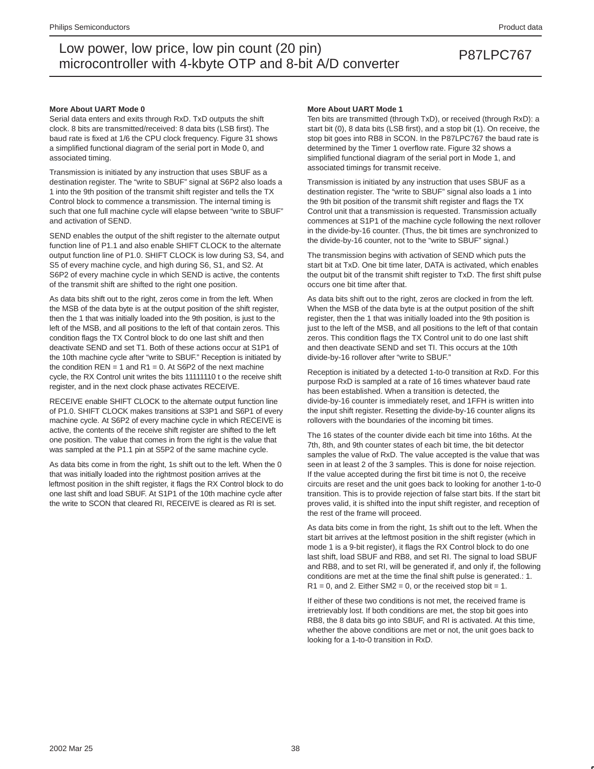### More About UART Mode 0

Serial data enters and exits through RxD. TxD outputs the shift clock. 8 bits are transmitted/received: 8 data bits (LSB first). The baud rate is fixed at 1/6 the CPU clock frequency. Figure 31 shows a simplified functional diagram of the serial port in Mode 0, and associated timing.

Transmission is initiated by any instruction that uses SBUF as a destination register. The “write to SBUF” signal at S6P2 also loads a 1 into the 9th position of the transmit shift register and tells the TX Control block to commence a transmission. The internal timing is such that one full machine cycle will elapse between “write to SBUF” and activation of SEND.

SEND enables the output of the shift register to the alternate output function line of P1.1 and also enable SHIFT CLOCK to the alternate output function line of P1.0. SHIFT CLOCK is low during S3, S4, and S5 of every machine cycle, and high during S6, S1, and S2. At S6P2 of every machine cycle in which SEND is active, the contents of the transmit shift are shifted to the right one position.

As data bits shift out to the right, zeros come in from the left. When the MSB of the data byte is at the output position of the shift register, then the 1 that was initially loaded into the 9th position, is just to the left of the MSB, and all positions to the left of that contain zeros. This condition flags the TX Control block to do one last shift and then deactivate SEND and set T1. Both of these actions occur at S1P1 of the 10th machine cycle after “write to SBUF.” Reception is initiated by the condition REN = 1 and R1 = 0. At S6P2 of the next machine cycle, the RX Control unit writes the bits 11111110 t o the receive shift register, and in the next clock phase activates RECEIVE.

RECEIVE enable SHIFT CLOCK to the alternate output function line of P1.0. SHIFT CLOCK makes transitions at S3P1 and S6P1 of every machine cycle. At S6P2 of every machine cycle in which RECEIVE is active, the contents of the receive shift register are shifted to the left one position. The value that comes in from the right is the value that was sampled at the P1.1 pin at S5P2 of the same machine cycle.

As data bits come in from the right, 1s shift out to the left. When the 0 that was initially loaded into the rightmost position arrives at the leftmost position in the shift register, it flags the RX Control block to do one last shift and load SBUF. At S1P1 of the 10th machine cycle after the write to SCON that cleared RI, RECEIVE is cleared as RI is set.

### More About UART Mode 1

Ten bits are transmitted (through TxD), or received (through RxD): a start bit (0), 8 data bits (LSB first), and a stop bit (1). On receive, the stop bit goes into RB8 in SCON. In the P87LPC767 the baud rate is determined by the Timer 1 overflow rate. Figure 32 shows a simplified functional diagram of the serial port in Mode 1, and associated timings for transmit receive.

Transmission is initiated by any instruction that uses SBUF as a destination register. The “write to SBUF” signal also loads a 1 into the 9th bit position of the transmit shift register and flags the TX Control unit that a transmission is requested. Transmission actually commences at S1P1 of the machine cycle following the next rollover in the divide-by-16 counter. (Thus, the bit times are synchronized to the divide-by-16 counter, not to the “write to SBUF” signal.)

The transmission begins with activation of SEND which puts the start bit at TxD. One bit time later, DATA is activated, which enables the output bit of the transmit shift register to TxD. The first shift pulse occurs one bit time after that.

As data bits shift out to the right, zeros are clocked in from the left. When the MSB of the data byte is at the output position of the shift register, then the 1 that was initially loaded into the 9th position is just to the left of the MSB, and all positions to the left of that contain zeros. This condition flags the TX Control unit to do one last shift and then deactivate SEND and set TI. This occurs at the 10th divide-by-16 rollover after “write to SBUF.”

Reception is initiated by a detected 1-to-0 transition at RxD. For this purpose RxD is sampled at a rate of 16 times whatever baud rate has been established. When a transition is detected, the divide-by-16 counter is immediately reset, and 1FFH is written into the input shift register. Resetting the divide-by-16 counter aligns its rollovers with the boundaries of the incoming bit times.

The 16 states of the counter divide each bit time into 16ths. At the 7th, 8th, and 9th counter states of each bit time, the bit detector samples the value of RxD. The value accepted is the value that was seen in at least 2 of the 3 samples. This is done for noise rejection. If the value accepted during the first bit time is not 0, the receive circuits are reset and the unit goes back to looking for another 1-to-0 transition. This is to provide rejection of false start bits. If the start bit proves valid, it is shifted into the input shift register, and reception of the rest of the frame will proceed.

As data bits come in from the right, 1s shift out to the left. When the start bit arrives at the leftmost position in the shift register (which in mode 1 is a 9-bit register), it flags the RX Control block to do one last shift, load SBUF and RB8, and set RI. The signal to load SBUF and RB8, and to set RI, will be generated if, and only if, the following conditions are met at the time the final shift pulse is generated.: 1. R1 = 0, and 2. Either SM2 = 0, or the received stop bit = 1.

If either of these two conditions is not met, the received frame is irretrievably lost. If both conditions are met, the stop bit goes into RB8, the 8 data bits go into SBUF, and RI is activated. At this time, whether the above conditions are met or not, the unit goes back to looking for a 1-to-0 transition in RxD.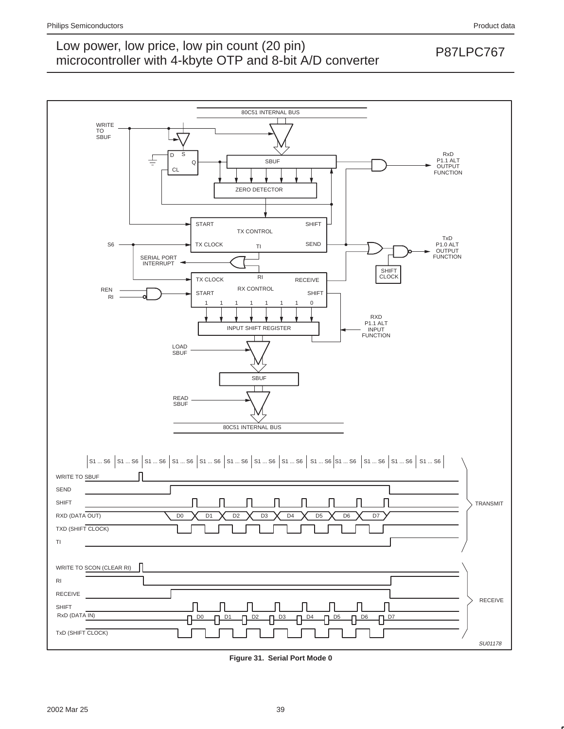**Figure 31. Serial Port Mode 0**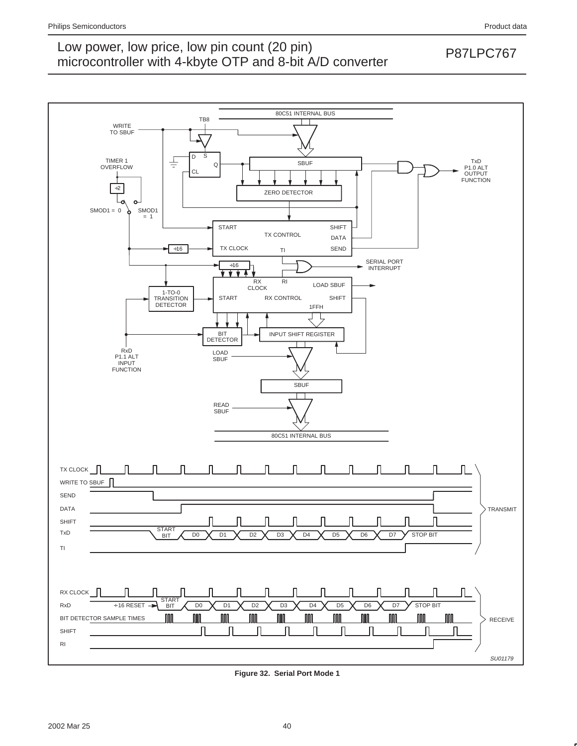Figure 32.  Serial Port Mode 1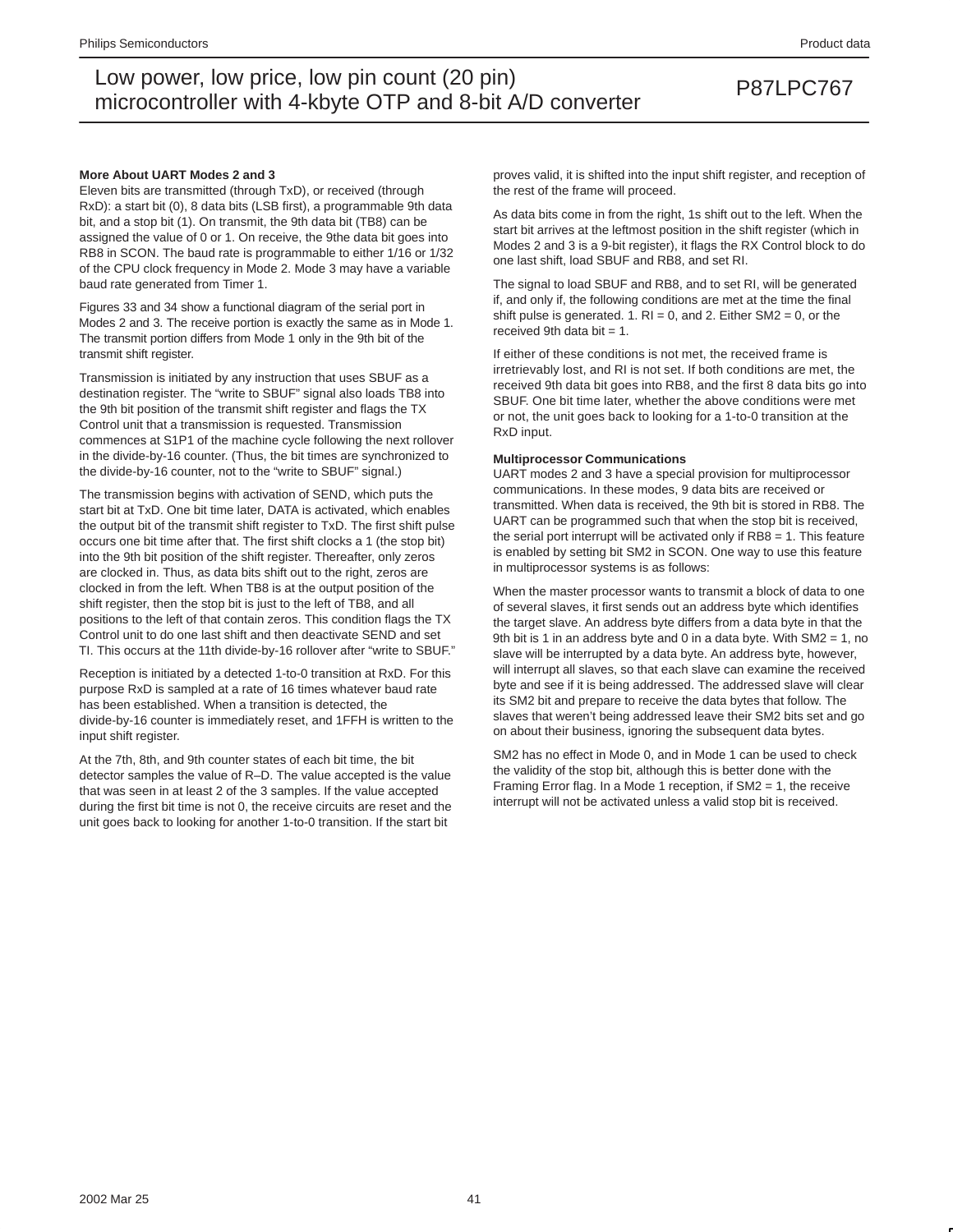### More About UART Modes 2 and 3

Eleven bits are transmitted (through TxD), or received (through RxD): a start bit (0), 8 data bits (LSB first), a programmable 9th data bit, and a stop bit (1). On transmit, the 9th data bit (TB8) can be assigned the value of 0 or 1. On receive, the 9the data bit goes into RB8 in SCON. The baud rate is programmable to either 1/16 or 1/32 of the CPU clock frequency in Mode 2. Mode 3 may have a variable baud rate generated from Timer 1.

Figures 33 and 34 show a functional diagram of the serial port in Modes 2 and 3. The receive portion is exactly the same as in Mode 1. The transmit portion differs from Mode 1 only in the 9th bit of the transmit shift register.

Transmission is initiated by any instruction that uses SBUF as a destination register. The "write to SBUF" signal also loads TB8 into the 9th bit position of the transmit shift register and flags the TX Control unit that a transmission is requested. Transmission commences at S1P1 of the machine cycle following the next rollover in the divide-by-16 counter. (Thus, the bit times are synchronized to the divide-by-16 counter, not to the "write to SBUF" signal.)

The transmission begins with activation of SEND, which puts the start bit at TxD. One bit time later, DATA is activated, which enables the output bit of the transmit shift register to TxD. The first shift pulse occurs one bit time after that. The first shift clocks a 1 (the stop bit) into the 9th bit position of the shift register. Thereafter, only zeros are clocked in. Thus, as data bits shift out to the right, zeros are clocked in from the left. When TB8 is at the output position of the shift register, then the stop bit is just to the left of TB8, and all positions to the left of that contain zeros. This condition flags the TX Control unit to do one last shift and then deactivate SEND and set TI. This occurs at the 11th divide-by-16 rollover after "write to SBUF."

Reception is initiated by a detected 1-to-0 transition at RxD. For this purpose RxD is sampled at a rate of 16 times whatever baud rate has been established. When a transition is detected, the divide-by-16 counter is immediately reset, and 1FFH is written to the input shift register.

At the 7th, 8th, and 9th counter states of each bit time, the bit detector samples the value of R–D. The value accepted is the value that was seen in at least 2 of the 3 samples. If the value accepted during the first bit time is not 0, the receive circuits are reset and the unit goes back to looking for another 1-to-0 transition. If the start bit proves valid, it is shifted into the input shift register, and reception of the rest of the frame will proceed.

As data bits come in from the right, 1s shift out to the left. When the start bit arrives at the leftmost position in the shift register (which in Modes 2 and 3 is a 9-bit register), it flags the RX Control block to do one last shift, load SBUF and RB8, and set RI.

The signal to load SBUF and RB8, and to set RI, will be generated if, and only if, the following conditions are met at the time the final shift pulse is generated. 1. RI = 0, and 2. Either SM2 = 0, or the received 9th data bit = 1.

If either of these conditions is not met, the received frame is irretrievably lost, and RI is not set. If both conditions are met, the received 9th data bit goes into RB8, and the first 8 data bits go into SBUF. One bit time later, whether the above conditions were met or not, the unit goes back to looking for a 1-to-0 transition at the RxD input.

### Multiprocessor Communications

UART modes 2 and 3 have a special provision for multiprocessor communications. In these modes, 9 data bits are received or transmitted. When data is received, the 9th bit is stored in RB8. The UART can be programmed such that when the stop bit is received, the serial port interrupt will be activated only if RB8 = 1. This feature is enabled by setting bit SM2 in SCON. One way to use this feature in multiprocessor systems is as follows:

When the master processor wants to transmit a block of data to one of several slaves, it first sends out an address byte which identifies the target slave. An address byte differs from a data byte in that the 9th bit is 1 in an address byte and 0 in a data byte. With SM2 = 1, no slave will be interrupted by a data byte. An address byte, however, will interrupt all slaves, so that each slave can examine the received byte and see if it is being addressed. The addressed slave will clear its SM2 bit and prepare to receive the data bytes that follow. The slaves that weren't being addressed leave their SM2 bits set and go on about their business, ignoring the subsequent data bytes.

SM2 has no effect in Mode 0, and in Mode 1 can be used to check the validity of the stop bit, although this is better done with the Framing Error flag. In a Mode 1 reception, if SM2 = 1, the receive interrupt will not be activated unless a valid stop bit is received.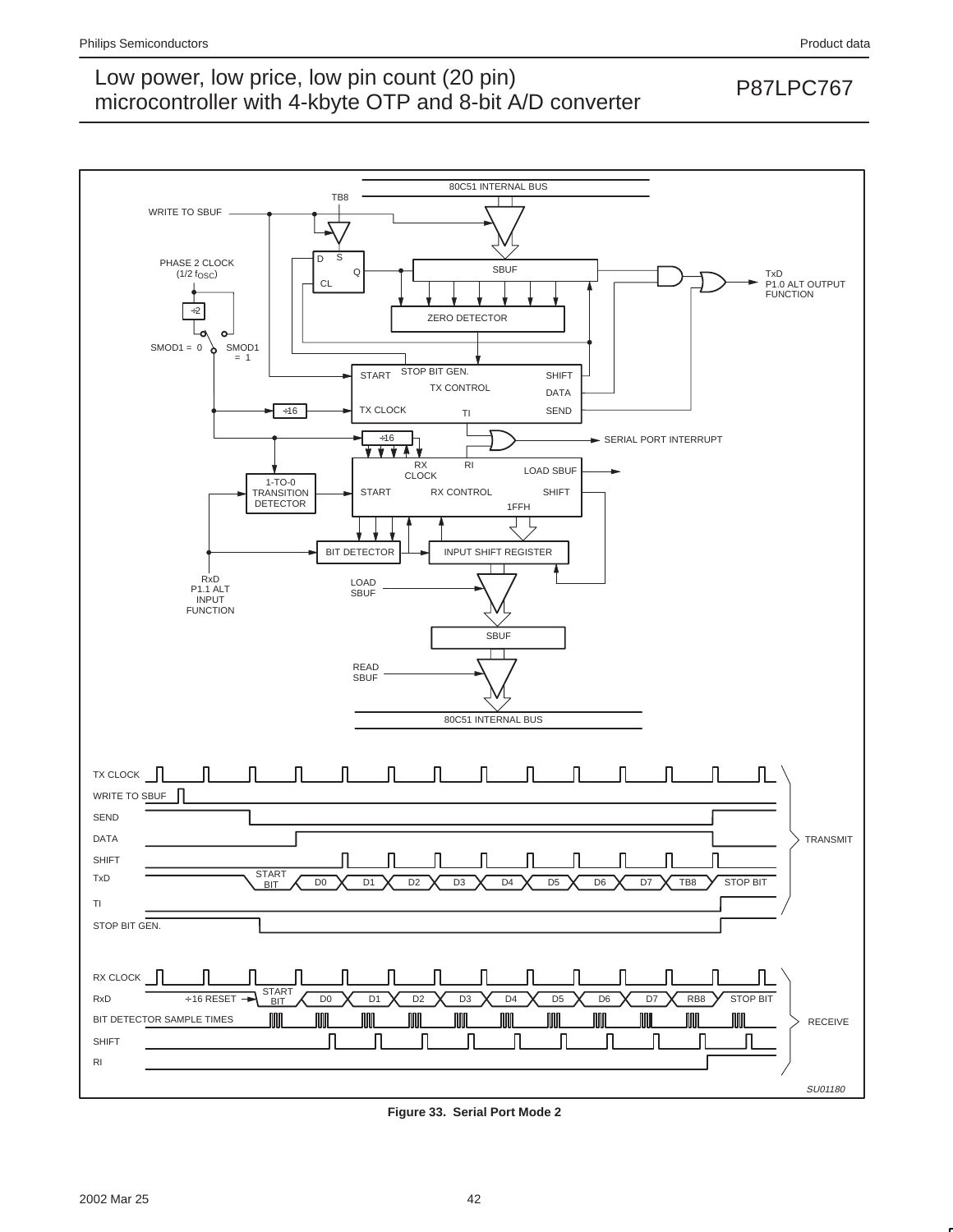Figure 33. Serial Port Mode 2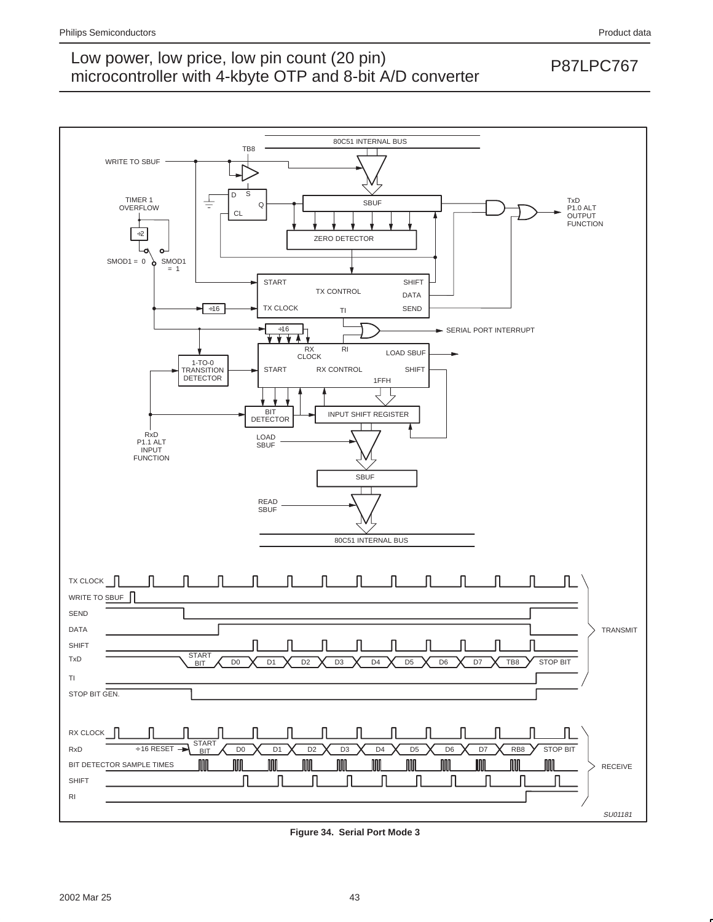Figure 34. Serial Port Mode 3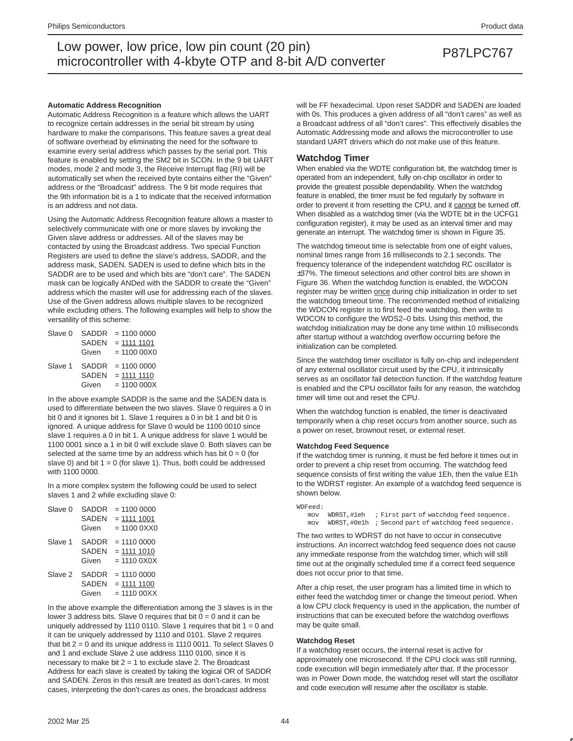**Automatic Address Recognition**

Automatic Address Recognition is a feature which allows the UART to recognize certain addresses in the serial bit stream by using hardware to make the comparisons. This feature saves a great deal of software overhead by eliminating the need for the software to examine every serial address which passes by the serial port. This feature is enabled by setting the SM2 bit in SCON. In the 9 bit UART modes, mode 2 and mode 3, the Receive Interrupt flag (RI) will be automatically set when the received byte contains either the "Given" address or the "Broadcast" address. The 9 bit mode requires that the 9th information bit is a 1 to indicate that the received information is an address and not data.

Using the Automatic Address Recognition feature allows a master to selectively communicate with one or more slaves by invoking the Given slave address or addresses. All of the slaves may be contacted by using the Broadcast address. Two special Function Registers are used to define the slave's address, SADDR, and the address mask, SADEN. SADEN is used to define which bits in the SADDR are to be used and which bits are "don't care". The SADEN mask can be logically ANDed with the SADDR to create the "Given" address which the master will use for addressing each of the slaves. Use of the Given address allows multiple slaves to be recognized while excluding others. The following examples will help to show the versatility of this scheme:

```
Slave 0   SADDR  = 1100 0000
          SADEN  = 1111 1101
          Given  = 1100 00X0

Slave 1   SADDR  = 1100 0000
          SADEN  = 1111 1110
          Given  = 1100 000X
```

In the above example SADDR is the same and the SADEN data is used to differentiate between the two slaves. Slave 0 requires a 0 in bit 0 and it ignores bit 1. Slave 1 requires a 0 in bit 1 and bit 0 is ignored. A unique address for Slave 0 would be 1100 0010 since slave 1 requires a 0 in bit 1. A unique address for slave 1 would be 1100 0001 since a 1 in bit 0 will exclude slave 0. Both slaves can be selected at the same time by an address which has bit 0 = 0 (for slave 0) and bit 1 = 0 (for slave 1). Thus, both could be addressed with 1100 0000.

In a more complex system the following could be used to select slaves 1 and 2 while excluding slave 0:

```
Slave 0   SADDR  = 1100 0000
          SADEN  = 1111 1001
          Given  = 1100 0XX0

Slave 1   SADDR  = 1110 0000
          SADEN  = 1111 1010
          Given  = 1110 0X0X

Slave 2   SADDR  = 1110 0000
          SADEN  = 1111 1100
          Given  = 1110 00XX
```

In the above example the differentiation among the 3 slaves is in the lower 3 address bits. Slave 0 requires that bit 0 = 0 and it can be uniquely addressed by 1110 0110. Slave 1 requires that bit 1 = 0 and it can be uniquely addressed by 1110 and 0101. Slave 2 requires that bit 2 = 0 and its unique address is 1110 0011. To select Slaves 0 and 1 and exclude Slave 2 use address 1110 0100, since it is necessary to make bit 2 = 1 to exclude slave 2. The Broadcast Address for each slave is created by taking the logical OR of SADDR and SADEN. Zeros in this result are treated as don't-cares. In most cases, interpreting the don't-cares as ones, the broadcast address will be FF hexadecimal. Upon reset SADDR and SADEN are loaded with 0s. This produces a given address of all "don't cares" as well as a Broadcast address of all "don't cares". This effectively disables the Automatic Addressing mode and allows the microcontroller to use standard UART drivers which do not make use of this feature.

## Watchdog Timer

When enabled via the WDTE configuration bit, the watchdog timer is operated from an independent, fully on-chip oscillator in order to provide the greatest possible dependability. When the watchdog feature is enabled, the timer must be fed regularly by software in order to prevent it from resetting the CPU, and it cannot be turned off. When disabled as a watchdog timer (via the WDTE bit in the UCFG1 configuration register), it may be used as an interval timer and may generate an interrupt. The watchdog timer is shown in Figure 35.

The watchdog timeout time is selectable from one of eight values, nominal times range from 16 milliseconds to 2.1 seconds. The frequency tolerance of the independent watchdog RC oscillator is ±37%. The timeout selections and other control bits are shown in Figure 36. When the watchdog function is enabled, the WDCON register may be written once during chip initialization in order to set the watchdog timeout time. The recommended method of initializing the WDCON register is to first feed the watchdog, then write to WDCON to configure the WDS2–0 bits. Using this method, the watchdog initialization may be done any time within 10 milliseconds after startup without a watchdog overflow occurring before the initialization can be completed.

Since the watchdog timer oscillator is fully on-chip and independent of any external oscillator circuit used by the CPU, it intrinsically serves as an oscillator fail detection function. If the watchdog feature is enabled and the CPU oscillator fails for any reason, the watchdog timer will time out and reset the CPU.

When the watchdog function is enabled, the timer is deactivated temporarily when a chip reset occurs from another source, such as a power on reset, brownout reset, or external reset.

**Watchdog Feed Sequence**

If the watchdog timer is running, it must be fed before it times out in order to prevent a chip reset from occurring. The watchdog feed sequence consists of first writing the value 1Eh, then the value E1h to the WDRST register. An example of a watchdog feed sequence is shown below.

```
WDFeed:
   mov   WDRST,#1eh   ; First part of watchdog feed sequence.
   mov   WDRST,#0e1h  ; Second part of watchdog feed sequence.
```

The two writes to WDRST do not have to occur in consecutive instructions. An incorrect watchdog feed sequence does not cause any immediate response from the watchdog timer, which will still time out at the originally scheduled time if a correct feed sequence does not occur prior to that time.

After a chip reset, the user program has a limited time in which to either feed the watchdog timer or change the timeout period. When a low CPU clock frequency is used in the application, the number of instructions that can be executed before the watchdog overflows may be quite small.

**Watchdog Reset**

If a watchdog reset occurs, the internal reset is active for approximately one microsecond. If the CPU clock was still running, code execution will begin immediately after that. If the processor was in Power Down mode, the watchdog reset will start the oscillator and code execution will resume after the oscillator is stable.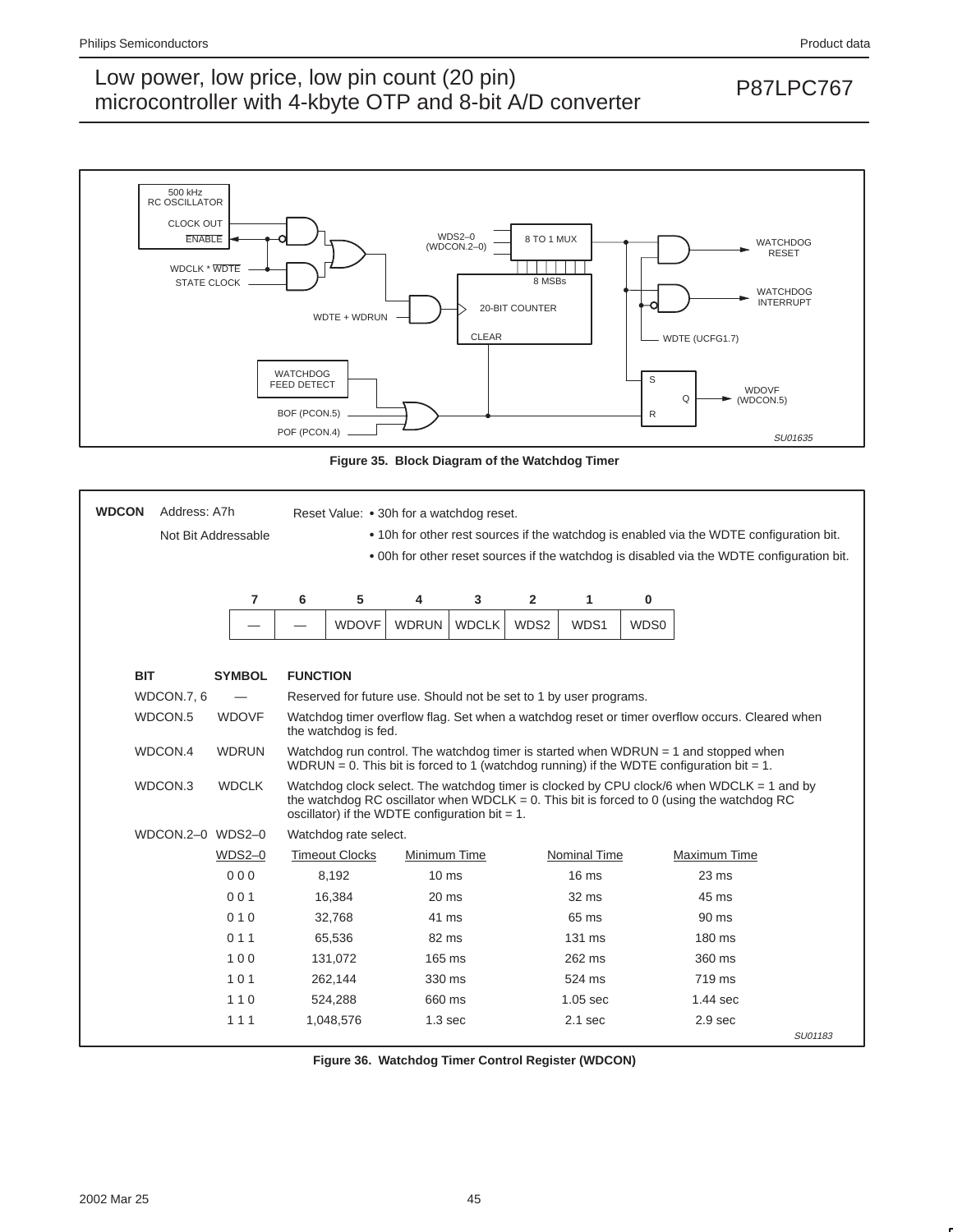Figure 35. Block Diagram of the Watchdog Timer

**WDCON** Address: A7h

Not Bit Addressable

Reset Value:
- 30h for a watchdog reset.
- 10h for other rest sources if the watchdog is enabled via the WDTE configuration bit.
- 00h for other reset sources if the watchdog is disabled via the WDTE configuration bit.

| 7 | 6 | 5 | 4 | 3 | 2 | 1 | 0 |
|---|---|---|---|---|---|---|---|
| — | — | WDOVF | WDRUN | WDCLK | WDS2 | WDS1 | WDS0 |

| BIT | SYMBOL | FUNCTION |
|---|---|---|
| WDCON.7, 6 | — | Reserved for future use. Should not be set to 1 by user programs. |
| WDCON.5 | WDOVF | Watchdog timer overflow flag. Set when a watchdog reset or timer overflow occurs. Cleared when the watchdog is fed. |
| WDCON.4 | WDRUN | Watchdog run control. The watchdog timer is started when WDRUN = 1 and stopped when WDRUN = 0. This bit is forced to 1 (watchdog running) if the WDTE configuration bit = 1. |
| WDCON.3 | WDCLK | Watchdog clock select. The watchdog timer is clocked by CPU clock/6 when WDCLK = 1 and by the watchdog RC oscillator when WDCLK = 0. This bit is forced to 0 (using the watchdog RC oscillator) if the WDTE configuration bit = 1. |
| WDCON.2–0 | WDS2–0 | Watchdog rate select. |

| WDS2–0 | Timeout Clocks | Minimum Time | Nominal Time | Maximum Time |
|---|---|---|---|---|
| 0 0 0 | 8,192 | 10 ms | 16 ms | 23 ms |
| 0 0 1 | 16,384 | 20 ms | 32 ms | 45 ms |
| 0 1 0 | 32,768 | 41 ms | 65 ms | 90 ms |
| 0 1 1 | 65,536 | 82 ms | 131 ms | 180 ms |
| 1 0 0 | 131,072 | 165 ms | 262 ms | 360 ms |
| 1 0 1 | 262,144 | 330 ms | 524 ms | 719 ms |
| 1 1 0 | 524,288 | 660 ms | 1.05 sec | 1.44 sec |
| 1 1 1 | 1,048,576 | 1.3 sec | 2.1 sec | 2.9 sec |

SU01183

Figure 36. Watchdog Timer Control Register (WDCON)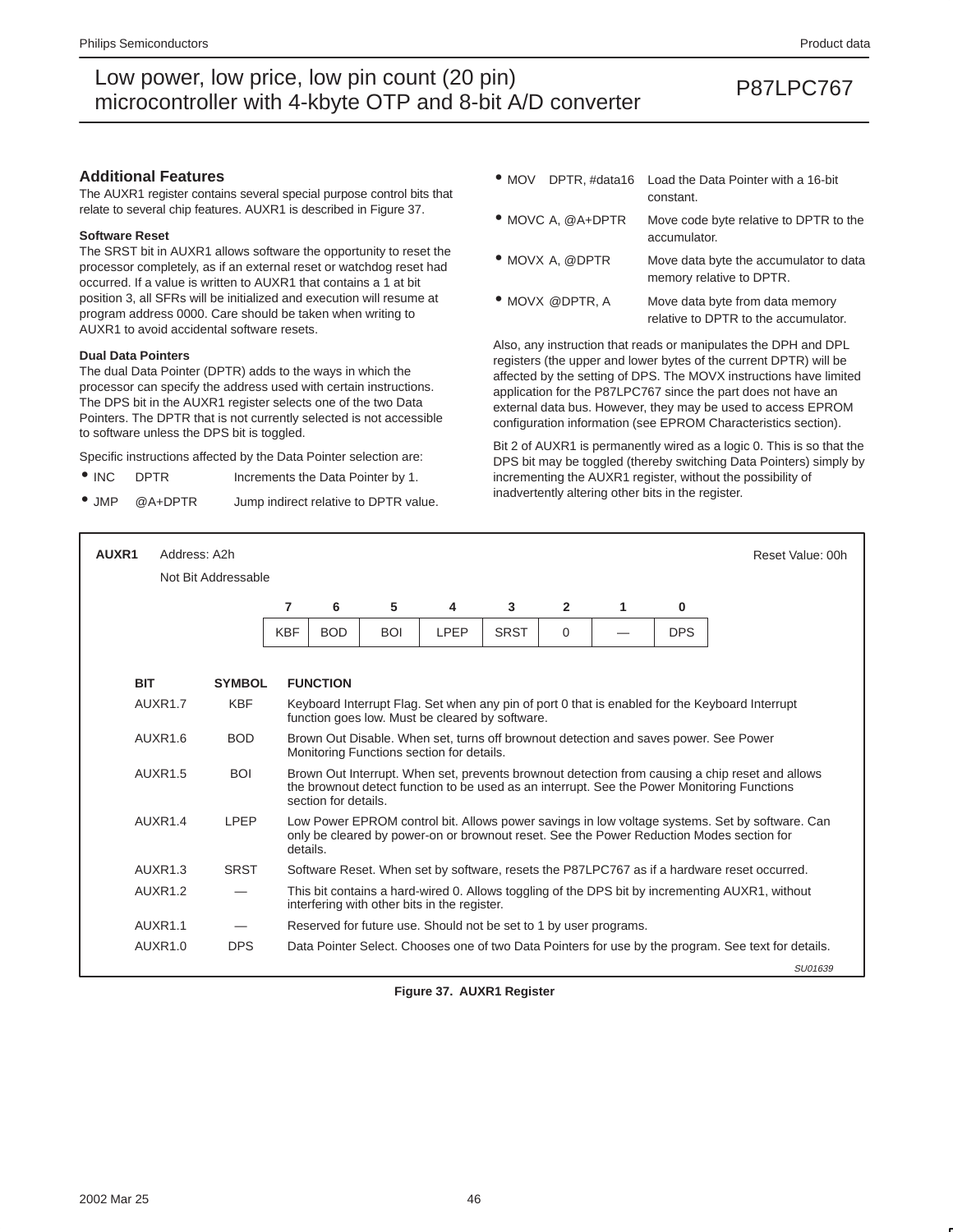## Additional Features

The AUXR1 register contains several special purpose control bits that relate to several chip features. AUXR1 is described in Figure 37.

### Software Reset

The SRST bit in AUXR1 allows software the opportunity to reset the processor completely, as if an external reset or watchdog reset had occurred. If a value is written to AUXR1 that contains a 1 at bit position 3, all SFRs will be initialized and execution will resume at program address 0000. Care should be taken when writing to AUXR1 to avoid accidental software resets.

### Dual Data Pointers

The dual Data Pointer (DPTR) adds to the ways in which the processor can specify the address used with certain instructions. The DPS bit in the AUXR1 register selects one of the two Data Pointers. The DPTR that is not currently selected is not accessible to software unless the DPS bit is toggled.

Specific instructions affected by the Data Pointer selection are:

- INC DPTR — Increments the Data Pointer by 1.
- JMP @A+DPTR — Jump indirect relative to DPTR value.
- MOV DPTR, #data16 — Load the Data Pointer with a 16-bit constant.
- MOVC A, @A+DPTR — Move code byte relative to DPTR to the accumulator.
- MOVX A, @DPTR — Move data byte the accumulator to data memory relative to DPTR.
- MOVX @DPTR, A — Move data byte from data memory relative to DPTR to the accumulator.

Also, any instruction that reads or manipulates the DPH and DPL registers (the upper and lower bytes of the current DPTR) will be affected by the setting of DPS. The MOVX instructions have limited application for the P87LPC767 since the part does not have an external data bus. However, they may be used to access EPROM configuration information (see EPROM Characteristics section).

Bit 2 of AUXR1 is permanently wired as a logic 0. This is so that the DPS bit may be toggled (thereby switching Data Pointers) simply by incrementing the AUXR1 register, without the possibility of inadvertently altering other bits in the register.

**AUXR1** Address: A2h — Not Bit Addressable — Reset Value: 00h

| 7 | 6 | 5 | 4 | 3 | 2 | 1 | 0 |
|---|---|---|---|---|---|---|---|
| KBF | BOD | BOI | LPEP | SRST | 0 | — | DPS |

| BIT | SYMBOL | FUNCTION |
|---|---|---|
| AUXR1.7 | KBF | Keyboard Interrupt Flag. Set when any pin of port 0 that is enabled for the Keyboard Interrupt function goes low. Must be cleared by software. |
| AUXR1.6 | BOD | Brown Out Disable. When set, turns off brownout detection and saves power. See Power Monitoring Functions section for details. |
| AUXR1.5 | BOI | Brown Out Interrupt. When set, prevents brownout detection from causing a chip reset and allows the brownout detect function to be used as an interrupt. See the Power Monitoring Functions section for details. |
| AUXR1.4 | LPEP | Low Power EPROM control bit. Allows power savings in low voltage systems. Set by software. Can only be cleared by power-on or brownout reset. See the Power Reduction Modes section for details. |
| AUXR1.3 | SRST | Software Reset. When set by software, resets the P87LPC767 as if a hardware reset occurred. |
| AUXR1.2 | — | This bit contains a hard-wired 0. Allows toggling of the DPS bit by incrementing AUXR1, without interfering with other bits in the register. |
| AUXR1.1 | — | Reserved for future use. Should not be set to 1 by user programs. |
| AUXR1.0 | DPS | Data Pointer Select. Chooses one of two Data Pointers for use by the program. See text for details. |

SU01639

**Figure 37. AUXR1 Register**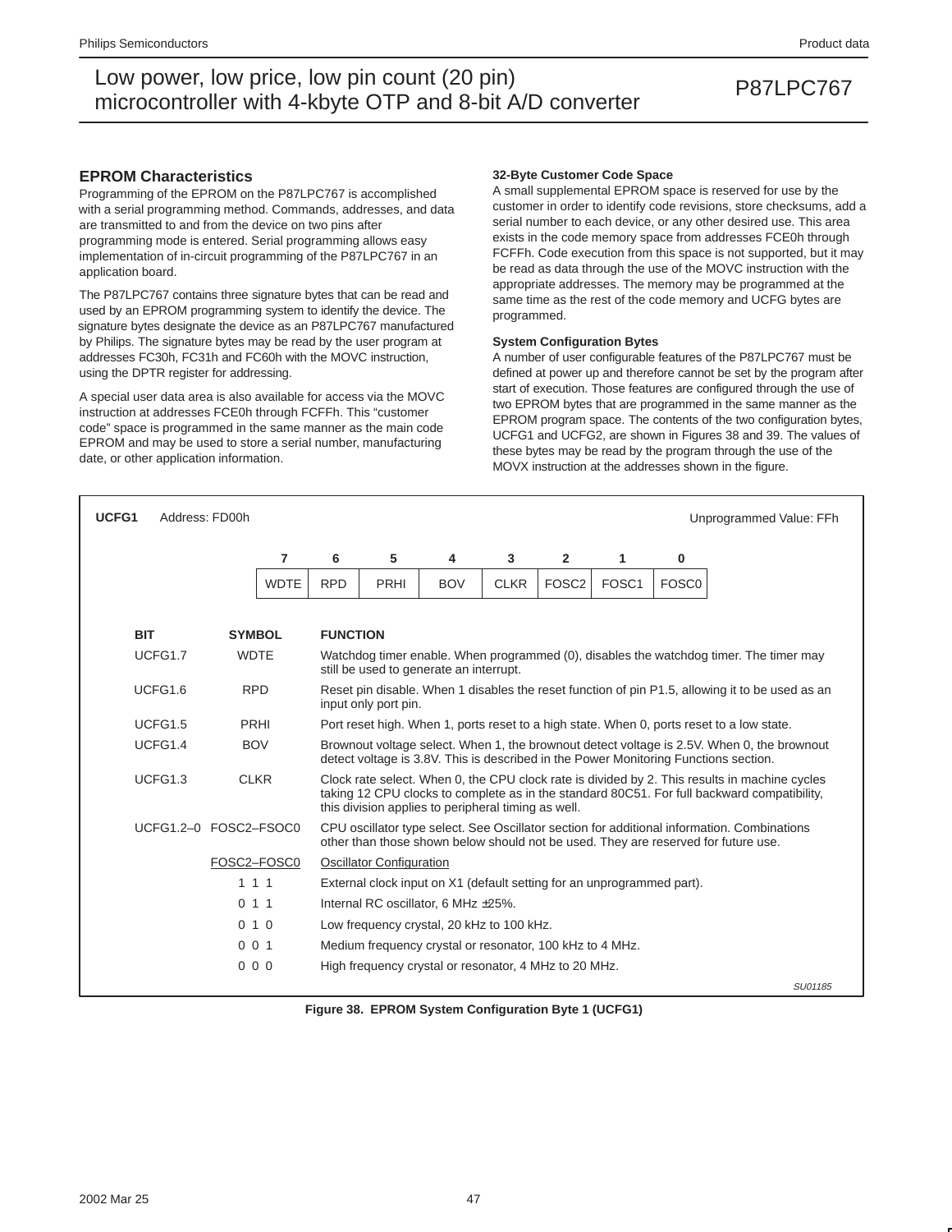## EPROM Characteristics

Programming of the EPROM on the P87LPC767 is accomplished with a serial programming method. Commands, addresses, and data are transmitted to and from the device on two pins after programming mode is entered. Serial programming allows easy implementation of in-circuit programming of the P87LPC767 in an application board.

The P87LPC767 contains three signature bytes that can be read and used by an EPROM programming system to identify the device. The signature bytes designate the device as an P87LPC767 manufactured by Philips. The signature bytes may be read by the user program at addresses FC30h, FC31h and FC60h with the MOVC instruction, using the DPTR register for addressing.

A special user data area is also available for access via the MOVC instruction at addresses FCE0h through FCFFh. This "customer code" space is programmed in the same manner as the main code EPROM and may be used to store a serial number, manufacturing date, or other application information.

#### 32-Byte Customer Code Space

A small supplemental EPROM space is reserved for use by the customer in order to identify code revisions, store checksums, add a serial number to each device, or any other desired use. This area exists in the code memory space from addresses FCE0h through FCFFh. Code execution from this space is not supported, but it may be read as data through the use of the MOVC instruction with the appropriate addresses. The memory may be programmed at the same time as the rest of the code memory and UCFG bytes are programmed.

#### System Configuration Bytes

A number of user configurable features of the P87LPC767 must be defined at power up and therefore cannot be set by the program after start of execution. Those features are configured through the use of two EPROM bytes that are programmed in the same manner as the EPROM program space. The contents of the two configuration bytes, UCFG1 and UCFG2, are shown in Figures 38 and 39. The values of these bytes may be read by the program through the use of the MOVX instruction at the addresses shown in the figure.

**UCFG1** Address: FD00h — Unprogrammed Value: FFh

| 7 | 6 | 5 | 4 | 3 | 2 | 1 | 0 |
|---|---|---|---|---|---|---|---|
| WDTE | RPD | PRHI | BOV | CLKR | FOSC2 | FOSC1 | FOSC0 |

| BIT | SYMBOL | FUNCTION |
|---|---|---|
| UCFG1.7 | WDTE | Watchdog timer enable. When programmed (0), disables the watchdog timer. The timer may still be used to generate an interrupt. |
| UCFG1.6 | RPD | Reset pin disable. When 1 disables the reset function of pin P1.5, allowing it to be used as an input only port pin. |
| UCFG1.5 | PRHI | Port reset high. When 1, ports reset to a high state. When 0, ports reset to a low state. |
| UCFG1.4 | BOV | Brownout voltage select. When 1, the brownout detect voltage is 2.5V. When 0, the brownout detect voltage is 3.8V. This is described in the Power Monitoring Functions section. |
| UCFG1.3 | CLKR | Clock rate select. When 0, the CPU clock rate is divided by 2. This results in machine cycles taking 12 CPU clocks to complete as in the standard 80C51. For full backward compatibility, this division applies to peripheral timing as well. |
| UCFG1.2–0 | FOSC2–FSOC0 | CPU oscillator type select. See Oscillator section for additional information. Combinations other than those shown below should not be used. They are reserved for future use. |

| FOSC2–FOSC0 | Oscillator Configuration |
|---|---|
| 1 1 1 | External clock input on X1 (default setting for an unprogrammed part). |
| 0 1 1 | Internal RC oscillator, 6 MHz ±25%. |
| 0 1 0 | Low frequency crystal, 20 kHz to 100 kHz. |
| 0 0 1 | Medium frequency crystal or resonator, 100 kHz to 4 MHz. |
| 0 0 0 | High frequency crystal or resonator, 4 MHz to 20 MHz. |

SU01185

**Figure 38. EPROM System Configuration Byte 1 (UCFG1)**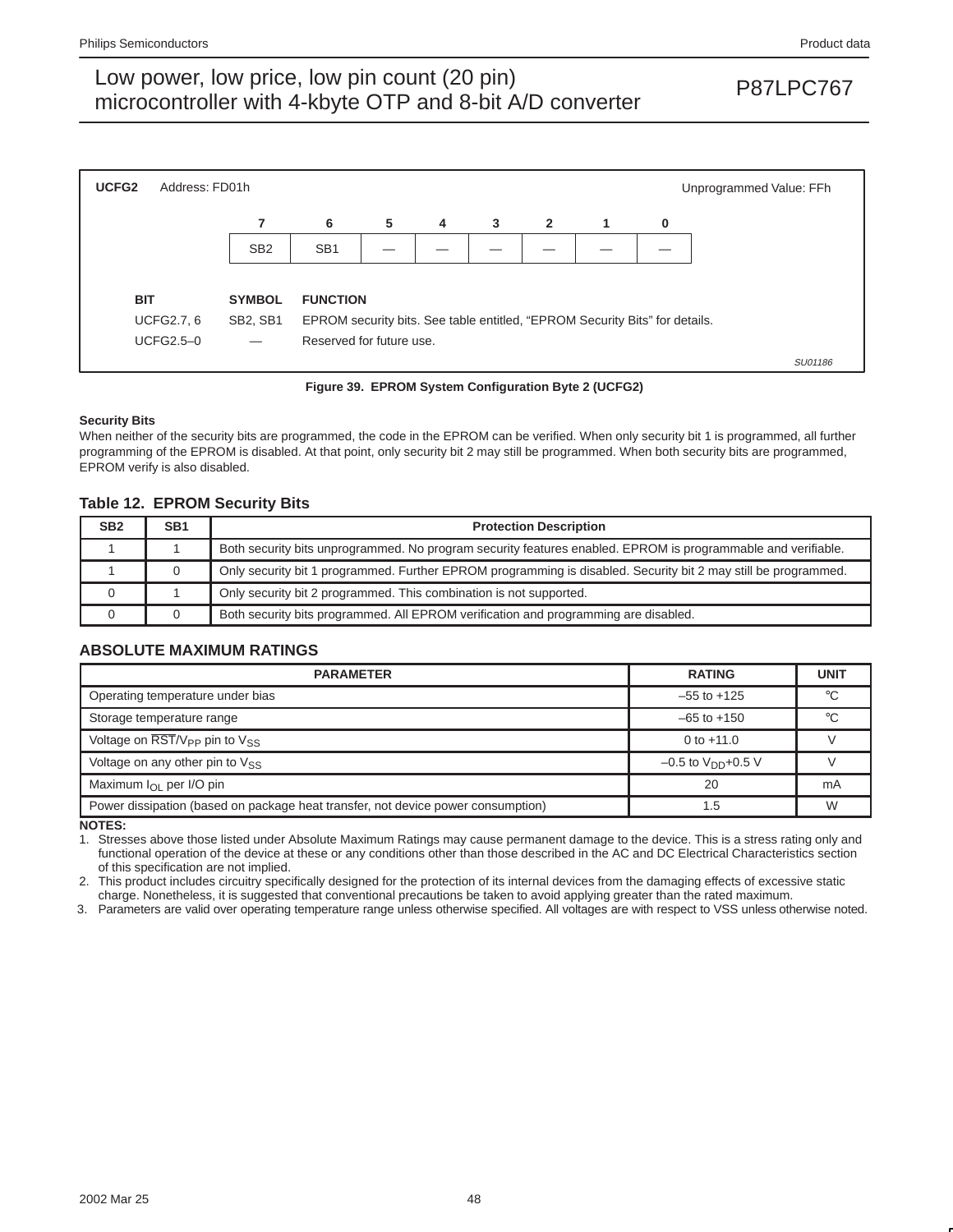**UCFG2** Address: FD01h Unprogrammed Value: FFh

| 7 | 6 | 5 | 4 | 3 | 2 | 1 | 0 |
|---|---|---|---|---|---|---|---|
| SB2 | SB1 | — | — | — | — | — | — |

| BIT | SYMBOL | FUNCTION |
|---|---|---|
| UCFG2.7, 6 | SB2, SB1 | EPROM security bits. See table entitled, "EPROM Security Bits" for details. |
| UCFG2.5–0 | — | Reserved for future use. |

SU01186

**Figure 39. EPROM System Configuration Byte 2 (UCFG2)**

**Security Bits**

When neither of the security bits are programmed, the code in the EPROM can be verified. When only security bit 1 is programmed, all further programming of the EPROM is disabled. At that point, only security bit 2 may still be programmed. When both security bits are programmed, EPROM verify is also disabled.

### Table 12. EPROM Security Bits

| SB2 | SB1 | Protection Description |
|---|---|---|
| 1 | 1 | Both security bits unprogrammed. No program security features enabled. EPROM is programmable and verifiable. |
| 1 | 0 | Only security bit 1 programmed. Further EPROM programming is disabled. Security bit 2 may still be programmed. |
| 0 | 1 | Only security bit 2 programmed. This combination is not supported. |
| 0 | 0 | Both security bits programmed. All EPROM verification and programming are disabled. |

## ABSOLUTE MAXIMUM RATINGS

| PARAMETER | RATING | UNIT |
|---|---|---|
| Operating temperature under bias | –55 to +125 | °C |
| Storage temperature range | –65 to +150 | °C |
| Voltage on $\overline{RST}/V_{PP}$ pin to $V_{SS}$ | 0 to +11.0 | V |
| Voltage on any other pin to $V_{SS}$ | –0.5 to $V_{DD}$+0.5 V | V |
| Maximum $I_{OL}$ per I/O pin | 20 | mA |
| Power dissipation (based on package heat transfer, not device power consumption) | 1.5 | W |

**NOTES:**

1. Stresses above those listed under Absolute Maximum Ratings may cause permanent damage to the device. This is a stress rating only and functional operation of the device at these or any conditions other than those described in the AC and DC Electrical Characteristics section of this specification are not implied.
2. This product includes circuitry specifically designed for the protection of its internal devices from the damaging effects of excessive static charge. Nonetheless, it is suggested that conventional precautions be taken to avoid applying greater than the rated maximum.
3. Parameters are valid over operating temperature range unless otherwise specified. All voltages are with respect to VSS unless otherwise noted.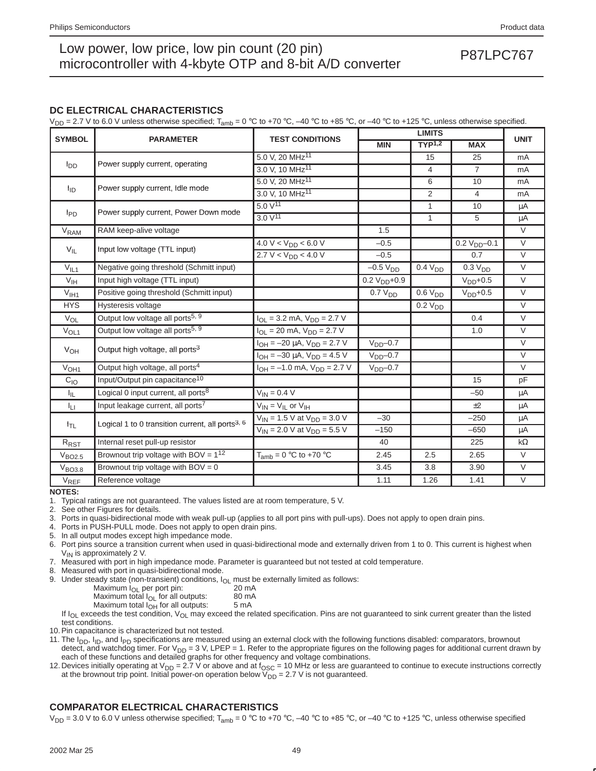## DC ELECTRICAL CHARACTERISTICS

$V_{DD}$ = 2.7 V to 6.0 V unless otherwise specified; $T_{amb}$ = 0 °C to +70 °C, –40 °C to +85 °C, or –40 °C to +125 °C, unless otherwise specified.

| SYMBOL | PARAMETER | TEST CONDITIONS | LIMITS | | | UNIT |
|---|---|---|---|---|---|---|
| | | | MIN | TYP[1,2] | MAX | |
| $I_{DD}$ | Power supply current, operating | 5.0 V, 20 MHz[11] | | 15 | 25 | mA |
| | | 3.0 V, 10 MHz[11] | | 4 | 7 | mA |
| $I_{ID}$ | Power supply current, Idle mode | 5.0 V, 20 MHz[11] | | 6 | 10 | mA |
| | | 3.0 V, 10 MHz[11] | | 2 | 4 | mA |
| $I_{PD}$ | Power supply current, Power Down mode | 5.0 V[11] | | 1 | 10 | μA |
| | | 3.0 V[11] | | 1 | 5 | μA |
| $V_{RAM}$ | RAM keep-alive voltage | | 1.5 | | | V |
| $V_{IL}$ | Input low voltage (TTL input) | 4.0 V < $V_{DD}$ < 6.0 V | –0.5 | | 0.2 $V_{DD}$–0.1 | V |
| | | 2.7 V < $V_{DD}$ < 4.0 V | –0.5 | | 0.7 | V |
| $V_{IL1}$ | Negative going threshold (Schmitt input) | | –0.5 $V_{DD}$ | 0.4 $V_{DD}$ | 0.3 $V_{DD}$ | V |
| $V_{IH}$ | Input high voltage (TTL input) | | 0.2 $V_{DD}$+0.9 | | $V_{DD}$+0.5 | V |
| $V_{IH1}$ | Positive going threshold (Schmitt input) | | 0.7 $V_{DD}$ | 0.6 $V_{DD}$ | $V_{DD}$+0.5 | V |
| HYS | Hysteresis voltage | | | 0.2 $V_{DD}$ | | V |
| $V_{OL}$ | Output low voltage all ports[5, 9] | $I_{OL}$ = 3.2 mA, $V_{DD}$ = 2.7 V | | | 0.4 | V |
| $V_{OL1}$ | Output low voltage all ports[5, 9] | $I_{OL}$ = 20 mA, $V_{DD}$ = 2.7 V | | | 1.0 | V |
| $V_{OH}$ | Output high voltage, all ports[3] | $I_{OH}$ = –20 μA, $V_{DD}$ = 2.7 V | $V_{DD}$–0.7 | | | V |
| | | $I_{OH}$ = –30 μA, $V_{DD}$ = 4.5 V | $V_{DD}$–0.7 | | | V |
| $V_{OH1}$ | Output high voltage, all ports[4] | $I_{OH}$ = –1.0 mA, $V_{DD}$ = 2.7 V | $V_{DD}$–0.7 | | | V |
| $C_{IO}$ | Input/Output pin capacitance[10] | | | | 15 | pF |
| $I_{IL}$ | Logical 0 input current, all ports[8] | $V_{IN}$ = 0.4 V | | | –50 | μA |
| $I_{LI}$ | Input leakage current, all ports[7] | $V_{IN}$ = $V_{IL}$ or $V_{IH}$ | | | ±2 | μA |
| $I_{TL}$ | Logical 1 to 0 transition current, all ports[3, 6] | $V_{IN}$ = 1.5 V at $V_{DD}$ = 3.0 V | –30 | | –250 | μA |
| | | $V_{IN}$ = 2.0 V at $V_{DD}$ = 5.5 V | –150 | | –650 | μA |
| $R_{RST}$ | Internal reset pull-up resistor | | 40 | | 225 | kΩ |
| $V_{BO2.5}$ | Brownout trip voltage with BOV = 1[12] | $T_{amb}$ = 0 °C to +70 °C | 2.45 | 2.5 | 2.65 | V |
| $V_{BO3.8}$ | Brownout trip voltage with BOV = 0 | | 3.45 | 3.8 | 3.90 | V |
| $V_{REF}$ | Reference voltage | | 1.11 | 1.26 | 1.41 | V |

**NOTES:**

1. Typical ratings are not guaranteed. The values listed are at room temperature, 5 V.
2. See other Figures for details.
3. Ports in quasi-bidirectional mode with weak pull-up (applies to all port pins with pull-ups). Does not apply to open drain pins.
4. Ports in PUSH-PULL mode. Does not apply to open drain pins.
5. In all output modes except high impedance mode.
6. Port pins source a transition current when used in quasi-bidirectional mode and externally driven from 1 to 0. This current is highest when $V_{IN}$ is approximately 2 V.
7. Measured with port in high impedance mode. Parameter is guaranteed but not tested at cold temperature.
8. Measured with port in quasi-bidirectional mode.
9. Under steady state (non-transient) conditions, $I_{OL}$ must be externally limited as follows:
   - Maximum $I_{OL}$ per port pin: 20 mA
   - Maximum total $I_{OL}$ for all outputs: 80 mA
   - Maximum total $I_{OH}$ for all outputs: 5 mA

   If $I_{OL}$ exceeds the test condition, $V_{OL}$ may exceed the related specification. Pins are not guaranteed to sink current greater than the listed test conditions.
10. Pin capacitance is characterized but not tested.
11. The $I_{DD}$, $I_{ID}$, and $I_{PD}$ specifications are measured using an external clock with the following functions disabled: comparators, brownout detect, and watchdog timer. For $V_{DD}$ = 3 V, LPEP = 1. Refer to the appropriate figures on the following pages for additional current drawn by each of these functions and detailed graphs for other frequency and voltage combinations.
12. Devices initially operating at $V_{DD}$ = 2.7 V or above and at $f_{OSC}$ = 10 MHz or less are guaranteed to continue to execute instructions correctly at the brownout trip point. Initial power-on operation below $V_{DD}$ = 2.7 V is not guaranteed.

## COMPARATOR ELECTRICAL CHARACTERISTICS

$V_{DD}$ = 3.0 V to 6.0 V unless otherwise specified; $T_{amb}$ = 0 °C to +70 °C, –40 °C to +85 °C, or –40 °C to +125 °C, unless otherwise specified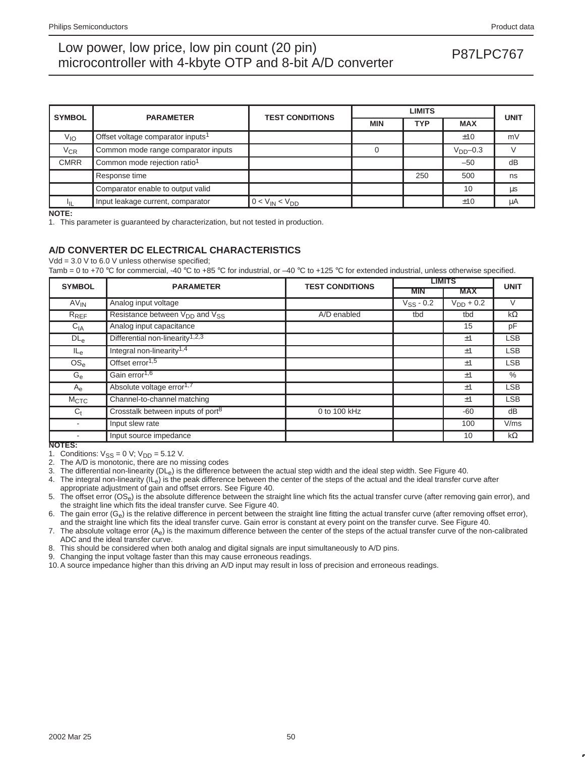| SYMBOL | PARAMETER | TEST CONDITIONS | LIMITS | | | UNIT |
|---|---|---|---|---|---|---|
| | | | MIN | TYP | MAX | |
| $V_{IO}$ | Offset voltage comparator inputs[1] | | | | ±10 | mV |
| $V_{CR}$ | Common mode range comparator inputs | | 0 | | $V_{DD}$–0.3 | V |
| CMRR | Common mode rejection ratio[1] | | | | –50 | dB |
| | Response time | | | 250 | 500 | ns |
| | Comparator enable to output valid | | | | 10 | µs |
| $I_{IL}$ | Input leakage current, comparator | $0 < V_{IN} < V_{DD}$ | | | ±10 | µA |

**NOTE:**

1. This parameter is guaranteed by characterization, but not tested in production.

## A/D CONVERTER DC ELECTRICAL CHARACTERISTICS

Vdd = 3.0 V to 6.0 V unless otherwise specified;
Tamb = 0 to +70 °C for commercial, -40 °C to +85 °C for industrial, or –40 °C to +125 °C for extended industrial, unless otherwise specified.

| SYMBOL | PARAMETER | TEST CONDITIONS | LIMITS | | UNIT |
|---|---|---|---|---|---|
| | | | MIN | MAX | |
| $AV_{IN}$ | Analog input voltage | | $V_{SS}$ - 0.2 | $V_{DD}$ + 0.2 | V |
| $R_{REF}$ | Resistance between $V_{DD}$ and $V_{SS}$ | A/D enabled | tbd | tbd | kΩ |
| $C_{IA}$ | Analog input capacitance | | | 15 | pF |
| $DL_e$ | Differential non-linearity[1,2,3] | | | ±1 | LSB |
| $IL_e$ | Integral non-linearity[1,4] | | | ±1 | LSB |
| $OS_e$ | Offset error[1,5] | | | ±1 | LSB |
| $G_e$ | Gain error[1,6] | | | ±1 | % |
| $A_e$ | Absolute voltage error[1,7] | | | ±1 | LSB |
| $M_{CTC}$ | Channel-to-channel matching | | | ±1 | LSB |
| $C_t$ | Crosstalk between inputs of port[8] | 0 to 100 kHz | | -60 | dB |
| - | Input slew rate | | | 100 | V/ms |
| - | Input source impedance | | | 10 | kΩ |

**NOTES:**

1. Conditions: $V_{SS}$ = 0 V; $V_{DD}$ = 5.12 V.
2. The A/D is monotonic, there are no missing codes
3. The differential non-linearity ($DL_e$) is the difference between the actual step width and the ideal step width. See Figure 40.
4. The integral non-linearity ($IL_e$) is the peak difference between the center of the steps of the actual and the ideal transfer curve after appropriate adjustment of gain and offset errors. See Figure 40.
5. The offset error ($OS_e$) is the absolute difference between the straight line which fits the actual transfer curve (after removing gain error), and the straight line which fits the ideal transfer curve. See Figure 40.
6. The gain error ($G_e$) is the relative difference in percent between the straight line fitting the actual transfer curve (after removing offset error), and the straight line which fits the ideal transfer curve. Gain error is constant at every point on the transfer curve. See Figure 40.
7. The absolute voltage error ($A_e$) is the maximum difference between the center of the steps of the actual transfer curve of the non-calibrated ADC and the ideal transfer curve.
8. This should be considered when both analog and digital signals are input simultaneously to A/D pins.
9. Changing the input voltage faster than this may cause erroneous readings.
10. A source impedance higher than this driving an A/D input may result in loss of precision and erroneous readings.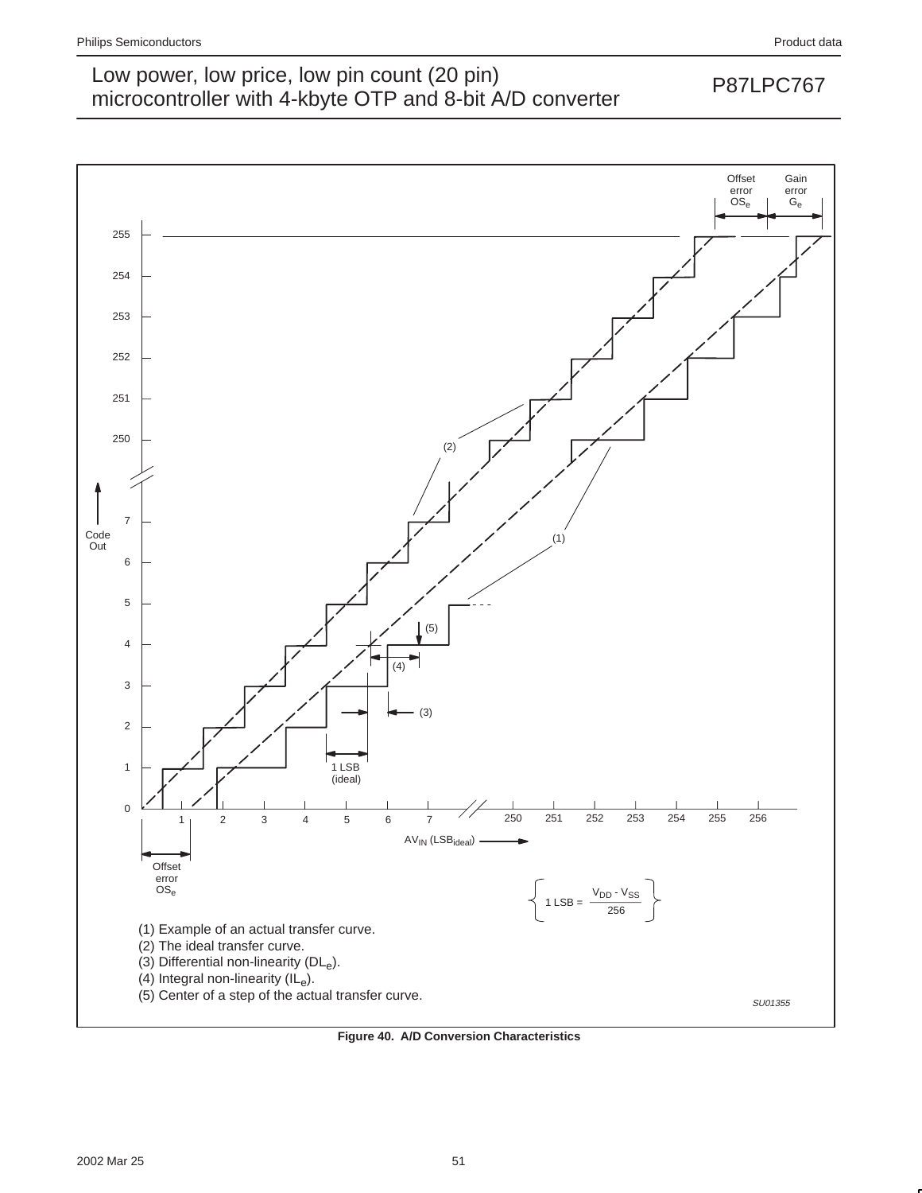(1) Example of an actual transfer curve.

(2) The ideal transfer curve.

(3) Differential non-linearity ($DL_e$).

(4) Integral non-linearity ($IL_e$).

(5) Center of a step of the actual transfer curve.

$$1\ LSB = \frac{V_{DD} - V_{SS}}{256}$$

SU01355

**Figure 40. A/D Conversion Characteristics**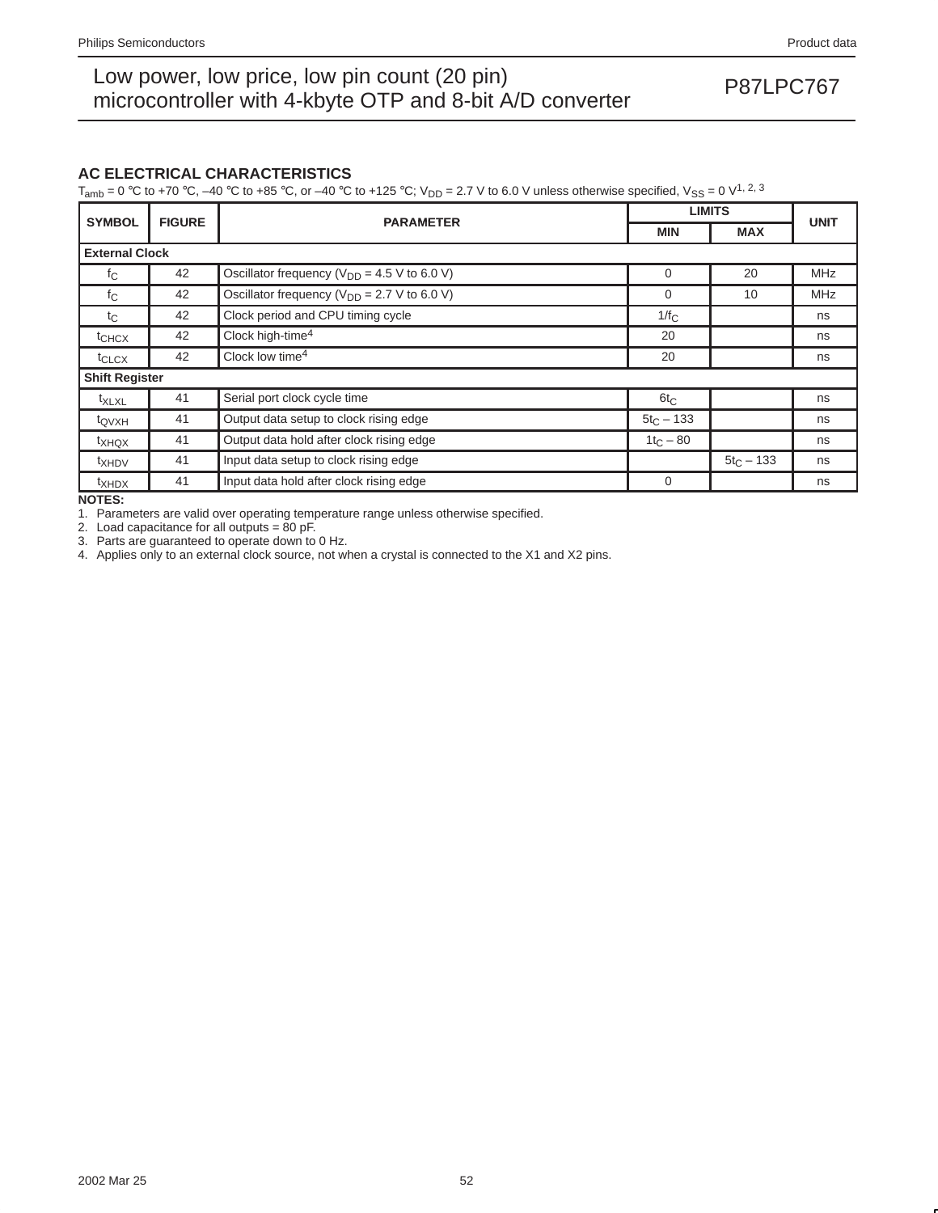## AC ELECTRICAL CHARACTERISTICS

$T_{amb}$ = 0 °C to +70 °C, –40 °C to +85 °C, or –40 °C to +125 °C; $V_{DD}$ = 2.7 V to 6.0 V unless otherwise specified, $V_{SS}$ = 0 V[1, 2, 3]

| SYMBOL | FIGURE | PARAMETER | LIMITS | | UNIT |
|---|---|---|---|---|---|
| | | | MIN | MAX | |
| **External Clock** | | | | | |
| $f_C$ | 42 | Oscillator frequency ($V_{DD}$ = 4.5 V to 6.0 V) | 0 | 20 | MHz |
| $f_C$ | 42 | Oscillator frequency ($V_{DD}$ = 2.7 V to 6.0 V) | 0 | 10 | MHz |
| $t_C$ | 42 | Clock period and CPU timing cycle | $1/f_C$ | | ns |
| $t_{CHCX}$ | 42 | Clock high-time[4] | 20 | | ns |
| $t_{CLCX}$ | 42 | Clock low time[4] | 20 | | ns |
| **Shift Register** | | | | | |
| $t_{XLXL}$ | 41 | Serial port clock cycle time | $6t_C$ | | ns |
| $t_{QVXH}$ | 41 | Output data setup to clock rising edge | $5t_C$ – 133 | | ns |
| $t_{XHQX}$ | 41 | Output data hold after clock rising edge | $1t_C$ – 80 | | ns |
| $t_{XHDV}$ | 41 | Input data setup to clock rising edge | | $5t_C$ – 133 | ns |
| $t_{XHDX}$ | 41 | Input data hold after clock rising edge | 0 | | ns |

**NOTES:**

1. Parameters are valid over operating temperature range unless otherwise specified.
2. Load capacitance for all outputs = 80 pF.
3. Parts are guaranteed to operate down to 0 Hz.
4. Applies only to an external clock source, not when a crystal is connected to the X1 and X2 pins.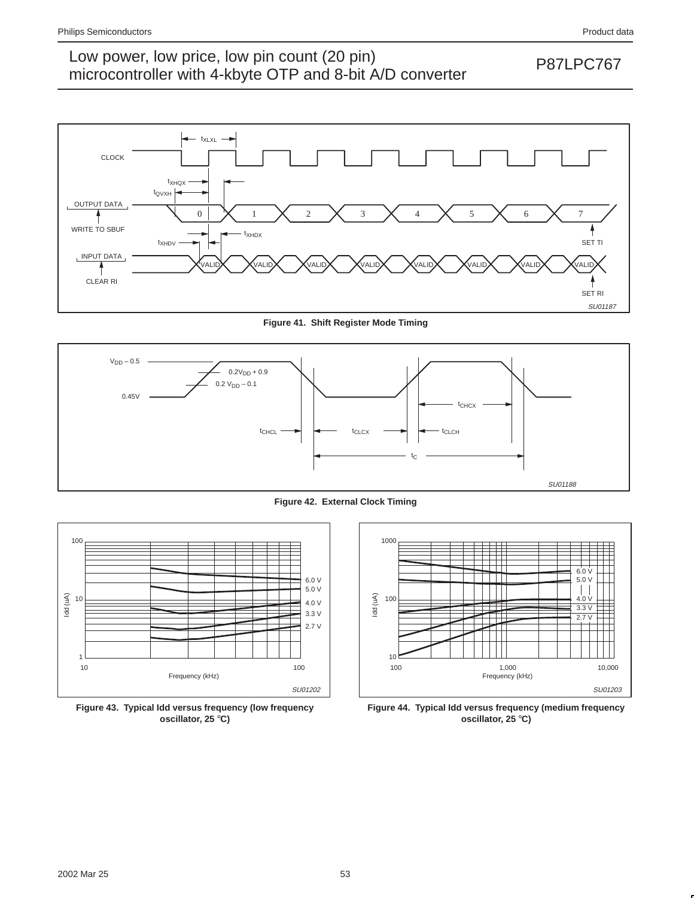Figure 41. Shift Register Mode Timing

Figure 42. External Clock Timing

Figure 43. Typical Idd versus frequency (low frequency oscillator, 25 °C)

Figure 44. Typical Idd versus frequency (medium frequency oscillator, 25 °C)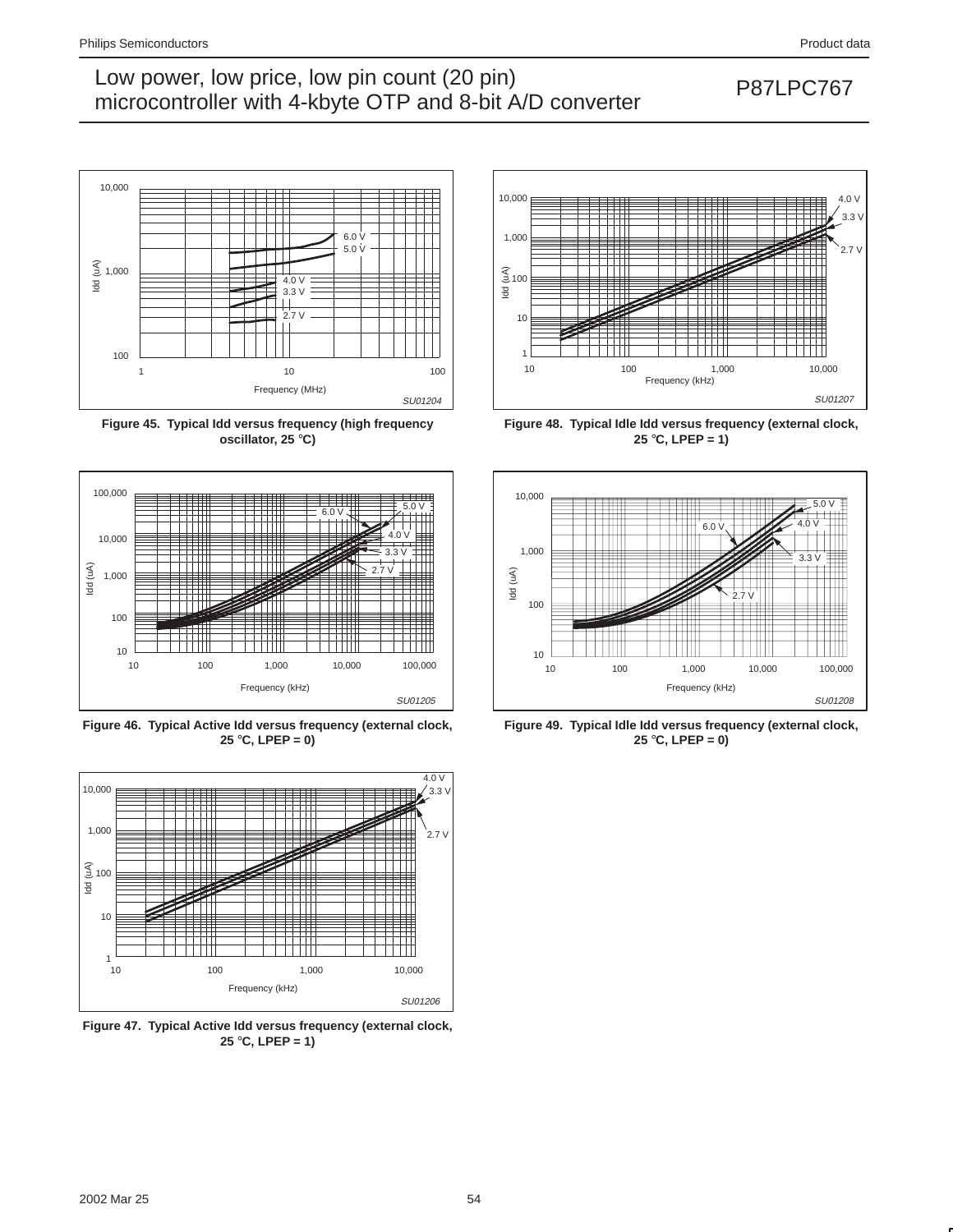Figure 45. Typical Idd versus frequency (high frequency oscillator, 25 °C)

Figure 46. Typical Active Idd versus frequency (external clock, 25 °C, LPEP = 0)

Figure 47. Typical Active Idd versus frequency (external clock, 25 °C, LPEP = 1)

Figure 48. Typical Idle Idd versus frequency (external clock, 25 °C, LPEP = 1)

Figure 49. Typical Idle Idd versus frequency (external clock, 25 °C, LPEP = 0)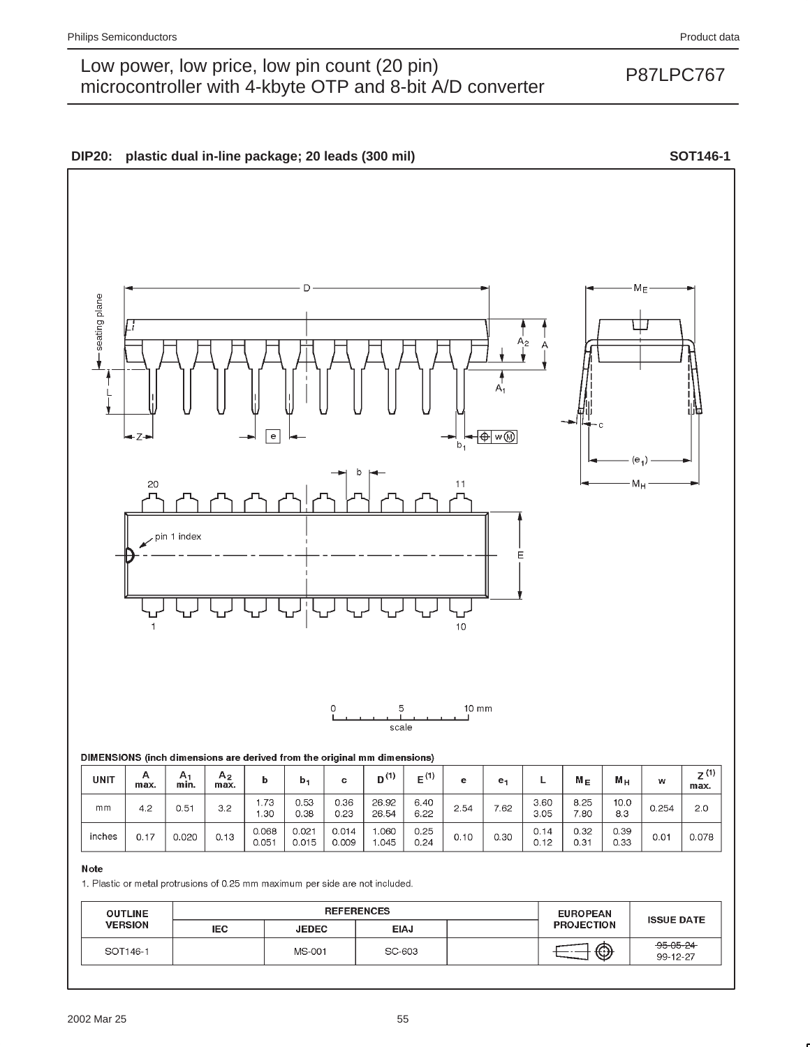## DIP20: plastic dual in-line package; 20 leads (300 mil) SOT146-1

**DIMENSIONS (inch dimensions are derived from the original mm dimensions)**

| UNIT | A max. | $A_1$ min. | $A_2$ max. | b | $b_1$ | c | D (1) | E (1) | e | $e_1$ | L | $M_E$ | $M_H$ | w | Z (1) max. |
|---|---|---|---|---|---|---|---|---|---|---|---|---|---|---|---|
| mm | 4.2 | 0.51 | 3.2 | 1.73<br>1.30 | 0.53<br>0.38 | 0.36<br>0.23 | 26.92<br>26.54 | 6.40<br>6.22 | 2.54 | 7.62 | 3.60<br>3.05 | 8.25<br>7.80 | 10.0<br>8.3 | 0.254 | 2.0 |
| inches | 0.17 | 0.020 | 0.13 | 0.068<br>0.051 | 0.021<br>0.015 | 0.014<br>0.009 | 1.060<br>1.045 | 0.25<br>0.24 | 0.10 | 0.30 | 0.14<br>0.12 | 0.32<br>0.31 | 0.39<br>0.33 | 0.01 | 0.078 |

**Note**

1. Plastic or metal protrusions of 0.25 mm maximum per side are not included.

| OUTLINE VERSION | REFERENCES | | | | EUROPEAN PROJECTION | ISSUE DATE |
|---|---|---|---|---|---|---|
| | IEC | JEDEC | EIAJ | | | |
| SOT146-1 | | MS-001 | SC-603 | | | ~~95-05-24~~<br>99-12-27 |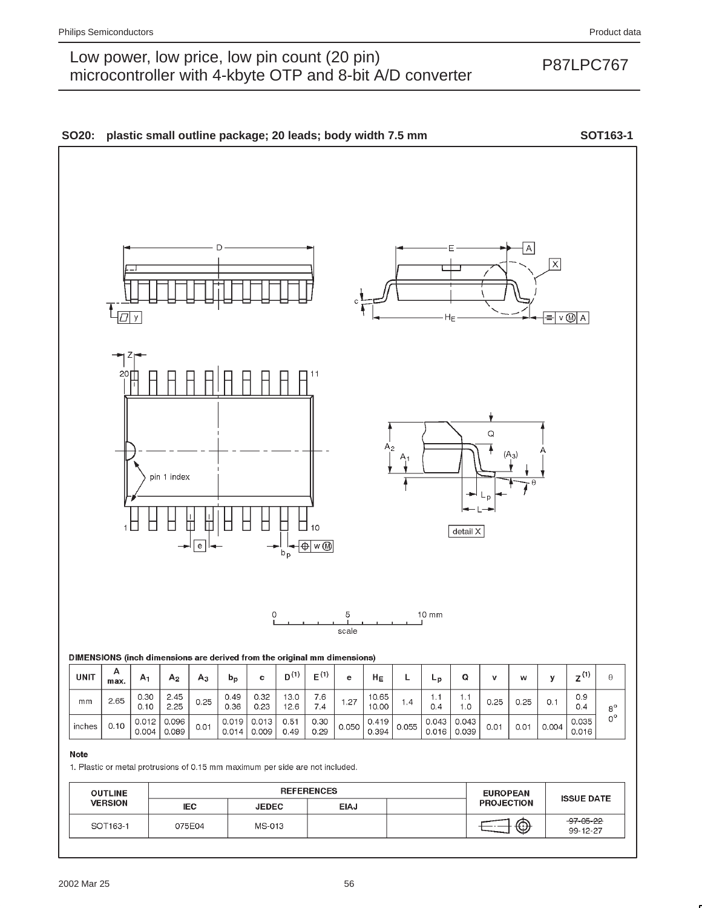**SO20: plastic small outline package; 20 leads; body width 7.5 mm** **SOT163-1**

**DIMENSIONS (inch dimensions are derived from the original mm dimensions)**

| UNIT | A max. | $A_1$ | $A_2$ | $A_3$ | $b_p$ | c | $D^{(1)}$ | $E^{(1)}$ | e | $H_E$ | L | $L_p$ | Q | v | w | y | $Z^{(1)}$ | θ |
|---|---|---|---|---|---|---|---|---|---|---|---|---|---|---|---|---|---|---|
| mm | 2.65 | 0.30<br>0.10 | 2.45<br>2.25 | 0.25 | 0.49<br>0.36 | 0.32<br>0.23 | 13.0<br>12.6 | 7.6<br>7.4 | 1.27 | 10.65<br>10.00 | 1.4 | 1.1<br>0.4 | 1.1<br>1.0 | 0.25 | 0.25 | 0.1 | 0.9<br>0.4 | 8°<br>0° |
| inches | 0.10 | 0.012<br>0.004 | 0.096<br>0.089 | 0.01 | 0.019<br>0.014 | 0.013<br>0.009 | 0.51<br>0.49 | 0.30<br>0.29 | 0.050 | 0.419<br>0.394 | 0.055 | 0.043<br>0.016 | 0.043<br>0.039 | 0.01 | 0.01 | 0.004 | 0.035<br>0.016 | |

**Note**

1. Plastic or metal protrusions of 0.15 mm maximum per side are not included.

| OUTLINE VERSION | REFERENCES | | | | EUROPEAN PROJECTION | ISSUE DATE |
|---|---|---|---|---|---|---|
| | IEC | JEDEC | EIAJ | | | |
| SOT163-1 | 075E04 | MS-013 | | | | ~~97-05-22~~<br>99-12-27 |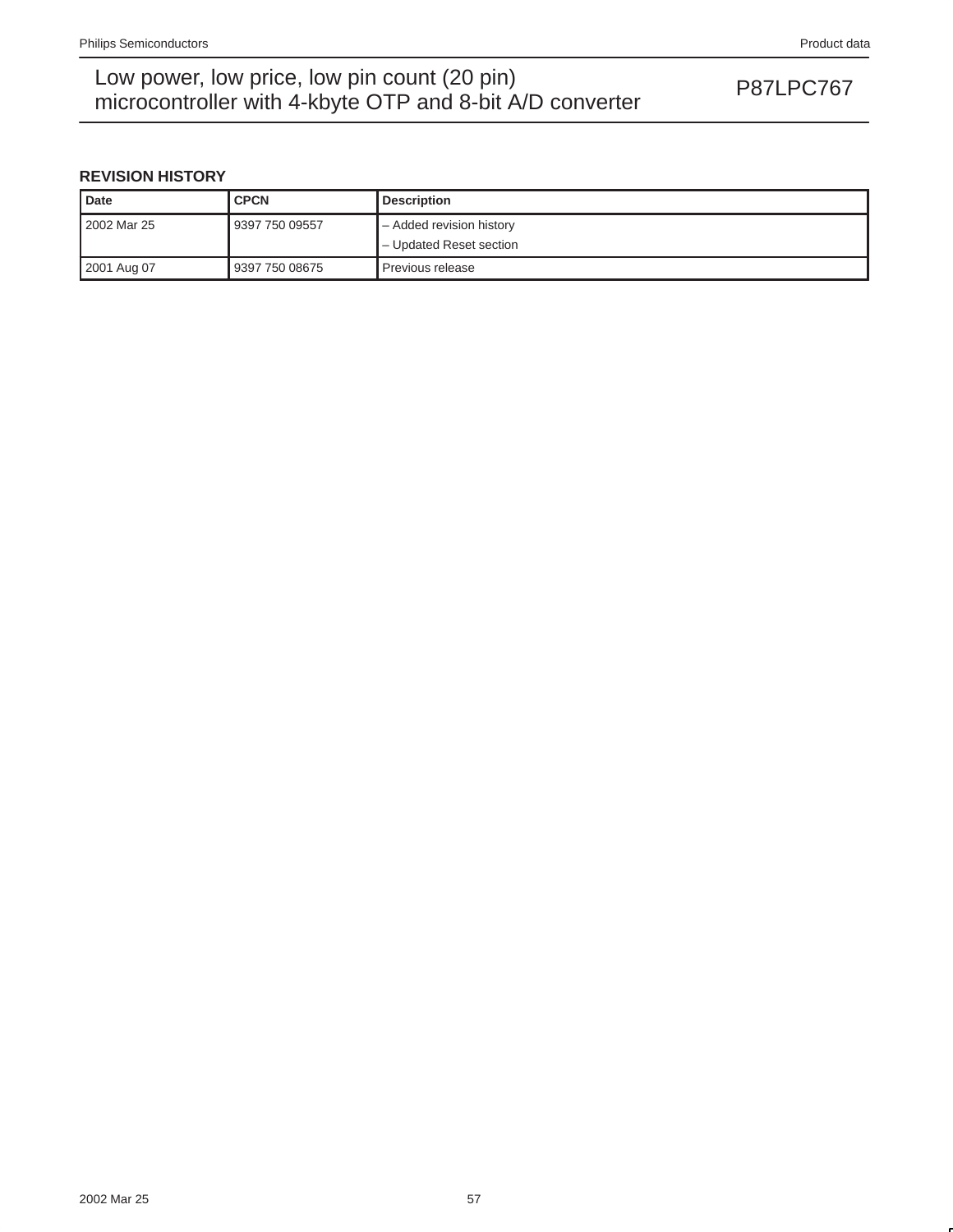## REVISION HISTORY

| Date | CPCN | Description |
|---|---|---|
| 2002 Mar 25 | 9397 750 09557 | – Added revision history<br>– Updated Reset section |
| 2001 Aug 07 | 9397 750 08675 | Previous release |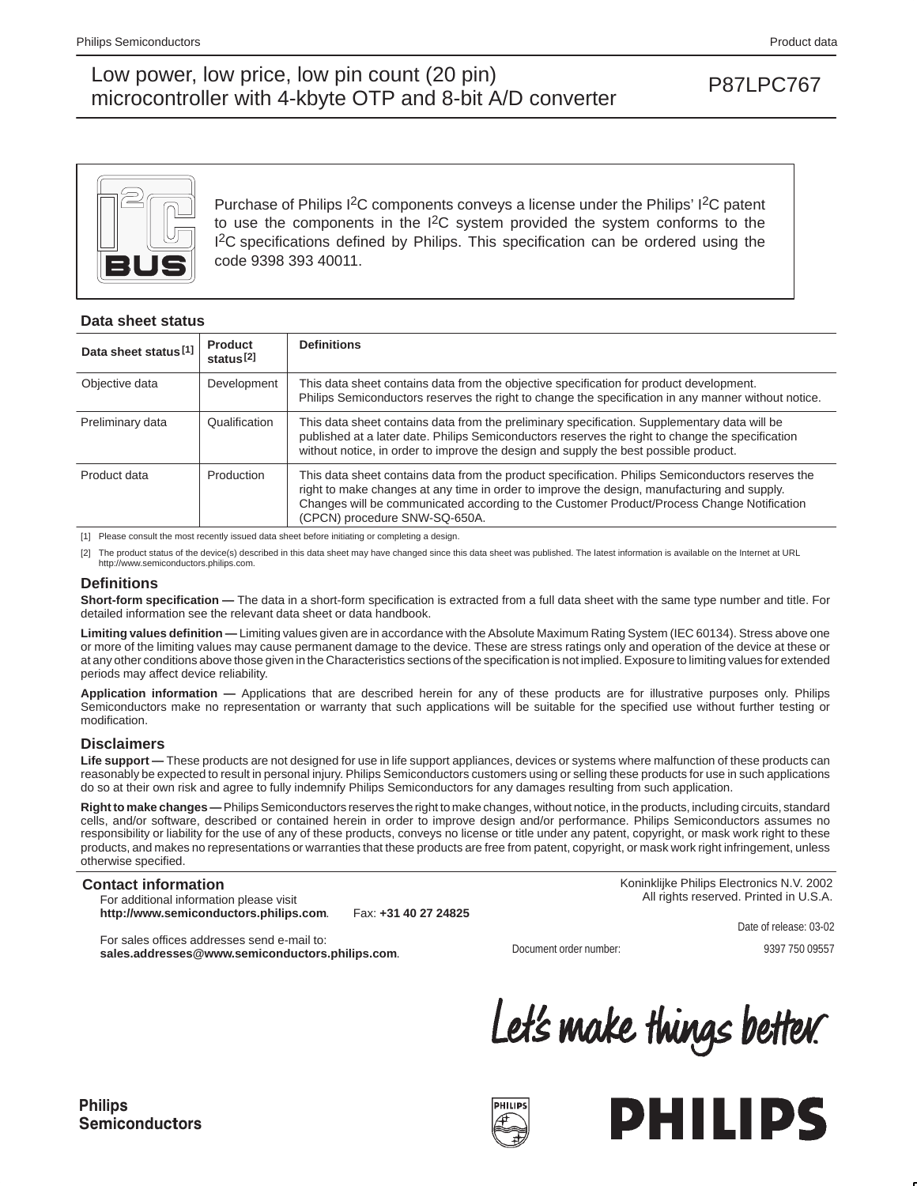Purchase of Philips $I^2C$ components conveys a license under the Philips' $I^2C$ patent to use the components in the $I^2C$ system provided the system conforms to the $I^2C$ specifications defined by Philips. This specification can be ordered using the code 9398 393 40011.

## Data sheet status

| Data sheet status [1] | Product status [2] | Definitions |
|---|---|---|
| Objective data | Development | This data sheet contains data from the objective specification for product development. Philips Semiconductors reserves the right to change the specification in any manner without notice. |
| Preliminary data | Qualification | This data sheet contains data from the preliminary specification. Supplementary data will be published at a later date. Philips Semiconductors reserves the right to change the specification without notice, in order to improve the design and supply the best possible product. |
| Product data | Production | This data sheet contains data from the product specification. Philips Semiconductors reserves the right to make changes at any time in order to improve the design, manufacturing and supply. Changes will be communicated according to the Customer Product/Process Change Notification (CPCN) procedure SNW-SQ-650A. |

[1] Please consult the most recently issued data sheet before initiating or completing a design.

[2] The product status of the device(s) described in this data sheet may have changed since this data sheet was published. The latest information is available on the Internet at URL http://www.semiconductors.philips.com.

## Definitions

**Short-form specification —** The data in a short-form specification is extracted from a full data sheet with the same type number and title. For detailed information see the relevant data sheet or data handbook.

**Limiting values definition —** Limiting values given are in accordance with the Absolute Maximum Rating System (IEC 60134). Stress above one or more of the limiting values may cause permanent damage to the device. These are stress ratings only and operation of the device at these or at any other conditions above those given in the Characteristics sections of the specification is not implied. Exposure to limiting values for extended periods may affect device reliability.

**Application information —** Applications that are described herein for any of these products are for illustrative purposes only. Philips Semiconductors make no representation or warranty that such applications will be suitable for the specified use without further testing or modification.

## Disclaimers

**Life support —** These products are not designed for use in life support appliances, devices or systems where malfunction of these products can reasonably be expected to result in personal injury. Philips Semiconductors customers using or selling these products for use in such applications do so at their own risk and agree to fully indemnify Philips Semiconductors for any damages resulting from such application.

**Right to make changes —** Philips Semiconductors reserves the right to make changes, without notice, in the products, including circuits, standard cells, and/or software, described or contained herein in order to improve design and/or performance. Philips Semiconductors assumes no responsibility or liability for the use of any of these products, conveys no license or title under any patent, copyright, or mask work right to these products, and makes no representations or warranties that these products are free from patent, copyright, or mask work right infringement, unless otherwise specified.

## Contact information

For additional information please visit
**http://www.semiconductors.philips.com**. Fax: **+31 40 27 24825**

For sales offices addresses send e-mail to:
**sales.addresses@www.semiconductors.philips.com**.

Koninklijke Philips Electronics N.V. 2002
All rights reserved. Printed in U.S.A.

Date of release: 03-02

Document order number: 9397 750 09557

Let's make things better.

Philips Semiconductors

PHILIPS